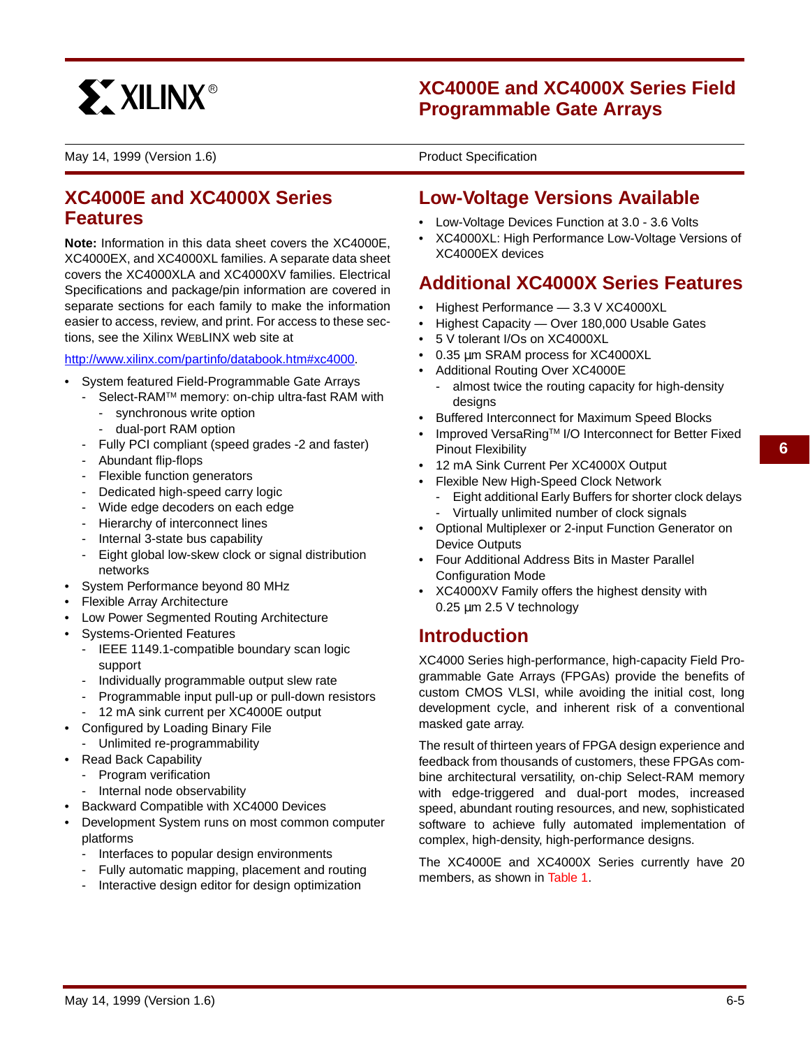# XC4000E and XC4000X Series Field Programmable Gate Arrays

May 14, 1999 (Version 1.6) Product Specification

## XC4000E and XC4000X Series Features

**Note:** Information in this data sheet covers the XC4000E, XC4000EX, and XC4000XL families. A separate data sheet covers the XC4000XLA and XC4000XV families. Electrical Specifications and package/pin information are covered in separate sections for each family to make the information easier to access, review, and print. For access to these sections, see the Xilinx WEBLINX web site at

http://www.xilinx.com/partinfo/databook.htm#xc4000.

- System featured Field-Programmable Gate Arrays
  - Select-RAM™ memory: on-chip ultra-fast RAM with
    - synchronous write option
    - dual-port RAM option
  - Fully PCI compliant (speed grades -2 and faster)
  - Abundant flip-flops
  - Flexible function generators
  - Dedicated high-speed carry logic
  - Wide edge decoders on each edge
  - Hierarchy of interconnect lines
  - Internal 3-state bus capability
  - Eight global low-skew clock or signal distribution networks
- System Performance beyond 80 MHz
- Flexible Array Architecture
- Low Power Segmented Routing Architecture
- Systems-Oriented Features
  - IEEE 1149.1-compatible boundary scan logic support
  - Individually programmable output slew rate
  - Programmable input pull-up or pull-down resistors
  - 12 mA sink current per XC4000E output
- Configured by Loading Binary File
  - Unlimited re-programmability
- Read Back Capability
  - Program verification
  - Internal node observability
- Backward Compatible with XC4000 Devices
- Development System runs on most common computer platforms
  - Interfaces to popular design environments
  - Fully automatic mapping, placement and routing
  - Interactive design editor for design optimization

## Low-Voltage Versions Available

- Low-Voltage Devices Function at 3.0 - 3.6 Volts
- XC4000XL: High Performance Low-Voltage Versions of XC4000EX devices

## Additional XC4000X Series Features

- Highest Performance — 3.3 V XC4000XL
- Highest Capacity — Over 180,000 Usable Gates
- 5 V tolerant I/Os on XC4000XL
- 0.35 µm SRAM process for XC4000XL
- Additional Routing Over XC4000E
  - almost twice the routing capacity for high-density designs
- Buffered Interconnect for Maximum Speed Blocks
- Improved VersaRing™ I/O Interconnect for Better Fixed Pinout Flexibility
- 12 mA Sink Current Per XC4000X Output
- Flexible New High-Speed Clock Network
  - Eight additional Early Buffers for shorter clock delays
  - Virtually unlimited number of clock signals
- Optional Multiplexer or 2-input Function Generator on Device Outputs
- Four Additional Address Bits in Master Parallel Configuration Mode
- XC4000XV Family offers the highest density with 0.25 µm 2.5 V technology

## Introduction

XC4000 Series high-performance, high-capacity Field Programmable Gate Arrays (FPGAs) provide the benefits of custom CMOS VLSI, while avoiding the initial cost, long development cycle, and inherent risk of a conventional masked gate array.

The result of thirteen years of FPGA design experience and feedback from thousands of customers, these FPGAs combine architectural versatility, on-chip Select-RAM memory with edge-triggered and dual-port modes, increased speed, abundant routing resources, and new, sophisticated software to achieve fully automated implementation of complex, high-density, high-performance designs.

The XC4000E and XC4000X Series currently have 20 members, as shown in Table 1.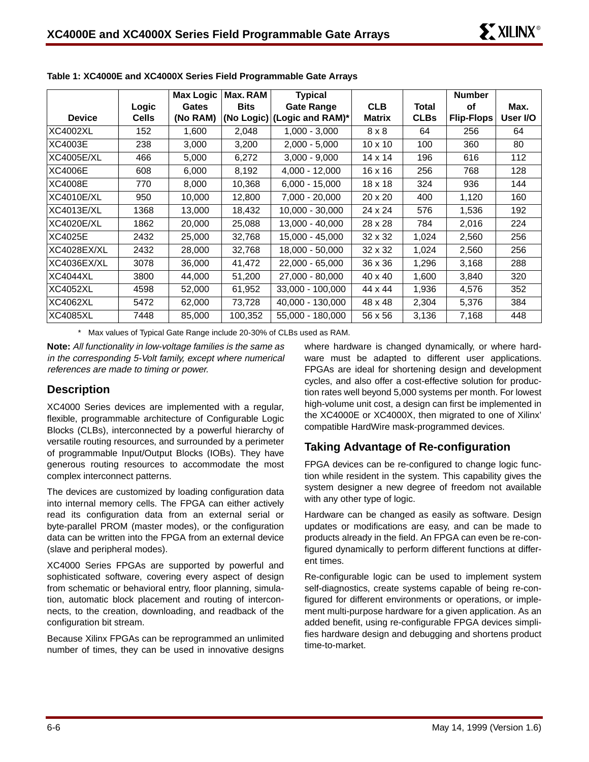**Table 1: XC4000E and XC4000X Series Field Programmable Gate Arrays**

| Device | Logic Cells | Max Logic Gates (No RAM) | Max. RAM Bits (No Logic) | Typical Gate Range (Logic and RAM)* | CLB Matrix | Total CLBs | Number of Flip-Flops | Max. User I/O |
|---|---|---|---|---|---|---|---|---|
| XC4002XL | 152 | 1,600 | 2,048 | 1,000 - 3,000 | 8 x 8 | 64 | 256 | 64 |
| XC4003E | 238 | 3,000 | 3,200 | 2,000 - 5,000 | 10 x 10 | 100 | 360 | 80 |
| XC4005E/XL | 466 | 5,000 | 6,272 | 3,000 - 9,000 | 14 x 14 | 196 | 616 | 112 |
| XC4006E | 608 | 6,000 | 8,192 | 4,000 - 12,000 | 16 x 16 | 256 | 768 | 128 |
| XC4008E | 770 | 8,000 | 10,368 | 6,000 - 15,000 | 18 x 18 | 324 | 936 | 144 |
| XC4010E/XL | 950 | 10,000 | 12,800 | 7,000 - 20,000 | 20 x 20 | 400 | 1,120 | 160 |
| XC4013E/XL | 1368 | 13,000 | 18,432 | 10,000 - 30,000 | 24 x 24 | 576 | 1,536 | 192 |
| XC4020E/XL | 1862 | 20,000 | 25,088 | 13,000 - 40,000 | 28 x 28 | 784 | 2,016 | 224 |
| XC4025E | 2432 | 25,000 | 32,768 | 15,000 - 45,000 | 32 x 32 | 1,024 | 2,560 | 256 |
| XC4028EX/XL | 2432 | 28,000 | 32,768 | 18,000 - 50,000 | 32 x 32 | 1,024 | 2,560 | 256 |
| XC4036EX/XL | 3078 | 36,000 | 41,472 | 22,000 - 65,000 | 36 x 36 | 1,296 | 3,168 | 288 |
| XC4044XL | 3800 | 44,000 | 51,200 | 27,000 - 80,000 | 40 x 40 | 1,600 | 3,840 | 320 |
| XC4052XL | 4598 | 52,000 | 61,952 | 33,000 - 100,000 | 44 x 44 | 1,936 | 4,576 | 352 |
| XC4062XL | 5472 | 62,000 | 73,728 | 40,000 - 130,000 | 48 x 48 | 2,304 | 5,376 | 384 |
| XC4085XL | 7448 | 85,000 | 100,352 | 55,000 - 180,000 | 56 x 56 | 3,136 | 7,168 | 448 |

\* Max values of Typical Gate Range include 20-30% of CLBs used as RAM.

**Note:** *All functionality in low-voltage families is the same as in the corresponding 5-Volt family, except where numerical references are made to timing or power.*

## Description

XC4000 Series devices are implemented with a regular, flexible, programmable architecture of Configurable Logic Blocks (CLBs), interconnected by a powerful hierarchy of versatile routing resources, and surrounded by a perimeter of programmable Input/Output Blocks (IOBs). They have generous routing resources to accommodate the most complex interconnect patterns.

The devices are customized by loading configuration data into internal memory cells. The FPGA can either actively read its configuration data from an external serial or byte-parallel PROM (master modes), or the configuration data can be written into the FPGA from an external device (slave and peripheral modes).

XC4000 Series FPGAs are supported by powerful and sophisticated software, covering every aspect of design from schematic or behavioral entry, floor planning, simulation, automatic block placement and routing of interconnects, to the creation, downloading, and readback of the configuration bit stream.

Because Xilinx FPGAs can be reprogrammed an unlimited number of times, they can be used in innovative designs where hardware is changed dynamically, or where hardware must be adapted to different user applications. FPGAs are ideal for shortening design and development cycles, and also offer a cost-effective solution for production rates well beyond 5,000 systems per month. For lowest high-volume unit cost, a design can first be implemented in the XC4000E or XC4000X, then migrated to one of Xilinx' compatible HardWire mask-programmed devices.

## Taking Advantage of Re-configuration

FPGA devices can be re-configured to change logic function while resident in the system. This capability gives the system designer a new degree of freedom not available with any other type of logic.

Hardware can be changed as easily as software. Design updates or modifications are easy, and can be made to products already in the field. An FPGA can even be re-configured dynamically to perform different functions at different times.

Re-configurable logic can be used to implement system self-diagnostics, create systems capable of being re-configured for different environments or operations, or implement multi-purpose hardware for a given application. As an added benefit, using re-configurable FPGA devices simplifies hardware design and debugging and shortens product time-to-market.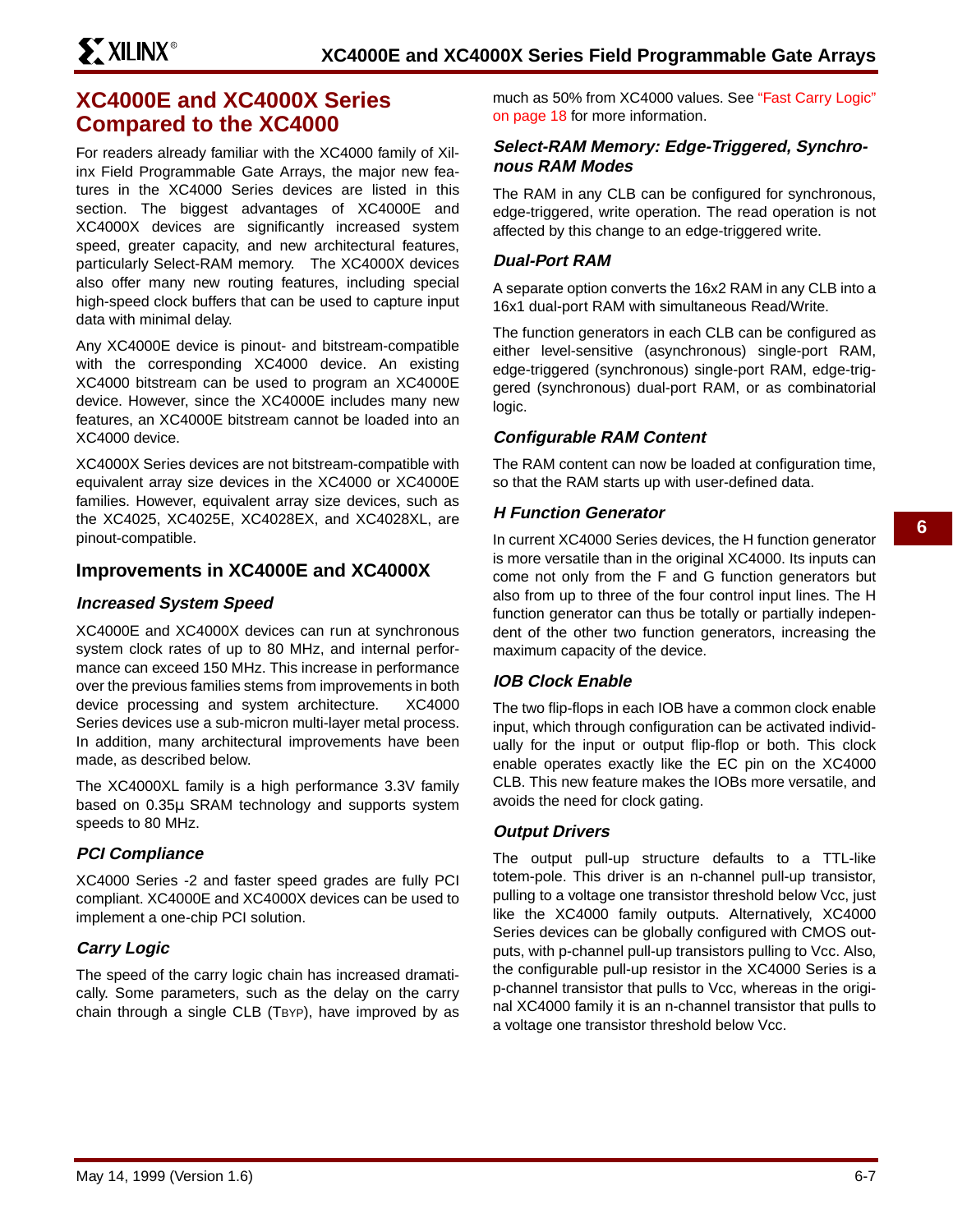## XC4000E and XC4000X Series Compared to the XC4000

For readers already familiar with the XC4000 family of Xilinx Field Programmable Gate Arrays, the major new features in the XC4000 Series devices are listed in this section. The biggest advantages of XC4000E and XC4000X devices are significantly increased system speed, greater capacity, and new architectural features, particularly Select-RAM memory. The XC4000X devices also offer many new routing features, including special high-speed clock buffers that can be used to capture input data with minimal delay.

Any XC4000E device is pinout- and bitstream-compatible with the corresponding XC4000 device. An existing XC4000 bitstream can be used to program an XC4000E device. However, since the XC4000E includes many new features, an XC4000E bitstream cannot be loaded into an XC4000 device.

XC4000X Series devices are not bitstream-compatible with equivalent array size devices in the XC4000 or XC4000E families. However, equivalent array size devices, such as the XC4025, XC4025E, XC4028EX, and XC4028XL, are pinout-compatible.

### Improvements in XC4000E and XC4000X

#### *Increased System Speed*

XC4000E and XC4000X devices can run at synchronous system clock rates of up to 80 MHz, and internal performance can exceed 150 MHz. This increase in performance over the previous families stems from improvements in both device processing and system architecture. XC4000 Series devices use a sub-micron multi-layer metal process. In addition, many architectural improvements have been made, as described below.

The XC4000XL family is a high performance 3.3V family based on 0.35µ SRAM technology and supports system speeds to 80 MHz.

#### *PCI Compliance*

XC4000 Series -2 and faster speed grades are fully PCI compliant. XC4000E and XC4000X devices can be used to implement a one-chip PCI solution.

#### *Carry Logic*

The speed of the carry logic chain has increased dramatically. Some parameters, such as the delay on the carry chain through a single CLB ($T_{BYP}$), have improved by as much as 50% from XC4000 values. See "Fast Carry Logic" on page 18 for more information.

#### *Select-RAM Memory: Edge-Triggered, Synchronous RAM Modes*

The RAM in any CLB can be configured for synchronous, edge-triggered, write operation. The read operation is not affected by this change to an edge-triggered write.

#### *Dual-Port RAM*

A separate option converts the 16x2 RAM in any CLB into a 16x1 dual-port RAM with simultaneous Read/Write.

The function generators in each CLB can be configured as either level-sensitive (asynchronous) single-port RAM, edge-triggered (synchronous) single-port RAM, edge-triggered (synchronous) dual-port RAM, or as combinatorial logic.

#### *Configurable RAM Content*

The RAM content can now be loaded at configuration time, so that the RAM starts up with user-defined data.

#### *H Function Generator*

In current XC4000 Series devices, the H function generator is more versatile than in the original XC4000. Its inputs can come not only from the F and G function generators but also from up to three of the four control input lines. The H function generator can thus be totally or partially independent of the other two function generators, increasing the maximum capacity of the device.

#### *IOB Clock Enable*

The two flip-flops in each IOB have a common clock enable input, which through configuration can be activated individually for the input or output flip-flop or both. This clock enable operates exactly like the EC pin on the XC4000 CLB. This new feature makes the IOBs more versatile, and avoids the need for clock gating.

#### *Output Drivers*

The output pull-up structure defaults to a TTL-like totem-pole. This driver is an n-channel pull-up transistor, pulling to a voltage one transistor threshold below Vcc, just like the XC4000 family outputs. Alternatively, XC4000 Series devices can be globally configured with CMOS outputs, with p-channel pull-up transistors pulling to Vcc. Also, the configurable pull-up resistor in the XC4000 Series is a p-channel transistor that pulls to Vcc, whereas in the original XC4000 family it is an n-channel transistor that pulls to a voltage one transistor threshold below Vcc.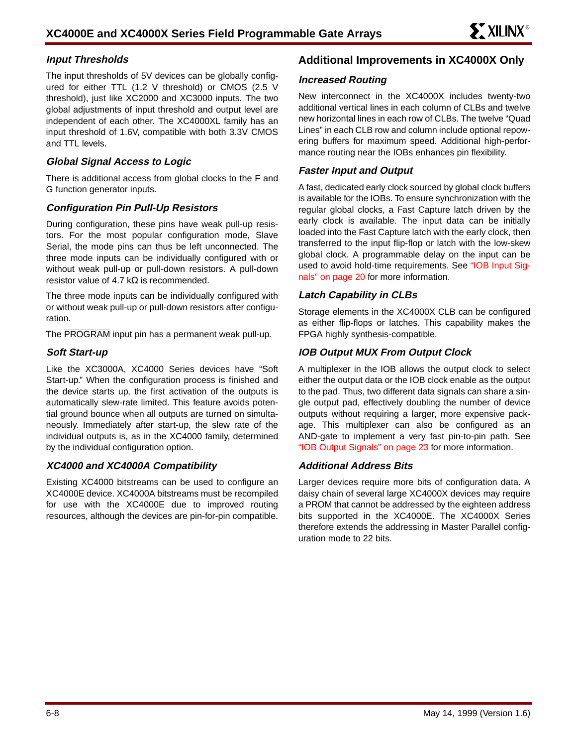### Input Thresholds

The input thresholds of 5V devices can be globally configured for either TTL (1.2 V threshold) or CMOS (2.5 V threshold), just like XC2000 and XC3000 inputs. The two global adjustments of input threshold and output level are independent of each other. The XC4000XL family has an input threshold of 1.6V, compatible with both 3.3V CMOS and TTL levels.

### Global Signal Access to Logic

There is additional access from global clocks to the F and G function generator inputs.

### Configuration Pin Pull-Up Resistors

During configuration, these pins have weak pull-up resistors. For the most popular configuration mode, Slave Serial, the mode pins can thus be left unconnected. The three mode inputs can be individually configured with or without weak pull-up or pull-down resistors. A pull-down resistor value of 4.7 kΩ is recommended.

The three mode inputs can be individually configured with or without weak pull-up or pull-down resistors after configuration.

The $\overline{\text{PROGRAM}}$ input pin has a permanent weak pull-up.

### Soft Start-up

Like the XC3000A, XC4000 Series devices have "Soft Start-up." When the configuration process is finished and the device starts up, the first activation of the outputs is automatically slew-rate limited. This feature avoids potential ground bounce when all outputs are turned on simultaneously. Immediately after start-up, the slew rate of the individual outputs is, as in the XC4000 family, determined by the individual configuration option.

### XC4000 and XC4000A Compatibility

Existing XC4000 bitstreams can be used to configure an XC4000E device. XC4000A bitstreams must be recompiled for use with the XC4000E due to improved routing resources, although the devices are pin-for-pin compatible.

## Additional Improvements in XC4000X Only

### Increased Routing

New interconnect in the XC4000X includes twenty-two additional vertical lines in each column of CLBs and twelve new horizontal lines in each row of CLBs. The twelve "Quad Lines" in each CLB row and column include optional repowering buffers for maximum speed. Additional high-performance routing near the IOBs enhances pin flexibility.

### Faster Input and Output

A fast, dedicated early clock sourced by global clock buffers is available for the IOBs. To ensure synchronization with the regular global clocks, a Fast Capture latch driven by the early clock is available. The input data can be initially loaded into the Fast Capture latch with the early clock, then transferred to the input flip-flop or latch with the low-skew global clock. A programmable delay on the input can be used to avoid hold-time requirements. See "IOB Input Signals" on page 20 for more information.

### Latch Capability in CLBs

Storage elements in the XC4000X CLB can be configured as either flip-flops or latches. This capability makes the FPGA highly synthesis-compatible.

### IOB Output MUX From Output Clock

A multiplexer in the IOB allows the output clock to select either the output data or the IOB clock enable as the output to the pad. Thus, two different data signals can share a single output pad, effectively doubling the number of device outputs without requiring a larger, more expensive package. This multiplexer can also be configured as an AND-gate to implement a very fast pin-to-pin path. See "IOB Output Signals" on page 23 for more information.

### Additional Address Bits

Larger devices require more bits of configuration data. A daisy chain of several large XC4000X devices may require a PROM that cannot be addressed by the eighteen address bits supported in the XC4000E. The XC4000X Series therefore extends the addressing in Master Parallel configuration mode to 22 bits.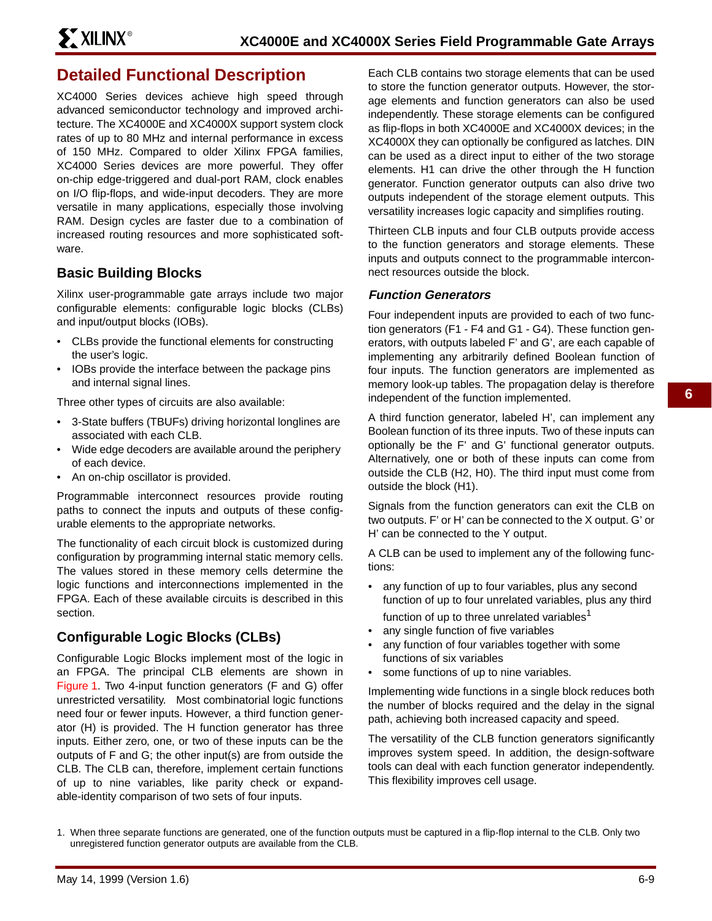## Detailed Functional Description

XC4000 Series devices achieve high speed through advanced semiconductor technology and improved architecture. The XC4000E and XC4000X support system clock rates of up to 80 MHz and internal performance in excess of 150 MHz. Compared to older Xilinx FPGA families, XC4000 Series devices are more powerful. They offer on-chip edge-triggered and dual-port RAM, clock enables on I/O flip-flops, and wide-input decoders. They are more versatile in many applications, especially those involving RAM. Design cycles are faster due to a combination of increased routing resources and more sophisticated software.

### Basic Building Blocks

Xilinx user-programmable gate arrays include two major configurable elements: configurable logic blocks (CLBs) and input/output blocks (IOBs).

- CLBs provide the functional elements for constructing the user's logic.
- IOBs provide the interface between the package pins and internal signal lines.

Three other types of circuits are also available:

- 3-State buffers (TBUFs) driving horizontal longlines are associated with each CLB.
- Wide edge decoders are available around the periphery of each device.
- An on-chip oscillator is provided.

Programmable interconnect resources provide routing paths to connect the inputs and outputs of these configurable elements to the appropriate networks.

The functionality of each circuit block is customized during configuration by programming internal static memory cells. The values stored in these memory cells determine the logic functions and interconnections implemented in the FPGA. Each of these available circuits is described in this section.

### Configurable Logic Blocks (CLBs)

Configurable Logic Blocks implement most of the logic in an FPGA. The principal CLB elements are shown in Figure 1. Two 4-input function generators (F and G) offer unrestricted versatility. Most combinatorial logic functions need four or fewer inputs. However, a third function generator (H) is provided. The H function generator has three inputs. Either zero, one, or two of these inputs can be the outputs of F and G; the other input(s) are from outside the CLB. The CLB can, therefore, implement certain functions of up to nine variables, like parity check or expandable-identity comparison of two sets of four inputs.

Each CLB contains two storage elements that can be used to store the function generator outputs. However, the storage elements and function generators can also be used independently. These storage elements can be configured as flip-flops in both XC4000E and XC4000X devices; in the XC4000X they can optionally be configured as latches. DIN can be used as a direct input to either of the two storage elements. H1 can drive the other through the H function generator. Function generator outputs can also drive two outputs independent of the storage element outputs. This versatility increases logic capacity and simplifies routing.

Thirteen CLB inputs and four CLB outputs provide access to the function generators and storage elements. These inputs and outputs connect to the programmable interconnect resources outside the block.

#### *Function Generators*

Four independent inputs are provided to each of two function generators (F1 - F4 and G1 - G4). These function generators, with outputs labeled F' and G', are each capable of implementing any arbitrarily defined Boolean function of four inputs. The function generators are implemented as memory look-up tables. The propagation delay is therefore independent of the function implemented.

A third function generator, labeled H', can implement any Boolean function of its three inputs. Two of these inputs can optionally be the F' and G' functional generator outputs. Alternatively, one or both of these inputs can come from outside the CLB (H2, H0). The third input must come from outside the block (H1).

Signals from the function generators can exit the CLB on two outputs. F' or H' can be connected to the X output. G' or H' can be connected to the Y output.

A CLB can be used to implement any of the following functions:

- any function of up to four variables, plus any second function of up to four unrelated variables, plus any third function of up to three unrelated variables[1]
- any single function of five variables
- any function of four variables together with some functions of six variables
- some functions of up to nine variables.

Implementing wide functions in a single block reduces both the number of blocks required and the delay in the signal path, achieving both increased capacity and speed.

The versatility of the CLB function generators significantly improves system speed. In addition, the design-software tools can deal with each function generator independently. This flexibility improves cell usage.

1. When three separate functions are generated, one of the function outputs must be captured in a flip-flop internal to the CLB. Only two unregistered function generator outputs are available from the CLB.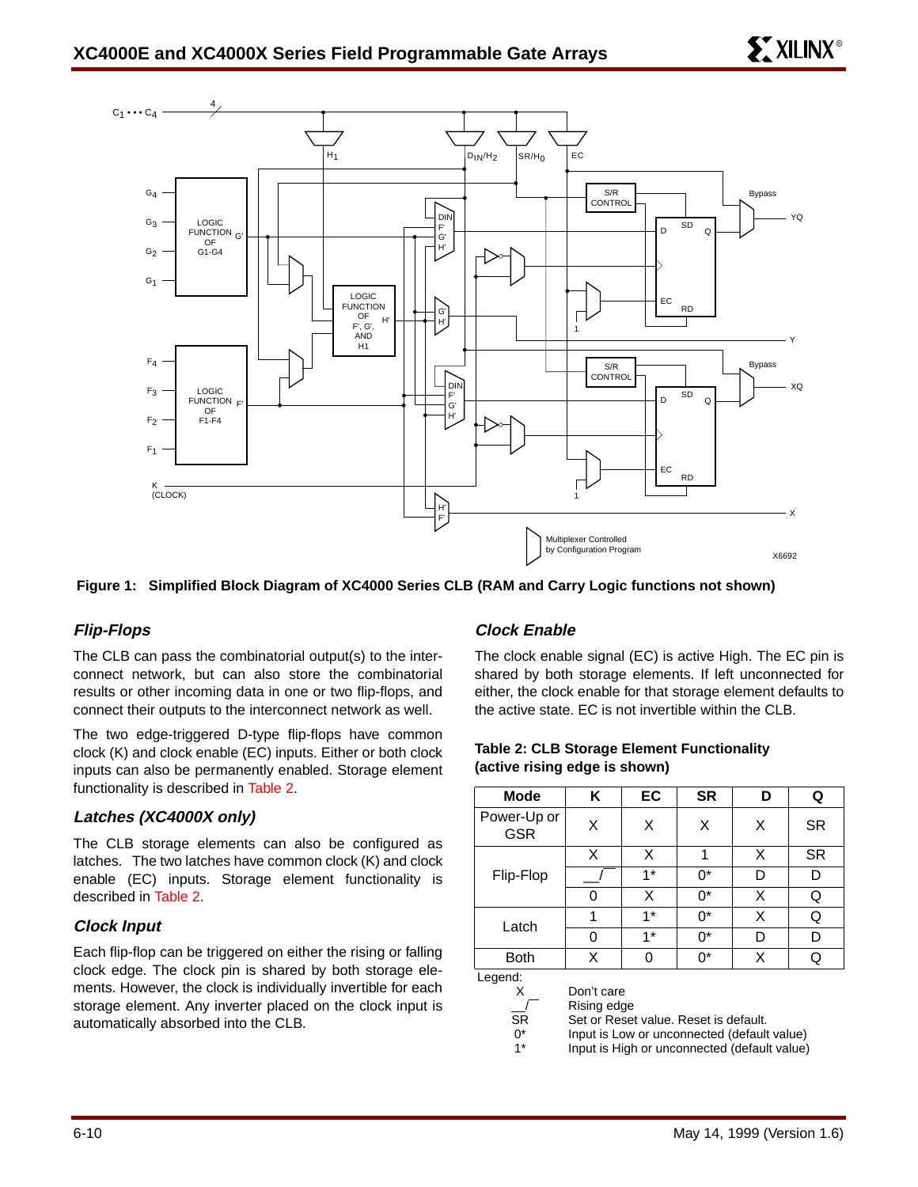**Figure 1: Simplified Block Diagram of XC4000 Series CLB (RAM and Carry Logic functions not shown)**

### *Flip-Flops*

The CLB can pass the combinatorial output(s) to the interconnect network, but can also store the combinatorial results or other incoming data in one or two flip-flops, and connect their outputs to the interconnect network as well.

The two edge-triggered D-type flip-flops have common clock (K) and clock enable (EC) inputs. Either or both clock inputs can also be permanently enabled. Storage element functionality is described in Table 2.

### *Latches (XC4000X only)*

The CLB storage elements can also be configured as latches. The two latches have common clock (K) and clock enable (EC) inputs. Storage element functionality is described in Table 2.

### *Clock Input*

Each flip-flop can be triggered on either the rising or falling clock edge. The clock pin is shared by both storage elements. However, the clock is individually invertible for each storage element. Any inverter placed on the clock input is automatically absorbed into the CLB.

### *Clock Enable*

The clock enable signal (EC) is active High. The EC pin is shared by both storage elements. If left unconnected for either, the clock enable for that storage element defaults to the active state. EC is not invertible within the CLB.

**Table 2: CLB Storage Element Functionality (active rising edge is shown)**

| Mode | K | EC | SR | D | Q |
|---|---|---|---|---|---|
| Power-Up or GSR | X | X | X | X | SR |
| Flip-Flop | X | X | 1 | X | SR |
| | __/ | 1* | 0* | D | D |
| | 0 | X | 0* | X | Q |
| Latch | 1 | 1* | 0* | X | Q |
| | 0 | 1* | 0* | D | D |
| Both | X | 0 | 0* | X | Q |

Legend:

| | |
|---|---|
| X | Don't care |
| __/ | Rising edge |
| SR | Set or Reset value. Reset is default. |
| 0* | Input is Low or unconnected (default value) |
| 1* | Input is High or unconnected (default value) |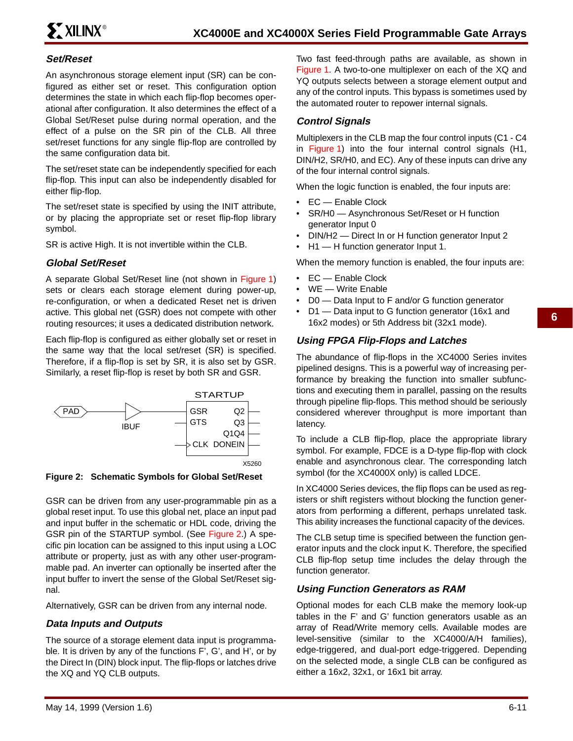### Set/Reset

An asynchronous storage element input (SR) can be configured as either set or reset. This configuration option determines the state in which each flip-flop becomes operational after configuration. It also determines the effect of a Global Set/Reset pulse during normal operation, and the effect of a pulse on the SR pin of the CLB. All three set/reset functions for any single flip-flop are controlled by the same configuration data bit.

The set/reset state can be independently specified for each flip-flop. This input can also be independently disabled for either flip-flop.

The set/reset state is specified by using the INIT attribute, or by placing the appropriate set or reset flip-flop library symbol.

SR is active High. It is not invertible within the CLB.

### Global Set/Reset

A separate Global Set/Reset line (not shown in Figure 1) sets or clears each storage element during power-up, re-configuration, or when a dedicated Reset net is driven active. This global net (GSR) does not compete with other routing resources; it uses a dedicated distribution network.

Each flip-flop is configured as either globally set or reset in the same way that the local set/reset (SR) is specified. Therefore, if a flip-flop is set by SR, it is also set by GSR. Similarly, a reset flip-flop is reset by both SR and GSR.

**Figure 2: Schematic Symbols for Global Set/Reset**

GSR can be driven from any user-programmable pin as a global reset input. To use this global net, place an input pad and input buffer in the schematic or HDL code, driving the GSR pin of the STARTUP symbol. (See Figure 2.) A specific pin location can be assigned to this input using a LOC attribute or property, just as with any other user-programmable pad. An inverter can optionally be inserted after the input buffer to invert the sense of the Global Set/Reset signal.

Alternatively, GSR can be driven from any internal node.

### Data Inputs and Outputs

The source of a storage element data input is programmable. It is driven by any of the functions F', G', and H', or by the Direct In (DIN) block input. The flip-flops or latches drive the XQ and YQ CLB outputs.

Two fast feed-through paths are available, as shown in Figure 1. A two-to-one multiplexer on each of the XQ and YQ outputs selects between a storage element output and any of the control inputs. This bypass is sometimes used by the automated router to repower internal signals.

### Control Signals

Multiplexers in the CLB map the four control inputs (C1 - C4 in Figure 1) into the four internal control signals (H1, DIN/H2, SR/H0, and EC). Any of these inputs can drive any of the four internal control signals.

When the logic function is enabled, the four inputs are:

- EC — Enable Clock
- SR/H0 — Asynchronous Set/Reset or H function generator Input 0
- DIN/H2 — Direct In or H function generator Input 2
- H1 — H function generator Input 1.

When the memory function is enabled, the four inputs are:

- EC — Enable Clock
- WE — Write Enable
- D0 — Data Input to F and/or G function generator
- D1 — Data input to G function generator (16x1 and 16x2 modes) or 5th Address bit (32x1 mode).

### Using FPGA Flip-Flops and Latches

The abundance of flip-flops in the XC4000 Series invites pipelined designs. This is a powerful way of increasing performance by breaking the function into smaller subfunctions and executing them in parallel, passing on the results through pipeline flip-flops. This method should be seriously considered wherever throughput is more important than latency.

To include a CLB flip-flop, place the appropriate library symbol. For example, FDCE is a D-type flip-flop with clock enable and asynchronous clear. The corresponding latch symbol (for the XC4000X only) is called LDCE.

In XC4000 Series devices, the flip flops can be used as registers or shift registers without blocking the function generators from performing a different, perhaps unrelated task. This ability increases the functional capacity of the devices.

The CLB setup time is specified between the function generator inputs and the clock input K. Therefore, the specified CLB flip-flop setup time includes the delay through the function generator.

### Using Function Generators as RAM

Optional modes for each CLB make the memory look-up tables in the F' and G' function generators usable as an array of Read/Write memory cells. Available modes are level-sensitive (similar to the XC4000/A/H families), edge-triggered, and dual-port edge-triggered. Depending on the selected mode, a single CLB can be configured as either a 16x2, 32x1, or 16x1 bit array.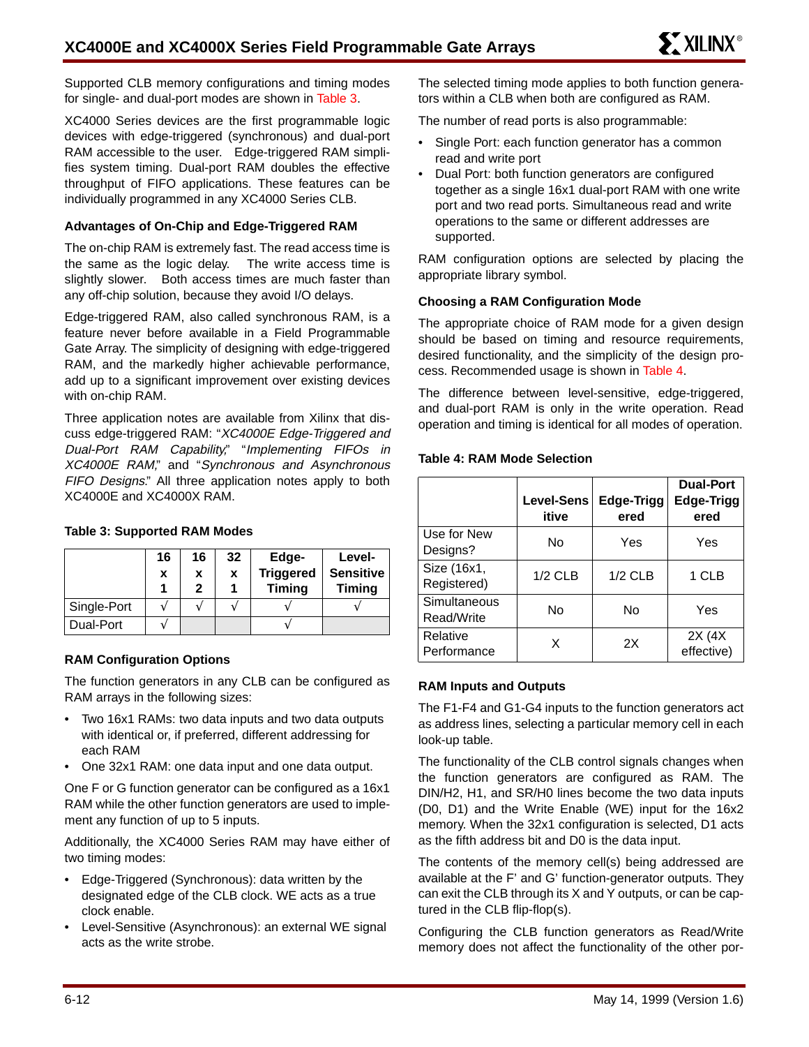Supported CLB memory configurations and timing modes for single- and dual-port modes are shown in Table 3.

XC4000 Series devices are the first programmable logic devices with edge-triggered (synchronous) and dual-port RAM accessible to the user. Edge-triggered RAM simplifies system timing. Dual-port RAM doubles the effective throughput of FIFO applications. These features can be individually programmed in any XC4000 Series CLB.

### Advantages of On-Chip and Edge-Triggered RAM

The on-chip RAM is extremely fast. The read access time is the same as the logic delay. The write access time is slightly slower. Both access times are much faster than any off-chip solution, because they avoid I/O delays.

Edge-triggered RAM, also called synchronous RAM, is a feature never before available in a Field Programmable Gate Array. The simplicity of designing with edge-triggered RAM, and the markedly higher achievable performance, add up to a significant improvement over existing devices with on-chip RAM.

Three application notes are available from Xilinx that discuss edge-triggered RAM: "*XC4000E Edge-Triggered and Dual-Port RAM Capability*," "*Implementing FIFOs in XC4000E RAM*," and "*Synchronous and Asynchronous FIFO Designs*." All three application notes apply to both XC4000E and XC4000X RAM.

**Table 3: Supported RAM Modes**

| | 16 x 1 | 16 x 2 | 32 x 1 | Edge-Triggered Timing | Level-Sensitive Timing |
|---|---|---|---|---|---|
| Single-Port | √ | √ | √ | √ | √ |
| Dual-Port | √ | | | √ | |

### RAM Configuration Options

The function generators in any CLB can be configured as RAM arrays in the following sizes:

- Two 16x1 RAMs: two data inputs and two data outputs with identical or, if preferred, different addressing for each RAM
- One 32x1 RAM: one data input and one data output.

One F or G function generator can be configured as a 16x1 RAM while the other function generators are used to implement any function of up to 5 inputs.

Additionally, the XC4000 Series RAM may have either of two timing modes:

- Edge-Triggered (Synchronous): data written by the designated edge of the CLB clock. WE acts as a true clock enable.
- Level-Sensitive (Asynchronous): an external WE signal acts as the write strobe.

The selected timing mode applies to both function generators within a CLB when both are configured as RAM.

The number of read ports is also programmable:

- Single Port: each function generator has a common read and write port
- Dual Port: both function generators are configured together as a single 16x1 dual-port RAM with one write port and two read ports. Simultaneous read and write operations to the same or different addresses are supported.

RAM configuration options are selected by placing the appropriate library symbol.

### Choosing a RAM Configuration Mode

The appropriate choice of RAM mode for a given design should be based on timing and resource requirements, desired functionality, and the simplicity of the design process. Recommended usage is shown in Table 4.

The difference between level-sensitive, edge-triggered, and dual-port RAM is only in the write operation. Read operation and timing is identical for all modes of operation.

**Table 4: RAM Mode Selection**

| | Level-Sensitive | Edge-Triggered | Dual-Port Edge-Triggered |
|---|---|---|---|
| Use for New Designs? | No | Yes | Yes |
| Size (16x1, Registered) | 1/2 CLB | 1/2 CLB | 1 CLB |
| Simultaneous Read/Write | No | No | Yes |
| Relative Performance | X | 2X | 2X (4X effective) |

### RAM Inputs and Outputs

The F1-F4 and G1-G4 inputs to the function generators act as address lines, selecting a particular memory cell in each look-up table.

The functionality of the CLB control signals changes when the function generators are configured as RAM. The DIN/H2, H1, and SR/H0 lines become the two data inputs (D0, D1) and the Write Enable (WE) input for the 16x2 memory. When the 32x1 configuration is selected, D1 acts as the fifth address bit and D0 is the data input.

The contents of the memory cell(s) being addressed are available at the F' and G' function-generator outputs. They can exit the CLB through its X and Y outputs, or can be captured in the CLB flip-flop(s).

Configuring the CLB function generators as Read/Write memory does not affect the functionality of the other por-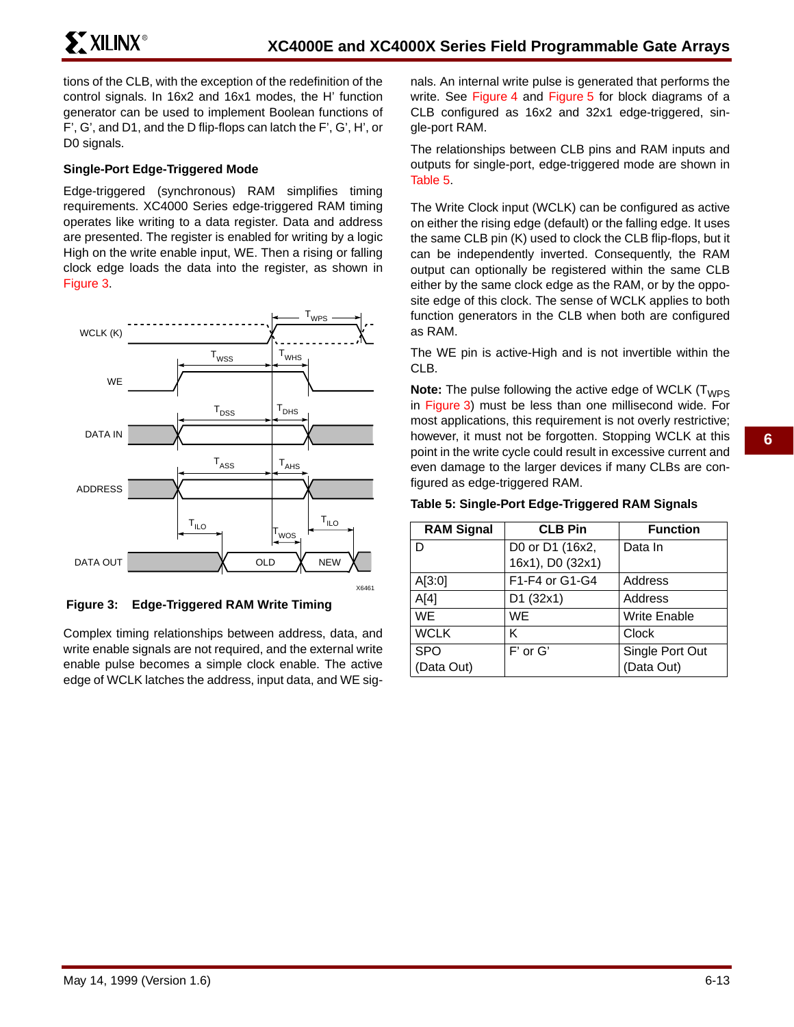tions of the CLB, with the exception of the redefinition of the control signals. In 16x2 and 16x1 modes, the H' function generator can be used to implement Boolean functions of F', G', and D1, and the D flip-flops can latch the F', G', H', or D0 signals.

### Single-Port Edge-Triggered Mode

Edge-triggered (synchronous) RAM simplifies timing requirements. XC4000 Series edge-triggered RAM timing operates like writing to a data register. Data and address are presented. The register is enabled for writing by a logic High on the write enable input, WE. Then a rising or falling clock edge loads the data into the register, as shown in Figure 3.

**Figure 3: Edge-Triggered RAM Write Timing**

Complex timing relationships between address, data, and write enable signals are not required, and the external write enable pulse becomes a simple clock enable. The active edge of WCLK latches the address, input data, and WE signals. An internal write pulse is generated that performs the write. See Figure 4 and Figure 5 for block diagrams of a CLB configured as 16x2 and 32x1 edge-triggered, single-port RAM.

The relationships between CLB pins and RAM inputs and outputs for single-port, edge-triggered mode are shown in Table 5.

The Write Clock input (WCLK) can be configured as active on either the rising edge (default) or the falling edge. It uses the same CLB pin (K) used to clock the CLB flip-flops, but it can be independently inverted. Consequently, the RAM output can optionally be registered within the same CLB either by the same clock edge as the RAM, or by the opposite edge of this clock. The sense of WCLK applies to both function generators in the CLB when both are configured as RAM.

The WE pin is active-High and is not invertible within the CLB.

**Note:** The pulse following the active edge of WCLK ($T_{WPS}$ in Figure 3) must be less than one millisecond wide. For most applications, this requirement is not overly restrictive; however, it must not be forgotten. Stopping WCLK at this point in the write cycle could result in excessive current and even damage to the larger devices if many CLBs are configured as edge-triggered RAM.

**Table 5: Single-Port Edge-Triggered RAM Signals**

| RAM Signal | CLB Pin | Function |
|---|---|---|
| D | D0 or D1 (16x2, 16x1), D0 (32x1) | Data In |
| A[3:0] | F1-F4 or G1-G4 | Address |
| A[4] | D1 (32x1) | Address |
| WE | WE | Write Enable |
| WCLK | K | Clock |
| SPO (Data Out) | F' or G' | Single Port Out (Data Out) |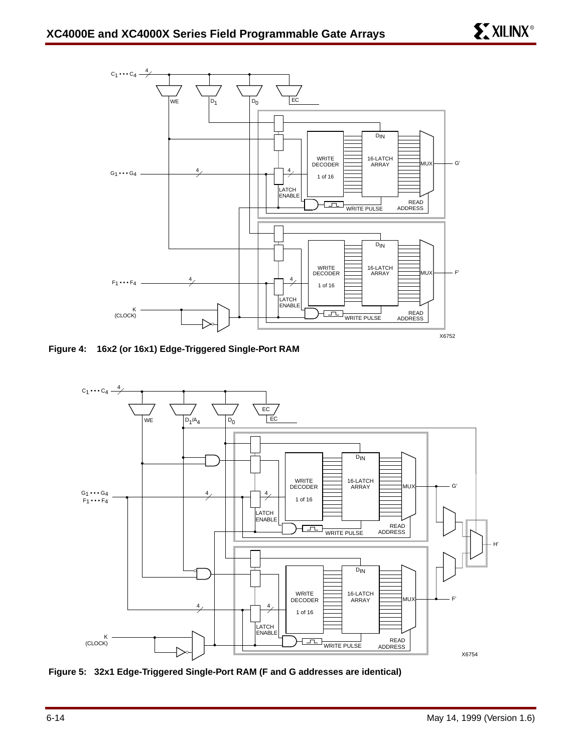Figure 4: 16x2 (or 16x1) Edge-Triggered Single-Port RAM

Figure 5: 32x1 Edge-Triggered Single-Port RAM (F and G addresses are identical)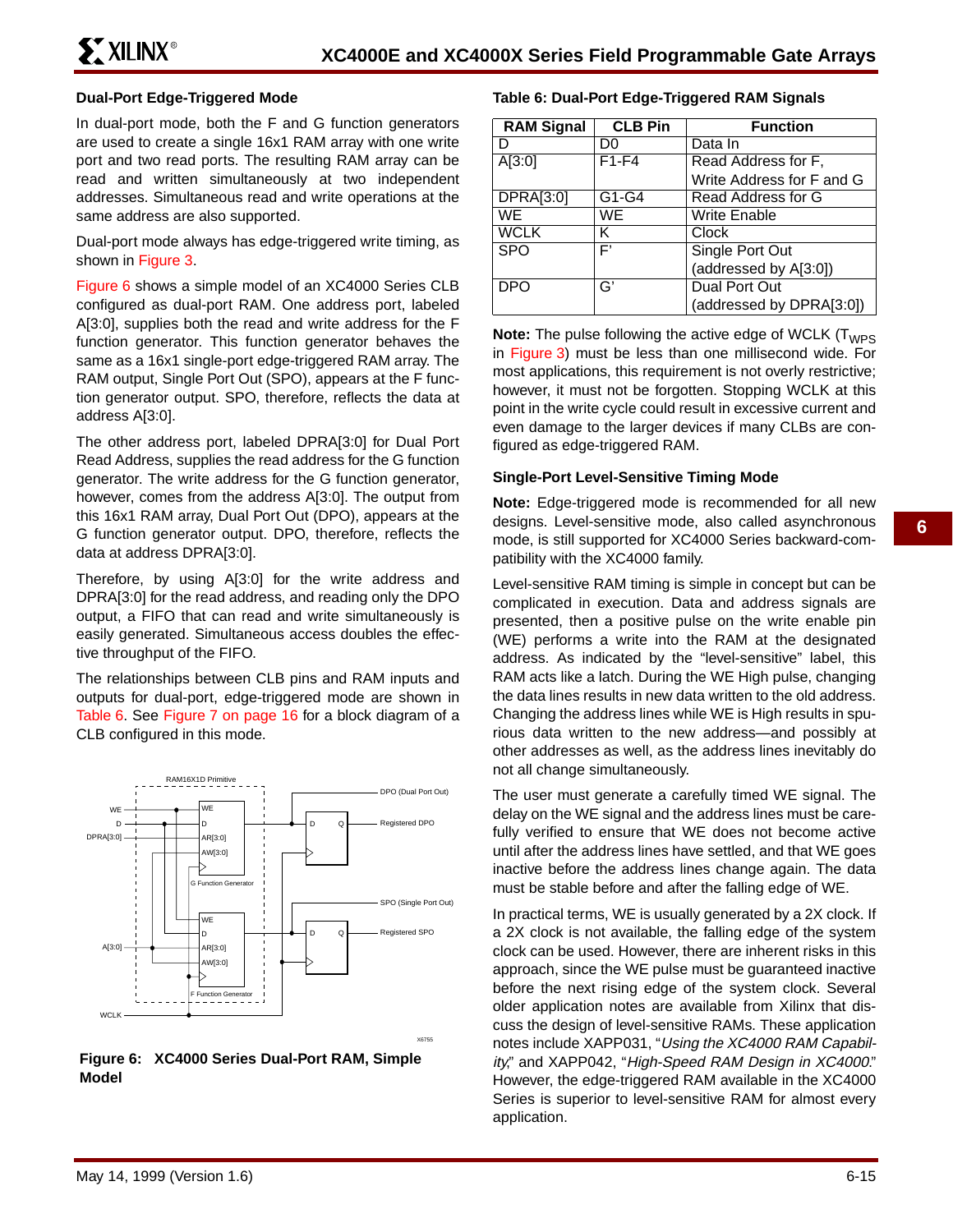### Dual-Port Edge-Triggered Mode

In dual-port mode, both the F and G function generators are used to create a single 16x1 RAM array with one write port and two read ports. The resulting RAM array can be read and written simultaneously at two independent addresses. Simultaneous read and write operations at the same address are also supported.

Dual-port mode always has edge-triggered write timing, as shown in Figure 3.

Figure 6 shows a simple model of an XC4000 Series CLB configured as dual-port RAM. One address port, labeled A[3:0], supplies both the read and write address for the F function generator. This function generator behaves the same as a 16x1 single-port edge-triggered RAM array. The RAM output, Single Port Out (SPO), appears at the F function generator output. SPO, therefore, reflects the data at address A[3:0].

The other address port, labeled DPRA[3:0] for Dual Port Read Address, supplies the read address for the G function generator. The write address for the G function generator, however, comes from the address A[3:0]. The output from this 16x1 RAM array, Dual Port Out (DPO), appears at the G function generator output. DPO, therefore, reflects the data at address DPRA[3:0].

Therefore, by using A[3:0] for the write address and DPRA[3:0] for the read address, and reading only the DPO output, a FIFO that can read and write simultaneously is easily generated. Simultaneous access doubles the effective throughput of the FIFO.

The relationships between CLB pins and RAM inputs and outputs for dual-port, edge-triggered mode are shown in Table 6. See Figure 7 on page 16 for a block diagram of a CLB configured in this mode.

**Figure 6: XC4000 Series Dual-Port RAM, Simple Model**

**Table 6: Dual-Port Edge-Triggered RAM Signals**

| RAM Signal | CLB Pin | Function |
|---|---|---|
| D | D0 | Data In |
| A[3:0] | F1-F4 | Read Address for F, Write Address for F and G |
| DPRA[3:0] | G1-G4 | Read Address for G |
| WE | WE | Write Enable |
| WCLK | K | Clock |
| SPO | F' | Single Port Out (addressed by A[3:0]) |
| DPO | G' | Dual Port Out (addressed by DPRA[3:0]) |

**Note:** The pulse following the active edge of WCLK ($T_{WPS}$ in Figure 3) must be less than one millisecond wide. For most applications, this requirement is not overly restrictive; however, it must not be forgotten. Stopping WCLK at this point in the write cycle could result in excessive current and even damage to the larger devices if many CLBs are configured as edge-triggered RAM.

### Single-Port Level-Sensitive Timing Mode

**Note:** Edge-triggered mode is recommended for all new designs. Level-sensitive mode, also called asynchronous mode, is still supported for XC4000 Series backward-compatibility with the XC4000 family.

Level-sensitive RAM timing is simple in concept but can be complicated in execution. Data and address signals are presented, then a positive pulse on the write enable pin (WE) performs a write into the RAM at the designated address. As indicated by the "level-sensitive" label, this RAM acts like a latch. During the WE High pulse, changing the data lines results in new data written to the old address. Changing the address lines while WE is High results in spurious data written to the new address—and possibly at other addresses as well, as the address lines inevitably do not all change simultaneously.

The user must generate a carefully timed WE signal. The delay on the WE signal and the address lines must be carefully verified to ensure that WE does not become active until after the address lines have settled, and that WE goes inactive before the address lines change again. The data must be stable before and after the falling edge of WE.

In practical terms, WE is usually generated by a 2X clock. If a 2X clock is not available, the falling edge of the system clock can be used. However, there are inherent risks in this approach, since the WE pulse must be guaranteed inactive before the next rising edge of the system clock. Several older application notes are available from Xilinx that discuss the design of level-sensitive RAMs. These application notes include XAPP031, "*Using the XC4000 RAM Capability*," and XAPP042, "*High-Speed RAM Design in XC4000*." However, the edge-triggered RAM available in the XC4000 Series is superior to level-sensitive RAM for almost every application.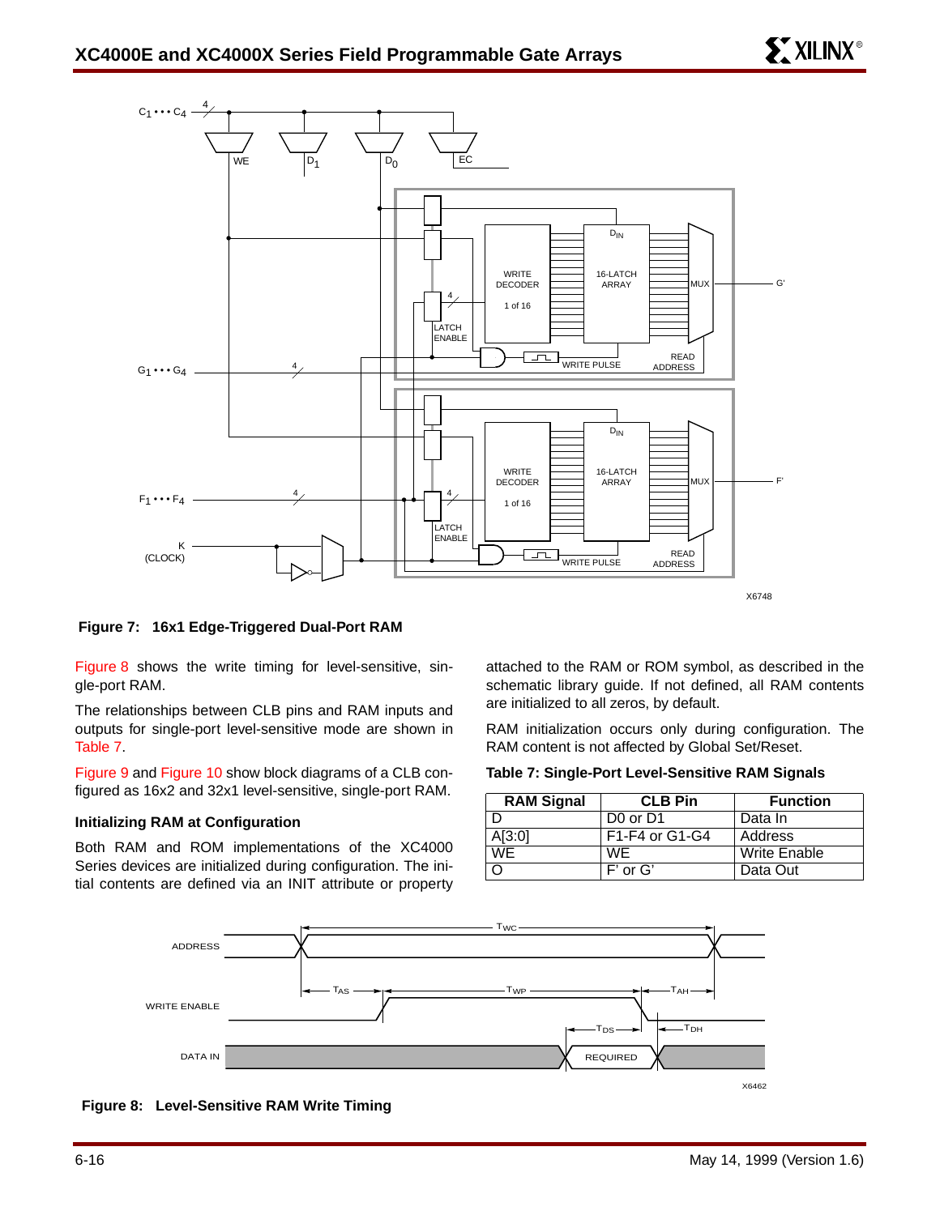Figure 7: 16x1 Edge-Triggered Dual-Port RAM

Figure 8 shows the write timing for level-sensitive, single-port RAM.

The relationships between CLB pins and RAM inputs and outputs for single-port level-sensitive mode are shown in Table 7.

Figure 9 and Figure 10 show block diagrams of a CLB configured as 16x2 and 32x1 level-sensitive, single-port RAM.

### Initializing RAM at Configuration

Both RAM and ROM implementations of the XC4000 Series devices are initialized during configuration. The initial contents are defined via an INIT attribute or property attached to the RAM or ROM symbol, as described in the schematic library guide. If not defined, all RAM contents are initialized to all zeros, by default.

RAM initialization occurs only during configuration. The RAM content is not affected by Global Set/Reset.

**Table 7: Single-Port Level-Sensitive RAM Signals**

| RAM Signal | CLB Pin | Function |
|---|---|---|
| D | D0 or D1 | Data In |
| A[3:0] | F1-F4 or G1-G4 | Address |
| WE | WE | Write Enable |
| O | F' or G' | Data Out |

Figure 8: Level-Sensitive RAM Write Timing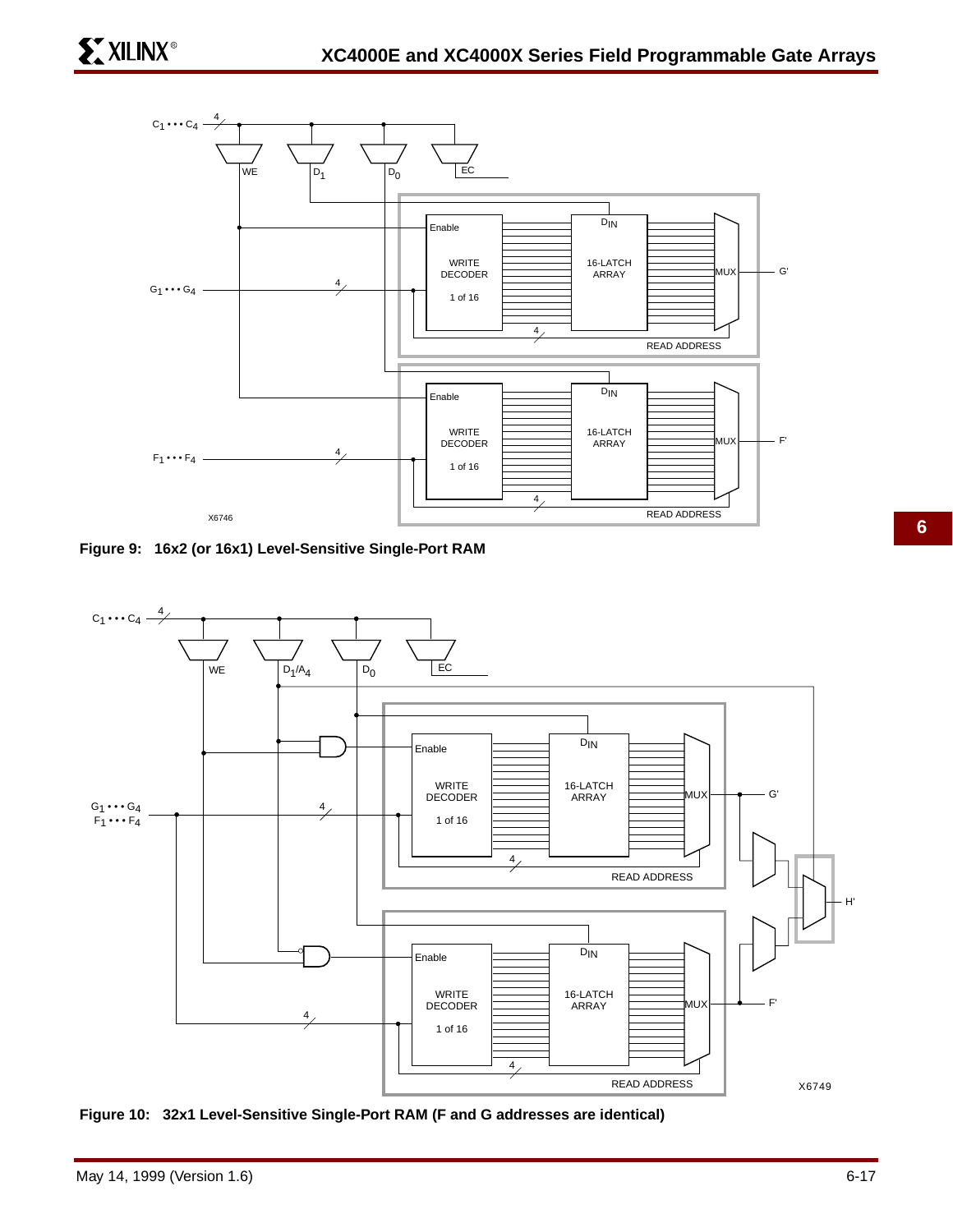Figure 9: 16x2 (or 16x1) Level-Sensitive Single-Port RAM

Figure 10: 32x1 Level-Sensitive Single-Port RAM (F and G addresses are identical)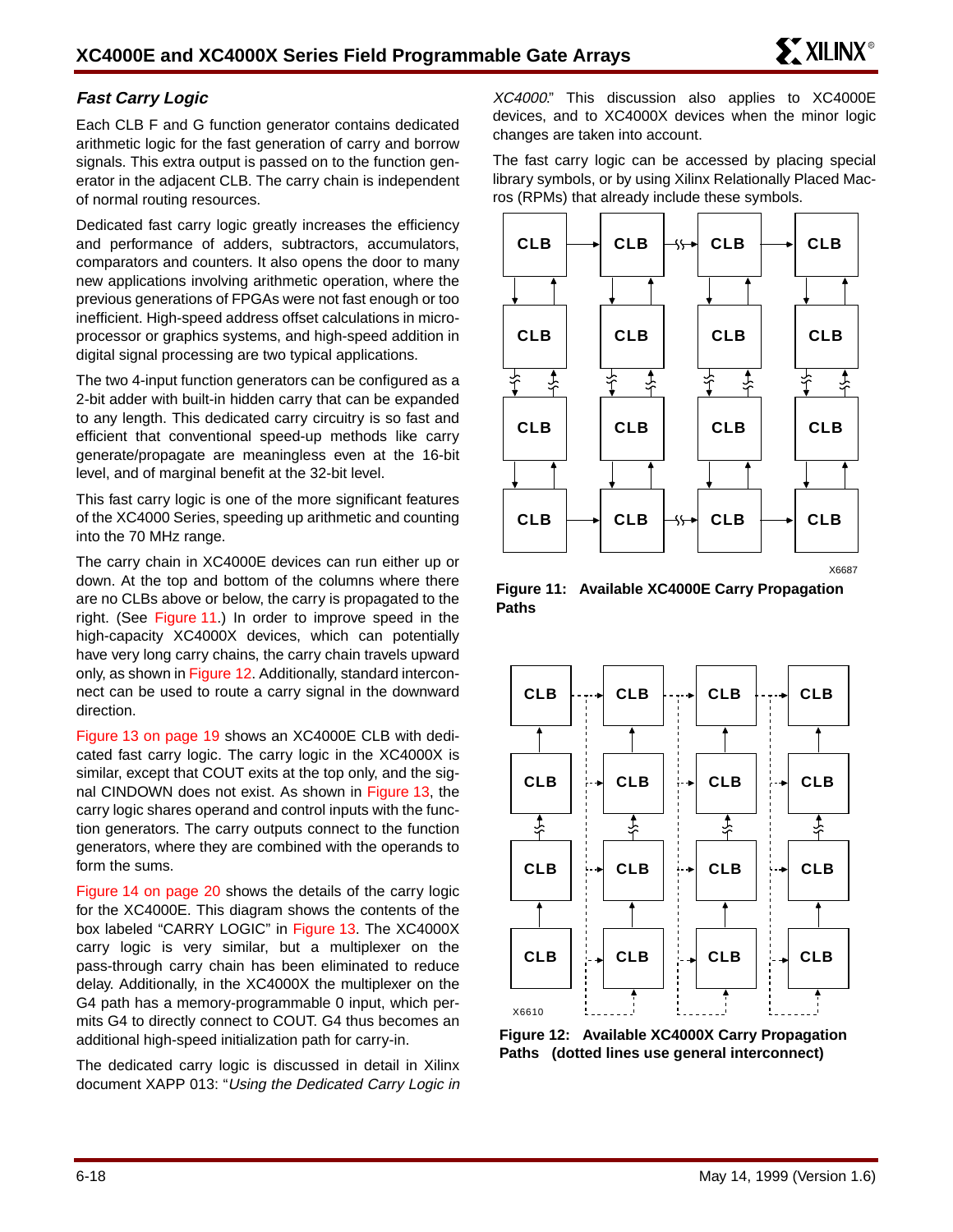### Fast Carry Logic

Each CLB F and G function generator contains dedicated arithmetic logic for the fast generation of carry and borrow signals. This extra output is passed on to the function generator in the adjacent CLB. The carry chain is independent of normal routing resources.

Dedicated fast carry logic greatly increases the efficiency and performance of adders, subtractors, accumulators, comparators and counters. It also opens the door to many new applications involving arithmetic operation, where the previous generations of FPGAs were not fast enough or too inefficient. High-speed address offset calculations in microprocessor or graphics systems, and high-speed addition in digital signal processing are two typical applications.

The two 4-input function generators can be configured as a 2-bit adder with built-in hidden carry that can be expanded to any length. This dedicated carry circuitry is so fast and efficient that conventional speed-up methods like carry generate/propagate are meaningless even at the 16-bit level, and of marginal benefit at the 32-bit level.

This fast carry logic is one of the more significant features of the XC4000 Series, speeding up arithmetic and counting into the 70 MHz range.

The carry chain in XC4000E devices can run either up or down. At the top and bottom of the columns where there are no CLBs above or below, the carry is propagated to the right. (See Figure 11.) In order to improve speed in the high-capacity XC4000X devices, which can potentially have very long carry chains, the carry chain travels upward only, as shown in Figure 12. Additionally, standard interconnect can be used to route a carry signal in the downward direction.

Figure 13 on page 19 shows an XC4000E CLB with dedicated fast carry logic. The carry logic in the XC4000X is similar, except that COUT exits at the top only, and the signal CINDOWN does not exist. As shown in Figure 13, the carry logic shares operand and control inputs with the function generators. The carry outputs connect to the function generators, where they are combined with the operands to form the sums.

Figure 14 on page 20 shows the details of the carry logic for the XC4000E. This diagram shows the contents of the box labeled “CARRY LOGIC” in Figure 13. The XC4000X carry logic is very similar, but a multiplexer on the pass-through carry chain has been eliminated to reduce delay. Additionally, in the XC4000X the multiplexer on the G4 path has a memory-programmable 0 input, which permits G4 to directly connect to COUT. G4 thus becomes an additional high-speed initialization path for carry-in.

The dedicated carry logic is discussed in detail in Xilinx document XAPP 013: “*Using the Dedicated Carry Logic in XC4000*.” This discussion also applies to XC4000E devices, and to XC4000X devices when the minor logic changes are taken into account.

The fast carry logic can be accessed by placing special library symbols, or by using Xilinx Relationally Placed Macros (RPMs) that already include these symbols.

**Figure 11: Available XC4000E Carry Propagation Paths**

**Figure 12: Available XC4000X Carry Propagation Paths (dotted lines use general interconnect)**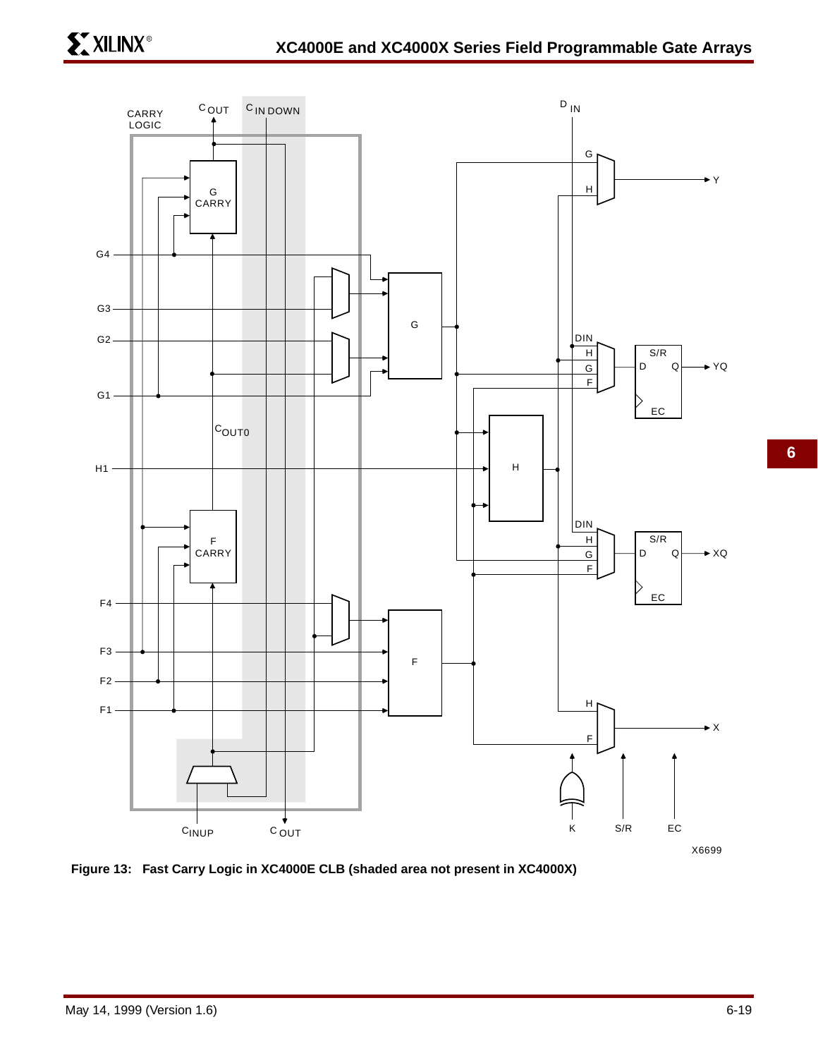**Figure 13: Fast Carry Logic in XC4000E CLB (shaded area not present in XC4000X)**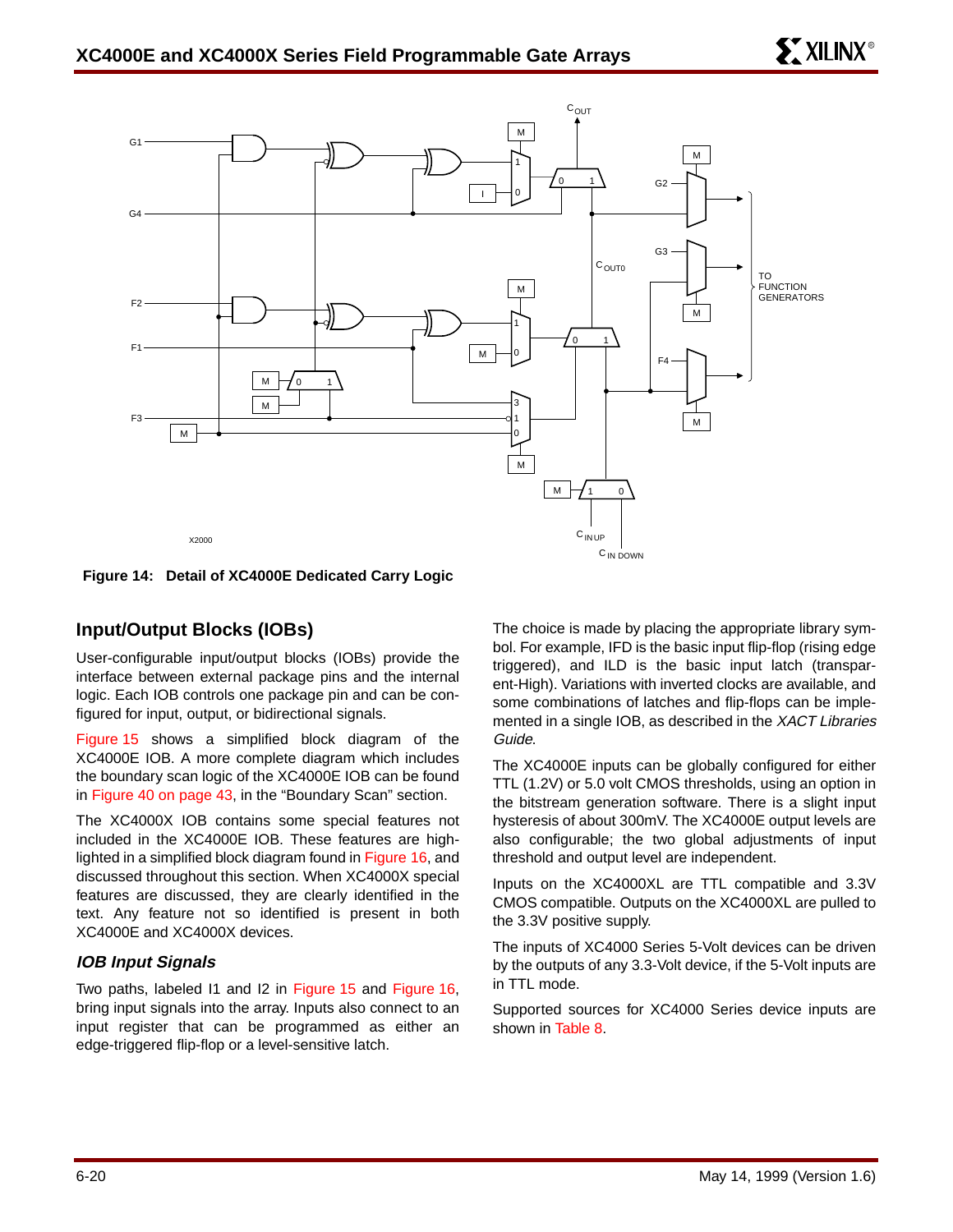**Figure 14: Detail of XC4000E Dedicated Carry Logic**

## Input/Output Blocks (IOBs)

User-configurable input/output blocks (IOBs) provide the interface between external package pins and the internal logic. Each IOB controls one package pin and can be configured for input, output, or bidirectional signals.

Figure 15 shows a simplified block diagram of the XC4000E IOB. A more complete diagram which includes the boundary scan logic of the XC4000E IOB can be found in Figure 40 on page 43, in the "Boundary Scan" section.

The XC4000X IOB contains some special features not included in the XC4000E IOB. These features are highlighted in a simplified block diagram found in Figure 16, and discussed throughout this section. When XC4000X special features are discussed, they are clearly identified in the text. Any feature not so identified is present in both XC4000E and XC4000X devices.

### *IOB Input Signals*

Two paths, labeled I1 and I2 in Figure 15 and Figure 16, bring input signals into the array. Inputs also connect to an input register that can be programmed as either an edge-triggered flip-flop or a level-sensitive latch.

The choice is made by placing the appropriate library symbol. For example, IFD is the basic input flip-flop (rising edge triggered), and ILD is the basic input latch (transparent-High). Variations with inverted clocks are available, and some combinations of latches and flip-flops can be implemented in a single IOB, as described in the *XACT Libraries Guide*.

The XC4000E inputs can be globally configured for either TTL (1.2V) or 5.0 volt CMOS thresholds, using an option in the bitstream generation software. There is a slight input hysteresis of about 300mV. The XC4000E output levels are also configurable; the two global adjustments of input threshold and output level are independent.

Inputs on the XC4000XL are TTL compatible and 3.3V CMOS compatible. Outputs on the XC4000XL are pulled to the 3.3V positive supply.

The inputs of XC4000 Series 5-Volt devices can be driven by the outputs of any 3.3-Volt device, if the 5-Volt inputs are in TTL mode.

Supported sources for XC4000 Series device inputs are shown in Table 8.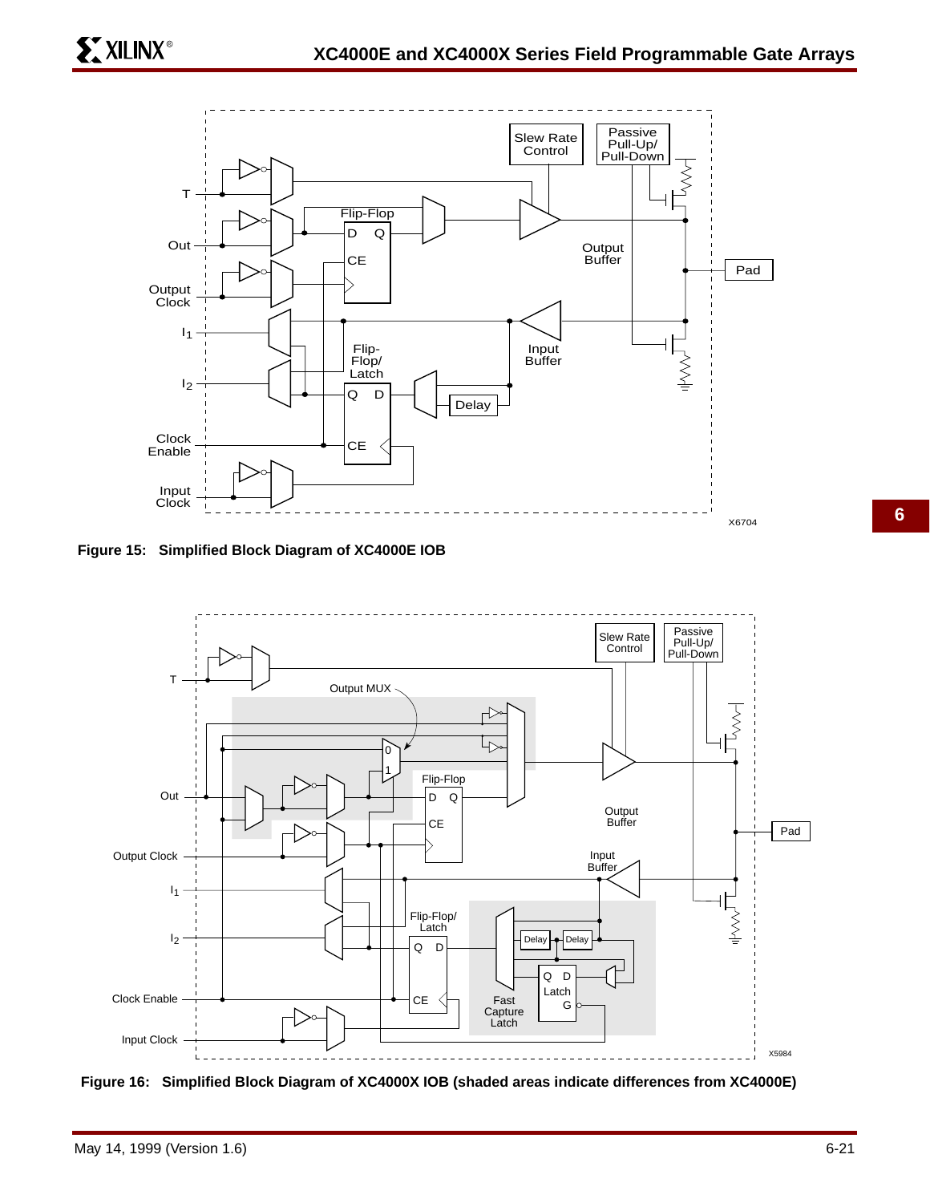Figure 15: Simplified Block Diagram of XC4000E IOB

Figure 16: Simplified Block Diagram of XC4000X IOB (shaded areas indicate differences from XC4000E)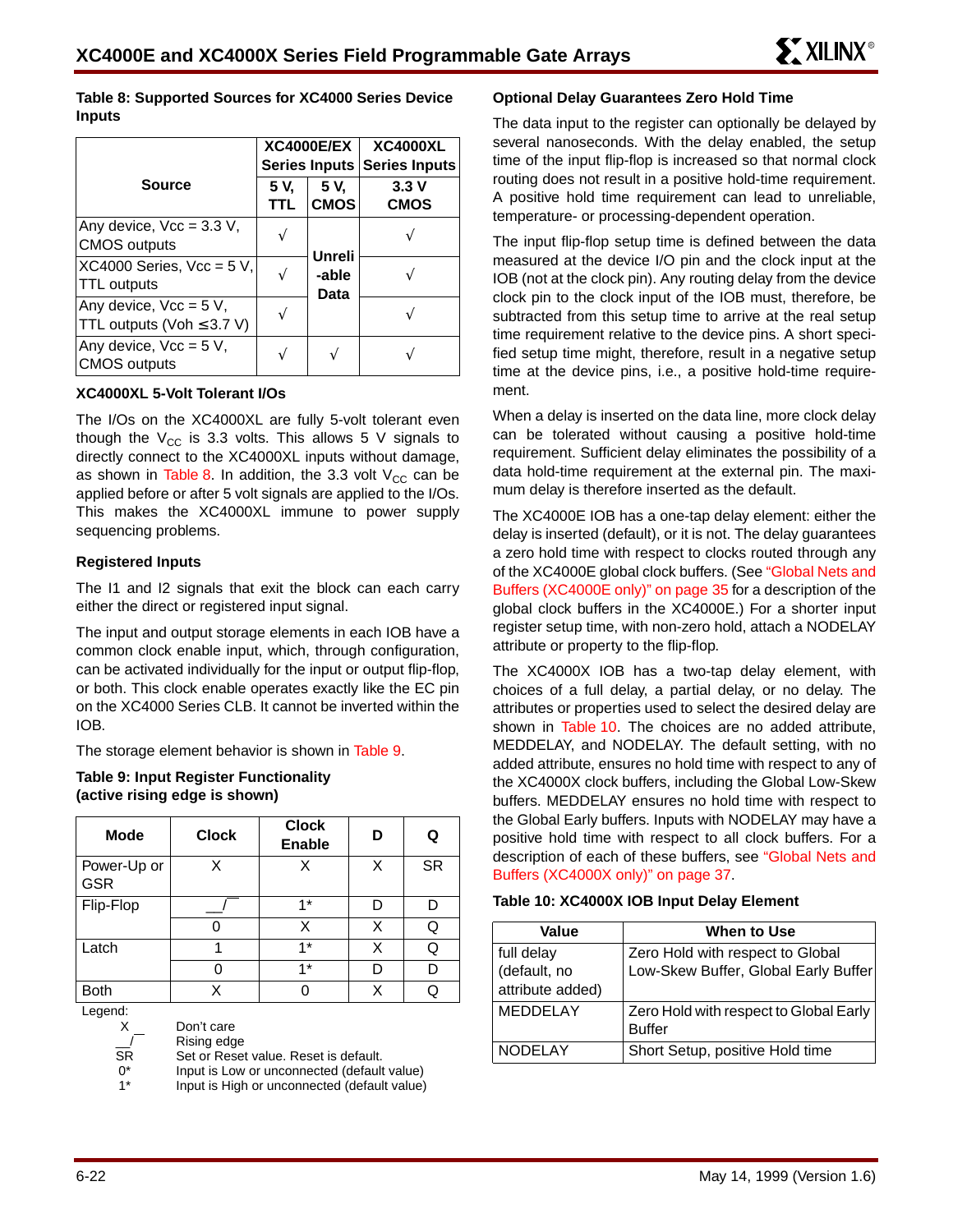**Table 8: Supported Sources for XC4000 Series Device Inputs**

| Source | XC4000E/EX Series Inputs | | XC4000XL Series Inputs |
|---|---|---|---|
| | 5 V, TTL | 5 V, CMOS | 3.3 V CMOS |
| Any device, Vcc = 3.3 V, CMOS outputs | √ | Unreliable Data | √ |
| XC4000 Series, Vcc = 5 V, TTL outputs | √ | | √ |
| Any device, Vcc = 5 V, TTL outputs (Voh ≤3.7 V) | √ | | √ |
| Any device, Vcc = 5 V, CMOS outputs | √ | √ | √ |

### XC4000XL 5-Volt Tolerant I/Os

The I/Os on the XC4000XL are fully 5-volt tolerant even though the $V_{CC}$ is 3.3 volts. This allows 5 V signals to directly connect to the XC4000XL inputs without damage, as shown in Table 8. In addition, the 3.3 volt $V_{CC}$ can be applied before or after 5 volt signals are applied to the I/Os. This makes the XC4000XL immune to power supply sequencing problems.

### Registered Inputs

The I1 and I2 signals that exit the block can each carry either the direct or registered input signal.

The input and output storage elements in each IOB have a common clock enable input, which, through configuration, can be activated individually for the input or output flip-flop, or both. This clock enable operates exactly like the EC pin on the XC4000 Series CLB. It cannot be inverted within the IOB.

The storage element behavior is shown in Table 9.

**Table 9: Input Register Functionality (active rising edge is shown)**

| Mode | Clock | Clock Enable | D | Q |
|---|---|---|---|---|
| Power-Up or GSR | X | X | X | SR |
| Flip-Flop | __/‾ | 1* | D | D |
| | 0 | X | X | Q |
| Latch | 1 | 1* | X | Q |
| | 0 | 1* | D | D |
| Both | X | 0 | X | Q |

Legend:

- X — Don't care
- __/ — Rising edge
- SR — Set or Reset value. Reset is default.
- 0* — Input is Low or unconnected (default value)
- 1* — Input is High or unconnected (default value)

### Optional Delay Guarantees Zero Hold Time

The data input to the register can optionally be delayed by several nanoseconds. With the delay enabled, the setup time of the input flip-flop is increased so that normal clock routing does not result in a positive hold-time requirement. A positive hold time requirement can lead to unreliable, temperature- or processing-dependent operation.

The input flip-flop setup time is defined between the data measured at the device I/O pin and the clock input at the IOB (not at the clock pin). Any routing delay from the device clock pin to the clock input of the IOB must, therefore, be subtracted from this setup time to arrive at the real setup time requirement relative to the device pins. A short specified setup time might, therefore, result in a negative setup time at the device pins, i.e., a positive hold-time requirement.

When a delay is inserted on the data line, more clock delay can be tolerated without causing a positive hold-time requirement. Sufficient delay eliminates the possibility of a data hold-time requirement at the external pin. The maximum delay is therefore inserted as the default.

The XC4000E IOB has a one-tap delay element: either the delay is inserted (default), or it is not. The delay guarantees a zero hold time with respect to clocks routed through any of the XC4000E global clock buffers. (See "Global Nets and Buffers (XC4000E only)" on page 35 for a description of the global clock buffers in the XC4000E.) For a shorter input register setup time, with non-zero hold, attach a NODELAY attribute or property to the flip-flop.

The XC4000X IOB has a two-tap delay element, with choices of a full delay, a partial delay, or no delay. The attributes or properties used to select the desired delay are shown in Table 10. The choices are no added attribute, MEDDELAY, and NODELAY. The default setting, with no added attribute, ensures no hold time with respect to any of the XC4000X clock buffers, including the Global Low-Skew buffers. MEDDELAY ensures no hold time with respect to the Global Early buffers. Inputs with NODELAY may have a positive hold time with respect to all clock buffers. For a description of each of these buffers, see "Global Nets and Buffers (XC4000X only)" on page 37.

**Table 10: XC4000X IOB Input Delay Element**

| Value | When to Use |
|---|---|
| full delay (default, no attribute added) | Zero Hold with respect to Global Low-Skew Buffer, Global Early Buffer |
| MEDDELAY | Zero Hold with respect to Global Early Buffer |
| NODELAY | Short Setup, positive Hold time |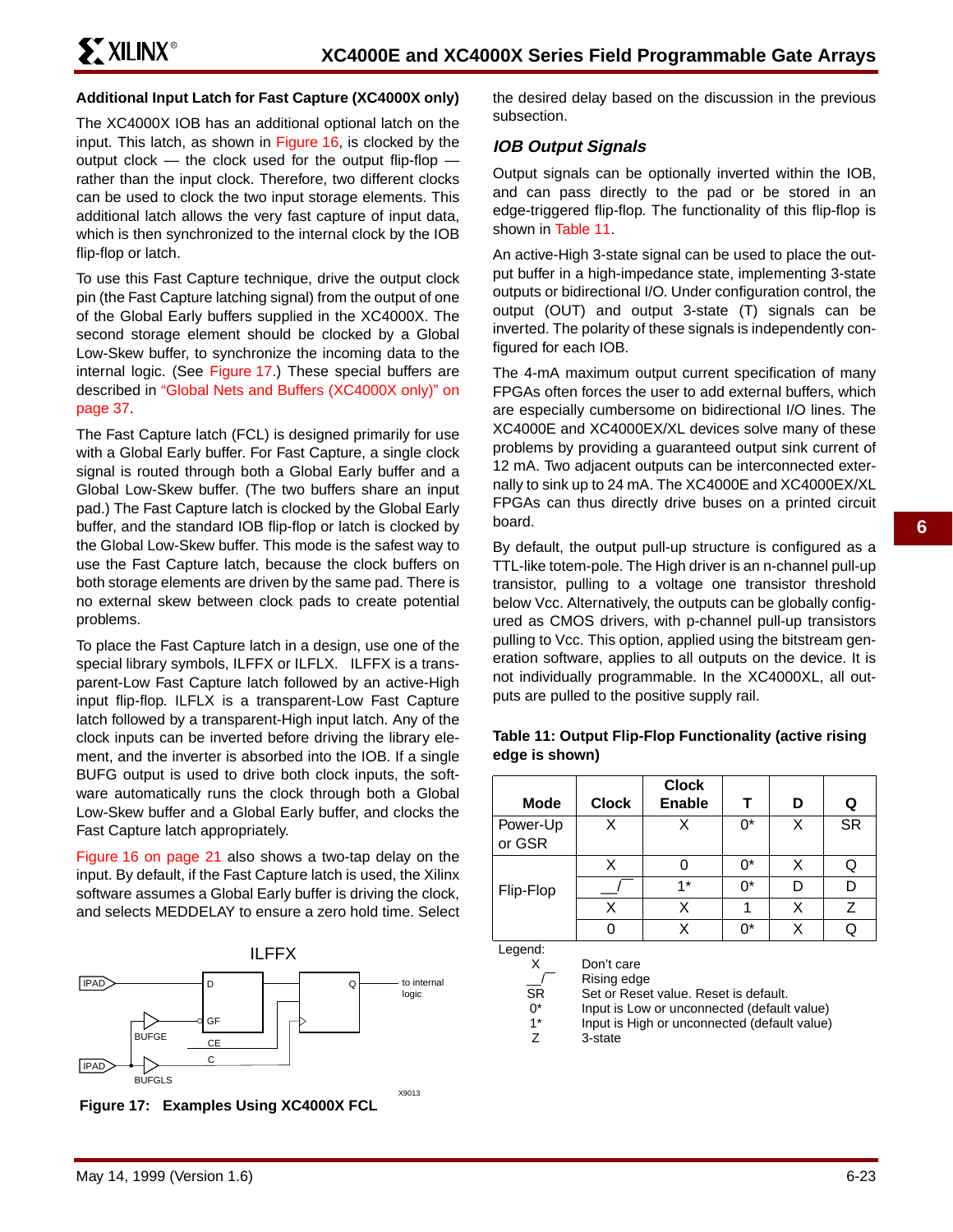## Additional Input Latch for Fast Capture (XC4000X only)

The XC4000X IOB has an additional optional latch on the input. This latch, as shown in Figure 16, is clocked by the output clock — the clock used for the output flip-flop — rather than the input clock. Therefore, two different clocks can be used to clock the two input storage elements. This additional latch allows the very fast capture of input data, which is then synchronized to the internal clock by the IOB flip-flop or latch.

To use this Fast Capture technique, drive the output clock pin (the Fast Capture latching signal) from the output of one of the Global Early buffers supplied in the XC4000X. The second storage element should be clocked by a Global Low-Skew buffer, to synchronize the incoming data to the internal logic. (See Figure 17.) These special buffers are described in "Global Nets and Buffers (XC4000X only)" on page 37.

The Fast Capture latch (FCL) is designed primarily for use with a Global Early buffer. For Fast Capture, a single clock signal is routed through both a Global Early buffer and a Global Low-Skew buffer. (The two buffers share an input pad.) The Fast Capture latch is clocked by the Global Early buffer, and the standard IOB flip-flop or latch is clocked by the Global Low-Skew buffer. This mode is the safest way to use the Fast Capture latch, because the clock buffers on both storage elements are driven by the same pad. There is no external skew between clock pads to create potential problems.

To place the Fast Capture latch in a design, use one of the special library symbols, ILFFX or ILFLX. ILFFX is a transparent-Low Fast Capture latch followed by an active-High input flip-flop. ILFLX is a transparent-Low Fast Capture latch followed by a transparent-High input latch. Any of the clock inputs can be inverted before driving the library element, and the inverter is absorbed into the IOB. If a single BUFG output is used to drive both clock inputs, the software automatically runs the clock through both a Global Low-Skew buffer and a Global Early buffer, and clocks the Fast Capture latch appropriately.

Figure 16 on page 21 also shows a two-tap delay on the input. By default, if the Fast Capture latch is used, the Xilinx software assumes a Global Early buffer is driving the clock, and selects MEDDELAY to ensure a zero hold time. Select the desired delay based on the discussion in the previous subsection.

Figure 17: Examples Using XC4000X FCL

### IOB Output Signals

Output signals can be optionally inverted within the IOB, and can pass directly to the pad or be stored in an edge-triggered flip-flop. The functionality of this flip-flop is shown in Table 11.

An active-High 3-state signal can be used to place the output buffer in a high-impedance state, implementing 3-state outputs or bidirectional I/O. Under configuration control, the output (OUT) and output 3-state (T) signals can be inverted. The polarity of these signals is independently configured for each IOB.

The 4-mA maximum output current specification of many FPGAs often forces the user to add external buffers, which are especially cumbersome on bidirectional I/O lines. The XC4000E and XC4000EX/XL devices solve many of these problems by providing a guaranteed output sink current of 12 mA. Two adjacent outputs can be interconnected externally to sink up to 24 mA. The XC4000E and XC4000EX/XL FPGAs can thus directly drive buses on a printed circuit board.

By default, the output pull-up structure is configured as a TTL-like totem-pole. The High driver is an n-channel pull-up transistor, pulling to a voltage one transistor threshold below Vcc. Alternatively, the outputs can be globally configured as CMOS drivers, with p-channel pull-up transistors pulling to Vcc. This option, applied using the bitstream generation software, applies to all outputs on the device. It is not individually programmable. In the XC4000XL, all outputs are pulled to the positive supply rail.

**Table 11: Output Flip-Flop Functionality (active rising edge is shown)**

| Mode | Clock | Clock Enable | T | D | Q |
|---|---|---|---|---|---|
| Power-Up or GSR | X | X | 0* | X | SR |
| Flip-Flop | X | 0 | 0* | X | Q |
| | __/ | 1* | 0* | D | D |
| | X | X | 1 | X | Z |
| | 0 | X | 0* | X | Q |

Legend:

| | |
|---|---|
| X | Don't care |
| __/ | Rising edge |
| SR | Set or Reset value. Reset is default. |
| 0* | Input is Low or unconnected (default value) |
| 1* | Input is High or unconnected (default value) |
| Z | 3-state |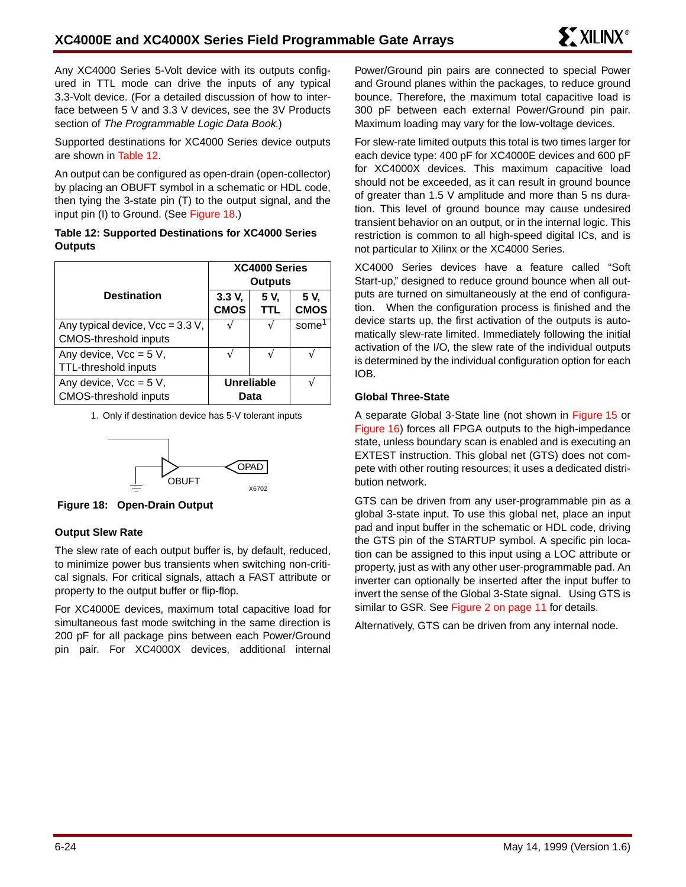Any XC4000 Series 5-Volt device with its outputs configured in TTL mode can drive the inputs of any typical 3.3-Volt device. (For a detailed discussion of how to interface between 5 V and 3.3 V devices, see the 3V Products section of *The Programmable Logic Data Book*.)

Supported destinations for XC4000 Series device outputs are shown in Table 12.

An output can be configured as open-drain (open-collector) by placing an OBUFT symbol in a schematic or HDL code, then tying the 3-state pin (T) to the output signal, and the input pin (I) to Ground. (See Figure 18.)

**Table 12: Supported Destinations for XC4000 Series Outputs**

| Destination | XC4000 Series Outputs | | |
|---|---|---|---|
| | 3.3 V, CMOS | 5 V, TTL | 5 V, CMOS |
| Any typical device, Vcc = 3.3 V, CMOS-threshold inputs | √ | √ | some[1] |
| Any device, Vcc = 5 V, TTL-threshold inputs | √ | √ | √ |
| Any device, Vcc = 5 V, CMOS-threshold inputs | Unreliable Data | | √ |

1. Only if destination device has 5-V tolerant inputs

**Figure 18: Open-Drain Output**

### Output Slew Rate

The slew rate of each output buffer is, by default, reduced, to minimize power bus transients when switching non-critical signals. For critical signals, attach a FAST attribute or property to the output buffer or flip-flop.

For XC4000E devices, maximum total capacitive load for simultaneous fast mode switching in the same direction is 200 pF for all package pins between each Power/Ground pin pair. For XC4000X devices, additional internal Power/Ground pin pairs are connected to special Power and Ground planes within the packages, to reduce ground bounce. Therefore, the maximum total capacitive load is 300 pF between each external Power/Ground pin pair. Maximum loading may vary for the low-voltage devices.

For slew-rate limited outputs this total is two times larger for each device type: 400 pF for XC4000E devices and 600 pF for XC4000X devices. This maximum capacitive load should not be exceeded, as it can result in ground bounce of greater than 1.5 V amplitude and more than 5 ns duration. This level of ground bounce may cause undesired transient behavior on an output, or in the internal logic. This restriction is common to all high-speed digital ICs, and is not particular to Xilinx or the XC4000 Series.

XC4000 Series devices have a feature called "Soft Start-up," designed to reduce ground bounce when all outputs are turned on simultaneously at the end of configuration. When the configuration process is finished and the device starts up, the first activation of the outputs is automatically slew-rate limited. Immediately following the initial activation of the I/O, the slew rate of the individual outputs is determined by the individual configuration option for each IOB.

### Global Three-State

A separate Global 3-State line (not shown in Figure 15 or Figure 16) forces all FPGA outputs to the high-impedance state, unless boundary scan is enabled and is executing an EXTEST instruction. This global net (GTS) does not compete with other routing resources; it uses a dedicated distribution network.

GTS can be driven from any user-programmable pin as a global 3-state input. To use this global net, place an input pad and input buffer in the schematic or HDL code, driving the GTS pin of the STARTUP symbol. A specific pin location can be assigned to this input using a LOC attribute or property, just as with any other user-programmable pad. An inverter can optionally be inserted after the input buffer to invert the sense of the Global 3-State signal. Using GTS is similar to GSR. See Figure 2 on page 11 for details.

Alternatively, GTS can be driven from any internal node.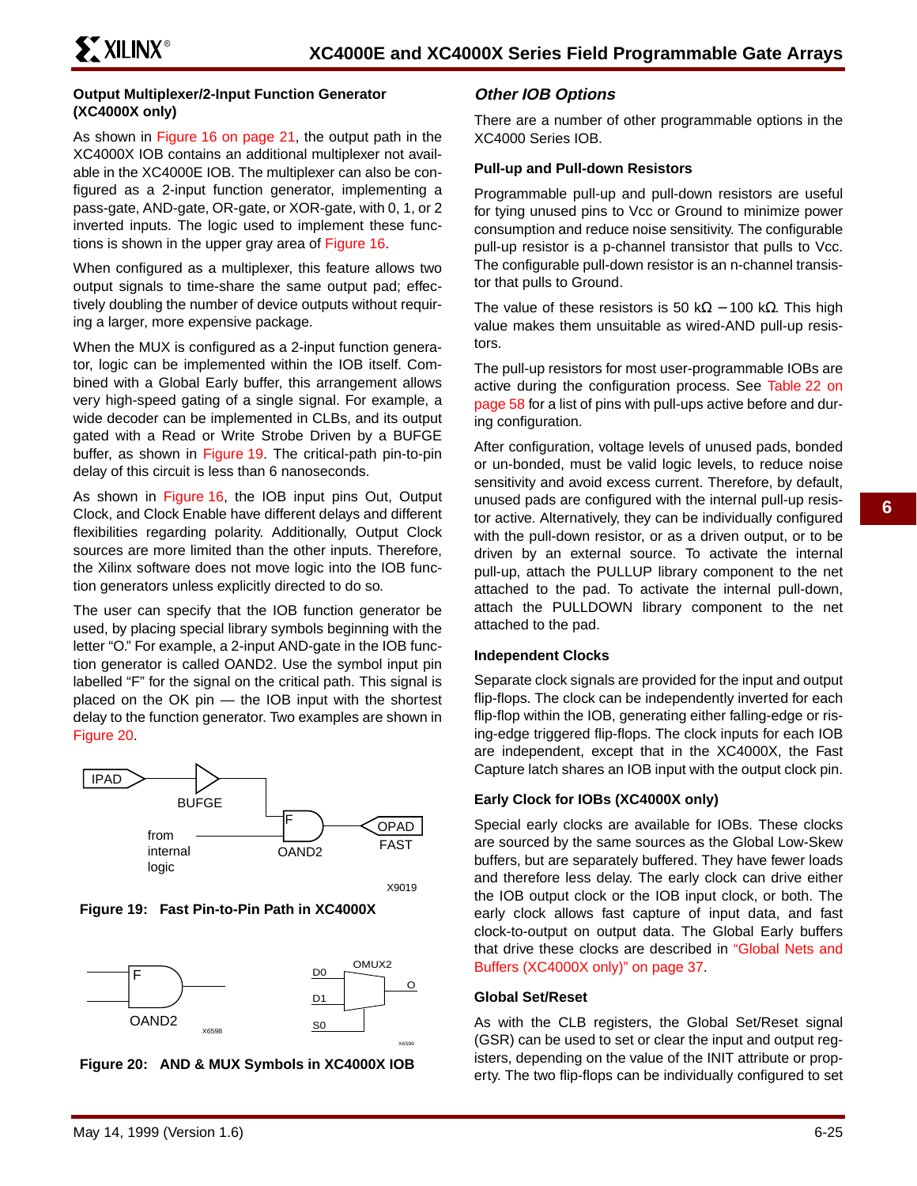**Output Multiplexer/2-Input Function Generator (XC4000X only)**

As shown in Figure 16 on page 21, the output path in the XC4000X IOB contains an additional multiplexer not available in the XC4000E IOB. The multiplexer can also be configured as a 2-input function generator, implementing a pass-gate, AND-gate, OR-gate, or XOR-gate, with 0, 1, or 2 inverted inputs. The logic used to implement these functions is shown in the upper gray area of Figure 16.

When configured as a multiplexer, this feature allows two output signals to time-share the same output pad; effectively doubling the number of device outputs without requiring a larger, more expensive package.

When the MUX is configured as a 2-input function generator, logic can be implemented within the IOB itself. Combined with a Global Early buffer, this arrangement allows very high-speed gating of a single signal. For example, a wide decoder can be implemented in CLBs, and its output gated with a Read or Write Strobe Driven by a BUFGE buffer, as shown in Figure 19. The critical-path pin-to-pin delay of this circuit is less than 6 nanoseconds.

As shown in Figure 16, the IOB input pins Out, Output Clock, and Clock Enable have different delays and different flexibilities regarding polarity. Additionally, Output Clock sources are more limited than the other inputs. Therefore, the Xilinx software does not move logic into the IOB function generators unless explicitly directed to do so.

The user can specify that the IOB function generator be used, by placing special library symbols beginning with the letter "O." For example, a 2-input AND-gate in the IOB function generator is called OAND2. Use the symbol input pin labelled "F" for the signal on the critical path. This signal is placed on the OK pin — the IOB input with the shortest delay to the function generator. Two examples are shown in Figure 20.

**Figure 19: Fast Pin-to-Pin Path in XC4000X**

**Figure 20: AND & MUX Symbols in XC4000X IOB**

### *Other IOB Options*

There are a number of other programmable options in the XC4000 Series IOB.

**Pull-up and Pull-down Resistors**

Programmable pull-up and pull-down resistors are useful for tying unused pins to Vcc or Ground to minimize power consumption and reduce noise sensitivity. The configurable pull-up resistor is a p-channel transistor that pulls to Vcc. The configurable pull-down resistor is an n-channel transistor that pulls to Ground.

The value of these resistors is 50 kΩ − 100 kΩ. This high value makes them unsuitable as wired-AND pull-up resistors.

The pull-up resistors for most user-programmable IOBs are active during the configuration process. See Table 22 on page 58 for a list of pins with pull-ups active before and during configuration.

After configuration, voltage levels of unused pads, bonded or un-bonded, must be valid logic levels, to reduce noise sensitivity and avoid excess current. Therefore, by default, unused pads are configured with the internal pull-up resistor active. Alternatively, they can be individually configured with the pull-down resistor, or as a driven output, or to be driven by an external source. To activate the internal pull-up, attach the PULLUP library component to the net attached to the pad. To activate the internal pull-down, attach the PULLDOWN library component to the net attached to the pad.

**Independent Clocks**

Separate clock signals are provided for the input and output flip-flops. The clock can be independently inverted for each flip-flop within the IOB, generating either falling-edge or rising-edge triggered flip-flops. The clock inputs for each IOB are independent, except that in the XC4000X, the Fast Capture latch shares an IOB input with the output clock pin.

**Early Clock for IOBs (XC4000X only)**

Special early clocks are available for IOBs. These clocks are sourced by the same sources as the Global Low-Skew buffers, but are separately buffered. They have fewer loads and therefore less delay. The early clock can drive either the IOB output clock or the IOB input clock, or both. The early clock allows fast capture of input data, and fast clock-to-output on output data. The Global Early buffers that drive these clocks are described in "Global Nets and Buffers (XC4000X only)" on page 37.

**Global Set/Reset**

As with the CLB registers, the Global Set/Reset signal (GSR) can be used to set or clear the input and output registers, depending on the value of the INIT attribute or property. The two flip-flops can be individually configured to set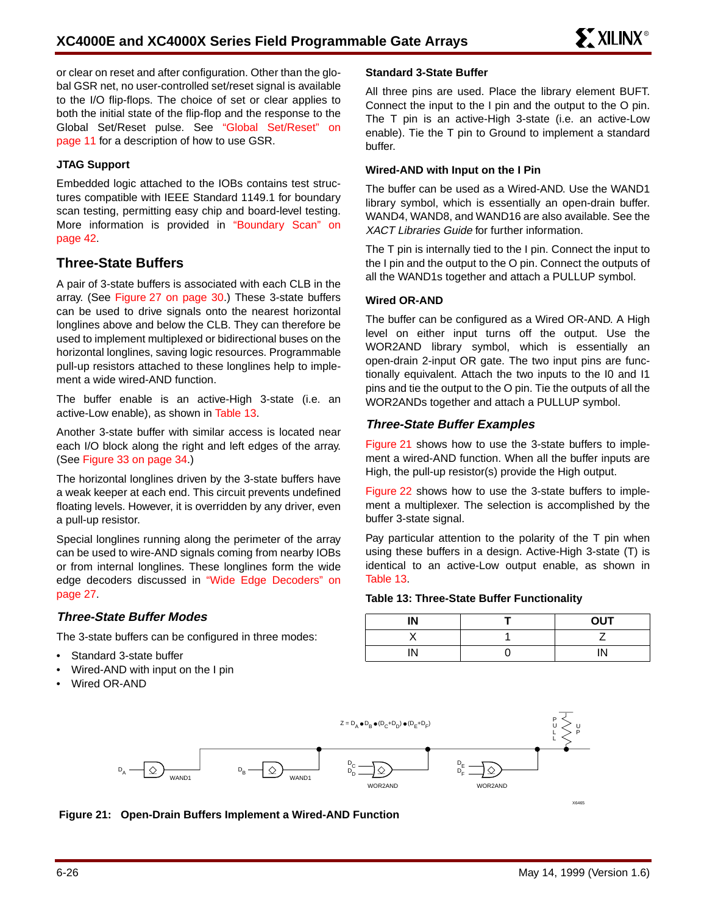or clear on reset and after configuration. Other than the global GSR net, no user-controlled set/reset signal is available to the I/O flip-flops. The choice of set or clear applies to both the initial state of the flip-flop and the response to the Global Set/Reset pulse. See "Global Set/Reset" on page 11 for a description of how to use GSR.

#### JTAG Support

Embedded logic attached to the IOBs contains test structures compatible with IEEE Standard 1149.1 for boundary scan testing, permitting easy chip and board-level testing. More information is provided in "Boundary Scan" on page 42.

## Three-State Buffers

A pair of 3-state buffers is associated with each CLB in the array. (See Figure 27 on page 30.) These 3-state buffers can be used to drive signals onto the nearest horizontal longlines above and below the CLB. They can therefore be used to implement multiplexed or bidirectional buses on the horizontal longlines, saving logic resources. Programmable pull-up resistors attached to these longlines help to implement a wide wired-AND function.

The buffer enable is an active-High 3-state (i.e. an active-Low enable), as shown in Table 13.

Another 3-state buffer with similar access is located near each I/O block along the right and left edges of the array. (See Figure 33 on page 34.)

The horizontal longlines driven by the 3-state buffers have a weak keeper at each end. This circuit prevents undefined floating levels. However, it is overridden by any driver, even a pull-up resistor.

Special longlines running along the perimeter of the array can be used to wire-AND signals coming from nearby IOBs or from internal longlines. These longlines form the wide edge decoders discussed in "Wide Edge Decoders" on page 27.

### *Three-State Buffer Modes*

The 3-state buffers can be configured in three modes:

- Standard 3-state buffer
- Wired-AND with input on the I pin
- Wired OR-AND

#### Standard 3-State Buffer

All three pins are used. Place the library element BUFT. Connect the input to the I pin and the output to the O pin. The T pin is an active-High 3-state (i.e. an active-Low enable). Tie the T pin to Ground to implement a standard buffer.

#### Wired-AND with Input on the I Pin

The buffer can be used as a Wired-AND. Use the WAND1 library symbol, which is essentially an open-drain buffer. WAND4, WAND8, and WAND16 are also available. See the *XACT Libraries Guide* for further information.

The T pin is internally tied to the I pin. Connect the input to the I pin and the output to the O pin. Connect the outputs of all the WAND1s together and attach a PULLUP symbol.

#### Wired OR-AND

The buffer can be configured as a Wired OR-AND. A High level on either input turns off the output. Use the WOR2AND library symbol, which is essentially an open-drain 2-input OR gate. The two input pins are functionally equivalent. Attach the two inputs to the I0 and I1 pins and tie the output to the O pin. Tie the outputs of all the WOR2ANDs together and attach a PULLUP symbol.

### *Three-State Buffer Examples*

Figure 21 shows how to use the 3-state buffers to implement a wired-AND function. When all the buffer inputs are High, the pull-up resistor(s) provide the High output.

Figure 22 shows how to use the 3-state buffers to implement a multiplexer. The selection is accomplished by the buffer 3-state signal.

Pay particular attention to the polarity of the T pin when using these buffers in a design. Active-High 3-state (T) is identical to an active-Low output enable, as shown in Table 13.

**Table 13: Three-State Buffer Functionality**

| IN | T | OUT |
|---|---|---|
| X | 1 | Z |
| IN | 0 | IN |

$Z = D_A \bullet D_B \bullet (D_C+D_D) \bullet (D_E+D_F)$

**Figure 21: Open-Drain Buffers Implement a Wired-AND Function**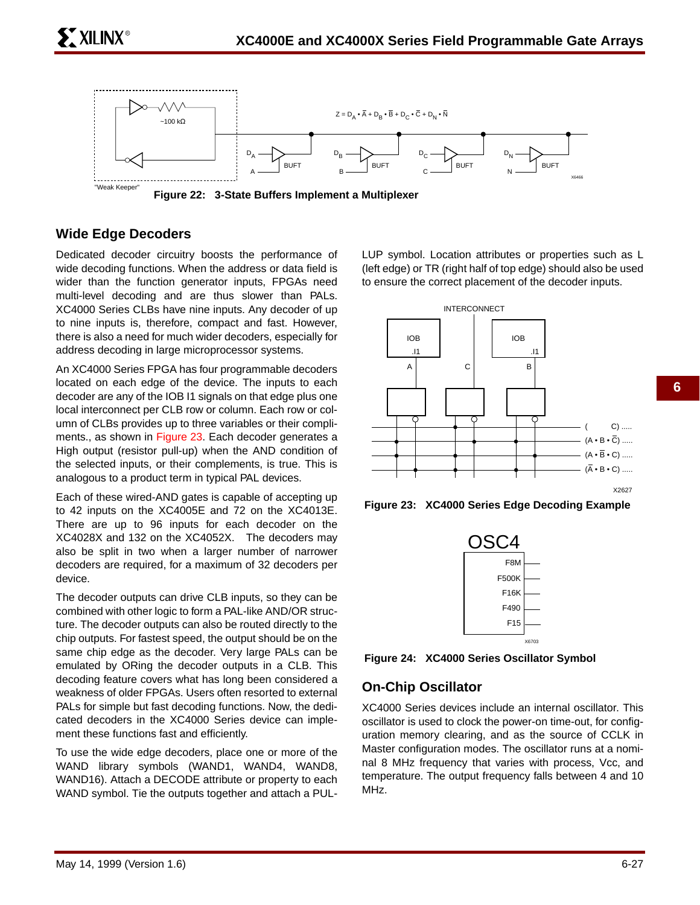Figure 22: 3-State Buffers Implement a Multiplexer

## Wide Edge Decoders

Dedicated decoder circuitry boosts the performance of wide decoding functions. When the address or data field is wider than the function generator inputs, FPGAs need multi-level decoding and are thus slower than PALs. XC4000 Series CLBs have nine inputs. Any decoder of up to nine inputs is, therefore, compact and fast. However, there is also a need for much wider decoders, especially for address decoding in large microprocessor systems.

An XC4000 Series FPGA has four programmable decoders located on each edge of the device. The inputs to each decoder are any of the IOB I1 signals on that edge plus one local interconnect per CLB row or column. Each row or column of CLBs provides up to three variables or their compliments., as shown in Figure 23. Each decoder generates a High output (resistor pull-up) when the AND condition of the selected inputs, or their complements, is true. This is analogous to a product term in typical PAL devices.

Each of these wired-AND gates is capable of accepting up to 42 inputs on the XC4005E and 72 on the XC4013E. There are up to 96 inputs for each decoder on the XC4028X and 132 on the XC4052X. The decoders may also be split in two when a larger number of narrower decoders are required, for a maximum of 32 decoders per device.

The decoder outputs can drive CLB inputs, so they can be combined with other logic to form a PAL-like AND/OR structure. The decoder outputs can also be routed directly to the chip outputs. For fastest speed, the output should be on the same chip edge as the decoder. Very large PALs can be emulated by ORing the decoder outputs in a CLB. This decoding feature covers what has long been considered a weakness of older FPGAs. Users often resorted to external PALs for simple but fast decoding functions. Now, the dedicated decoders in the XC4000 Series device can implement these functions fast and efficiently.

To use the wide edge decoders, place one or more of the WAND library symbols (WAND1, WAND4, WAND8, WAND16). Attach a DECODE attribute or property to each WAND symbol. Tie the outputs together and attach a PULLUP symbol. Location attributes or properties such as L (left edge) or TR (right half of top edge) should also be used to ensure the correct placement of the decoder inputs.

Figure 23: XC4000 Series Edge Decoding Example

Figure 24: XC4000 Series Oscillator Symbol

## On-Chip Oscillator

XC4000 Series devices include an internal oscillator. This oscillator is used to clock the power-on time-out, for configuration memory clearing, and as the source of CCLK in Master configuration modes. The oscillator runs at a nominal 8 MHz frequency that varies with process, Vcc, and temperature. The output frequency falls between 4 and 10 MHz.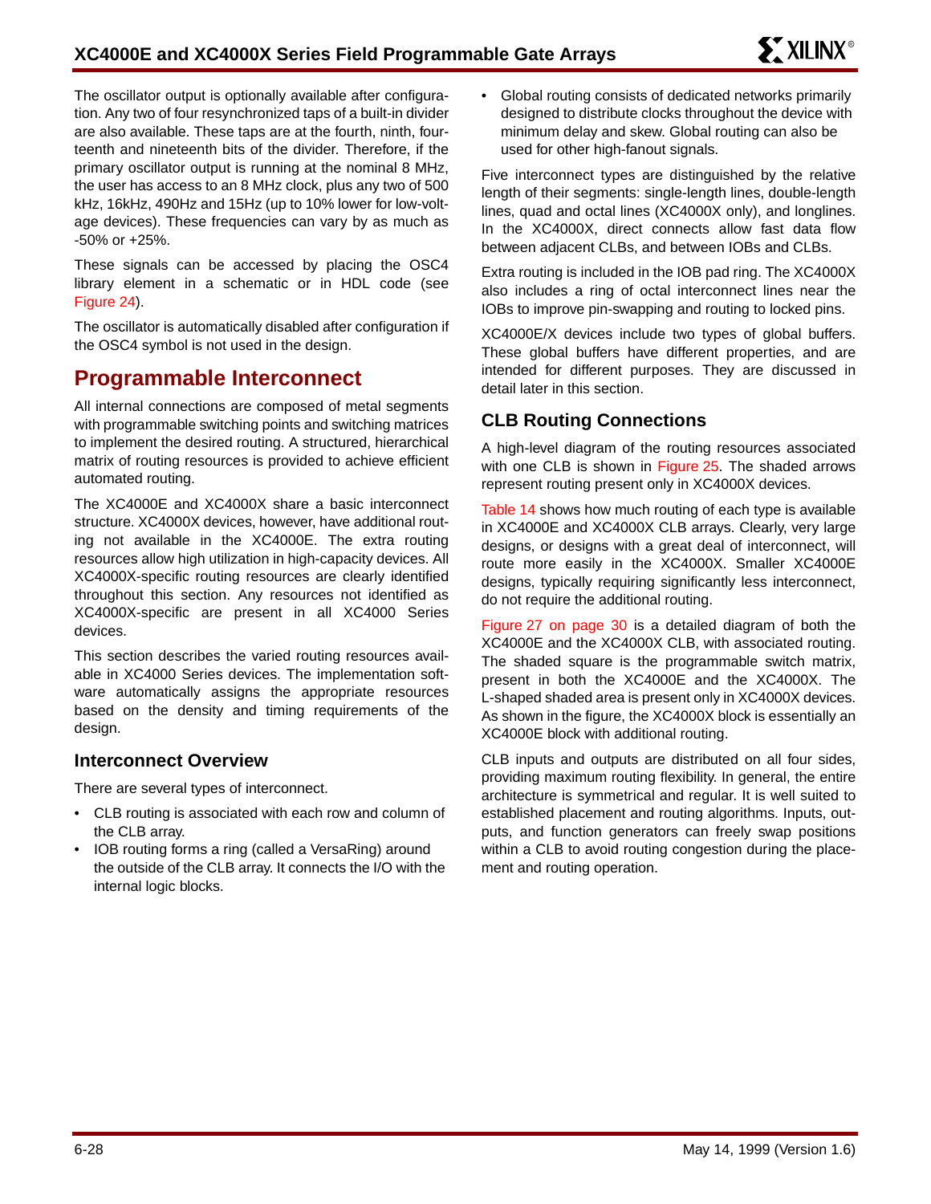The oscillator output is optionally available after configuration. Any two of four resynchronized taps of a built-in divider are also available. These taps are at the fourth, ninth, fourteenth and nineteenth bits of the divider. Therefore, if the primary oscillator output is running at the nominal 8 MHz, the user has access to an 8 MHz clock, plus any two of 500 kHz, 16kHz, 490Hz and 15Hz (up to 10% lower for low-voltage devices). These frequencies can vary by as much as -50% or +25%.

These signals can be accessed by placing the OSC4 library element in a schematic or in HDL code (see Figure 24).

The oscillator is automatically disabled after configuration if the OSC4 symbol is not used in the design.

## Programmable Interconnect

All internal connections are composed of metal segments with programmable switching points and switching matrices to implement the desired routing. A structured, hierarchical matrix of routing resources is provided to achieve efficient automated routing.

The XC4000E and XC4000X share a basic interconnect structure. XC4000X devices, however, have additional routing not available in the XC4000E. The extra routing resources allow high utilization in high-capacity devices. All XC4000X-specific routing resources are clearly identified throughout this section. Any resources not identified as XC4000X-specific are present in all XC4000 Series devices.

This section describes the varied routing resources available in XC4000 Series devices. The implementation software automatically assigns the appropriate resources based on the density and timing requirements of the design.

### Interconnect Overview

There are several types of interconnect.

- CLB routing is associated with each row and column of the CLB array.
- IOB routing forms a ring (called a VersaRing) around the outside of the CLB array. It connects the I/O with the internal logic blocks.
- Global routing consists of dedicated networks primarily designed to distribute clocks throughout the device with minimum delay and skew. Global routing can also be used for other high-fanout signals.

Five interconnect types are distinguished by the relative length of their segments: single-length lines, double-length lines, quad and octal lines (XC4000X only), and longlines. In the XC4000X, direct connects allow fast data flow between adjacent CLBs, and between IOBs and CLBs.

Extra routing is included in the IOB pad ring. The XC4000X also includes a ring of octal interconnect lines near the IOBs to improve pin-swapping and routing to locked pins.

XC4000E/X devices include two types of global buffers. These global buffers have different properties, and are intended for different purposes. They are discussed in detail later in this section.

### CLB Routing Connections

A high-level diagram of the routing resources associated with one CLB is shown in Figure 25. The shaded arrows represent routing present only in XC4000X devices.

Table 14 shows how much routing of each type is available in XC4000E and XC4000X CLB arrays. Clearly, very large designs, or designs with a great deal of interconnect, will route more easily in the XC4000X. Smaller XC4000E designs, typically requiring significantly less interconnect, do not require the additional routing.

Figure 27 on page 30 is a detailed diagram of both the XC4000E and the XC4000X CLB, with associated routing. The shaded square is the programmable switch matrix, present in both the XC4000E and the XC4000X. The L-shaped shaded area is present only in XC4000X devices. As shown in the figure, the XC4000X block is essentially an XC4000E block with additional routing.

CLB inputs and outputs are distributed on all four sides, providing maximum routing flexibility. In general, the entire architecture is symmetrical and regular. It is well suited to established placement and routing algorithms. Inputs, outputs, and function generators can freely swap positions within a CLB to avoid routing congestion during the placement and routing operation.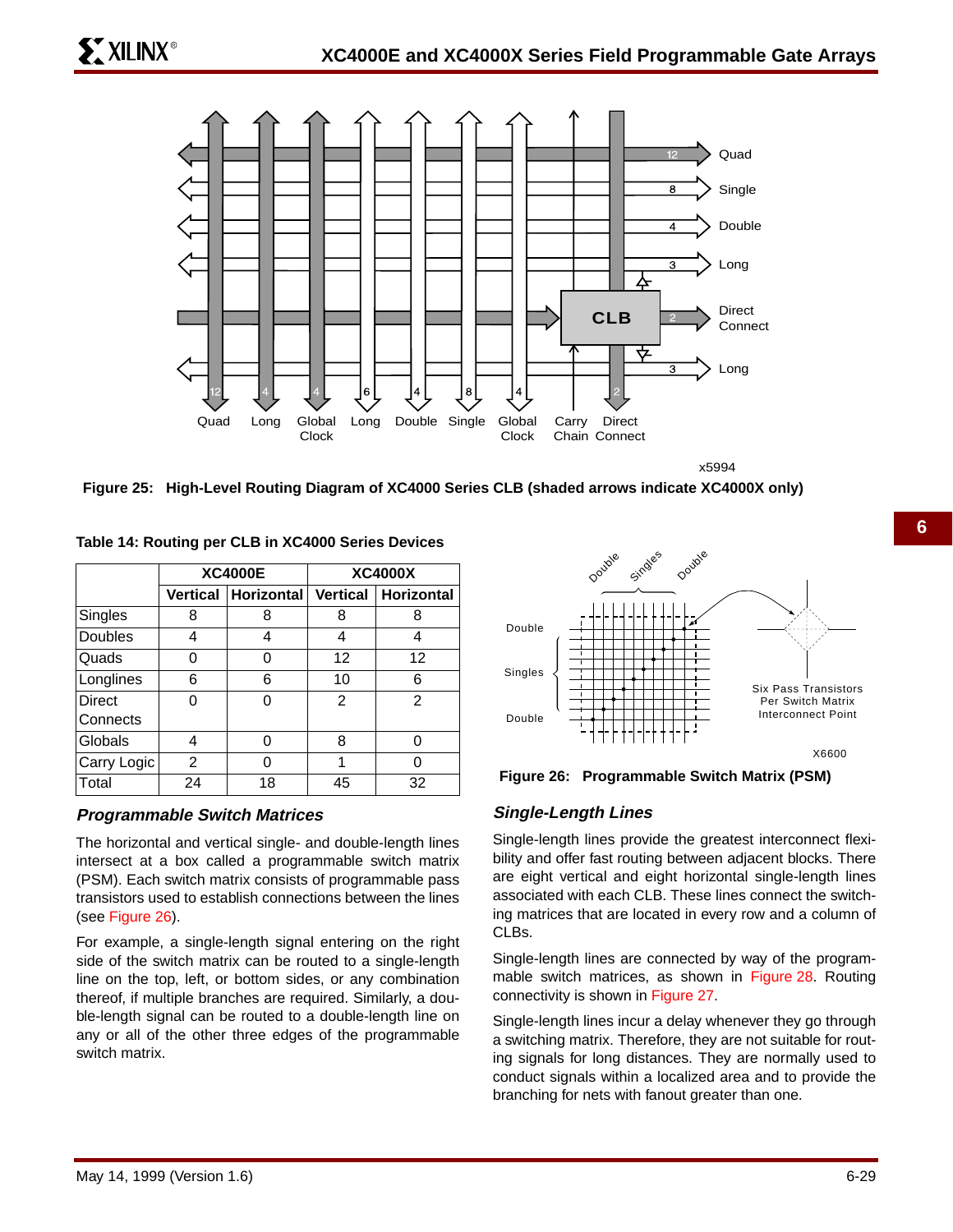Figure 25: High-Level Routing Diagram of XC4000 Series CLB (shaded arrows indicate XC4000X only)

**Table 14: Routing per CLB in XC4000 Series Devices**

| | XC4000E | | XC4000X | |
|---|---|---|---|---|
| | Vertical | Horizontal | Vertical | Horizontal |
| Singles | 8 | 8 | 8 | 8 |
| Doubles | 4 | 4 | 4 | 4 |
| Quads | 0 | 0 | 12 | 12 |
| Longlines | 6 | 6 | 10 | 6 |
| Direct Connects | 0 | 0 | 2 | 2 |
| Globals | 4 | 0 | 8 | 0 |
| Carry Logic | 2 | 0 | 1 | 0 |
| Total | 24 | 18 | 45 | 32 |

### *Programmable Switch Matrices*

The horizontal and vertical single- and double-length lines intersect at a box called a programmable switch matrix (PSM). Each switch matrix consists of programmable pass transistors used to establish connections between the lines (see Figure 26).

For example, a single-length signal entering on the right side of the switch matrix can be routed to a single-length line on the top, left, or bottom sides, or any combination thereof, if multiple branches are required. Similarly, a double-length signal can be routed to a double-length line on any or all of the other three edges of the programmable switch matrix.

Figure 26: Programmable Switch Matrix (PSM)

### *Single-Length Lines*

Single-length lines provide the greatest interconnect flexibility and offer fast routing between adjacent blocks. There are eight vertical and eight horizontal single-length lines associated with each CLB. These lines connect the switching matrices that are located in every row and a column of CLBs.

Single-length lines are connected by way of the programmable switch matrices, as shown in Figure 28. Routing connectivity is shown in Figure 27.

Single-length lines incur a delay whenever they go through a switching matrix. Therefore, they are not suitable for routing signals for long distances. They are normally used to conduct signals within a localized area and to provide the branching for nets with fanout greater than one.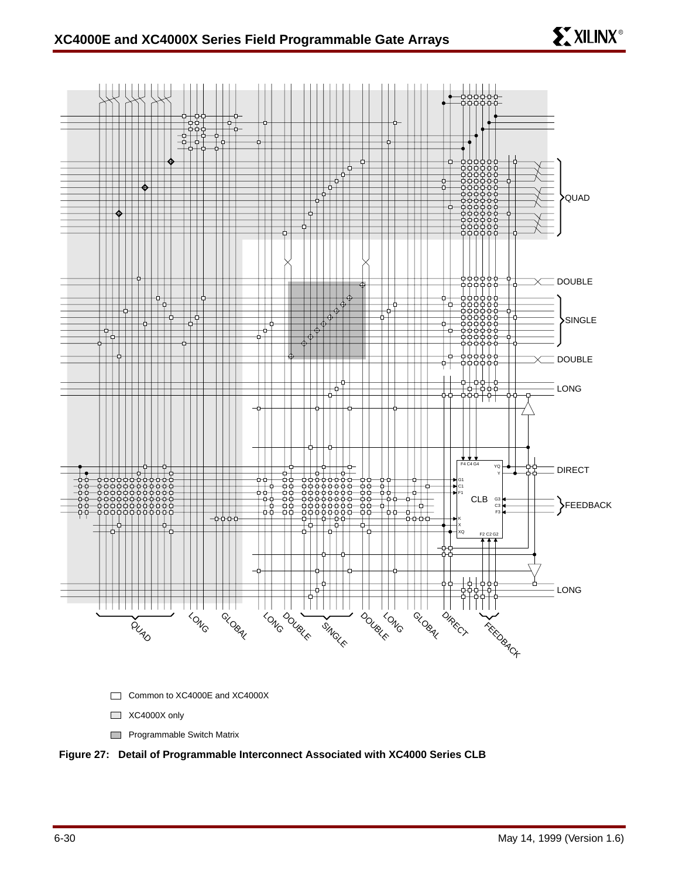Common to XC4000E and XC4000X

XC4000X only

Programmable Switch Matrix

**Figure 27: Detail of Programmable Interconnect Associated with XC4000 Series CLB**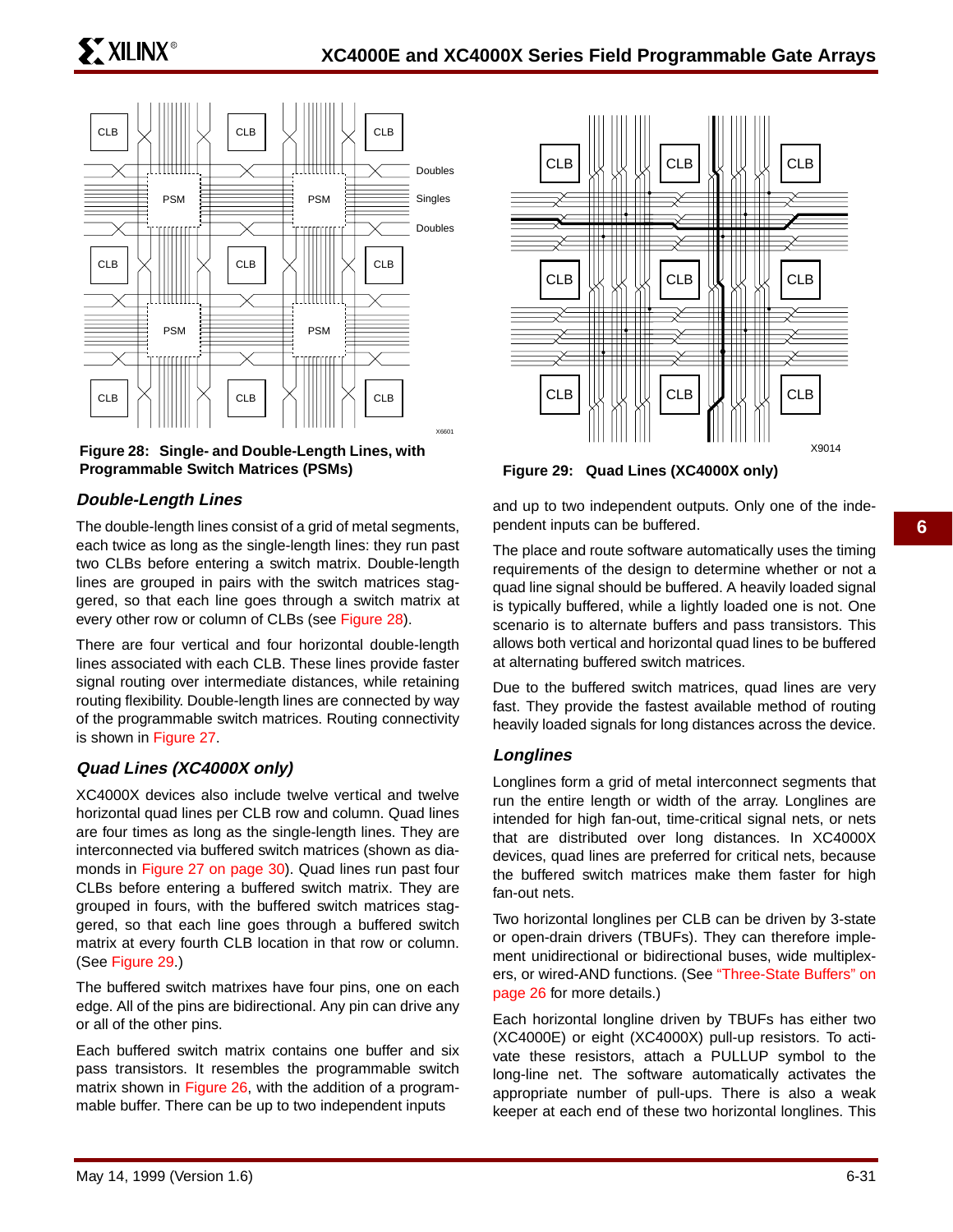**Figure 28: Single- and Double-Length Lines, with Programmable Switch Matrices (PSMs)**

### *Double-Length Lines*

The double-length lines consist of a grid of metal segments, each twice as long as the single-length lines: they run past two CLBs before entering a switch matrix. Double-length lines are grouped in pairs with the switch matrices staggered, so that each line goes through a switch matrix at every other row or column of CLBs (see Figure 28).

There are four vertical and four horizontal double-length lines associated with each CLB. These lines provide faster signal routing over intermediate distances, while retaining routing flexibility. Double-length lines are connected by way of the programmable switch matrices. Routing connectivity is shown in Figure 27.

### *Quad Lines (XC4000X only)*

XC4000X devices also include twelve vertical and twelve horizontal quad lines per CLB row and column. Quad lines are four times as long as the single-length lines. They are interconnected via buffered switch matrices (shown as diamonds in Figure 27 on page 30). Quad lines run past four CLBs before entering a buffered switch matrix. They are grouped in fours, with the buffered switch matrices staggered, so that each line goes through a buffered switch matrix at every fourth CLB location in that row or column. (See Figure 29.)

The buffered switch matrixes have four pins, one on each edge. All of the pins are bidirectional. Any pin can drive any or all of the other pins.

Each buffered switch matrix contains one buffer and six pass transistors. It resembles the programmable switch matrix shown in Figure 26, with the addition of a programmable buffer. There can be up to two independent inputs and up to two independent outputs. Only one of the independent inputs can be buffered.

**Figure 29: Quad Lines (XC4000X only)**

The place and route software automatically uses the timing requirements of the design to determine whether or not a quad line signal should be buffered. A heavily loaded signal is typically buffered, while a lightly loaded one is not. One scenario is to alternate buffers and pass transistors. This allows both vertical and horizontal quad lines to be buffered at alternating buffered switch matrices.

Due to the buffered switch matrices, quad lines are very fast. They provide the fastest available method of routing heavily loaded signals for long distances across the device.

### *Longlines*

Longlines form a grid of metal interconnect segments that run the entire length or width of the array. Longlines are intended for high fan-out, time-critical signal nets, or nets that are distributed over long distances. In XC4000X devices, quad lines are preferred for critical nets, because the buffered switch matrices make them faster for high fan-out nets.

Two horizontal longlines per CLB can be driven by 3-state or open-drain drivers (TBUFs). They can therefore implement unidirectional or bidirectional buses, wide multiplexers, or wired-AND functions. (See "Three-State Buffers" on page 26 for more details.)

Each horizontal longline driven by TBUFs has either two (XC4000E) or eight (XC4000X) pull-up resistors. To activate these resistors, attach a PULLUP symbol to the long-line net. The software automatically activates the appropriate number of pull-ups. There is also a weak keeper at each end of these two horizontal longlines. This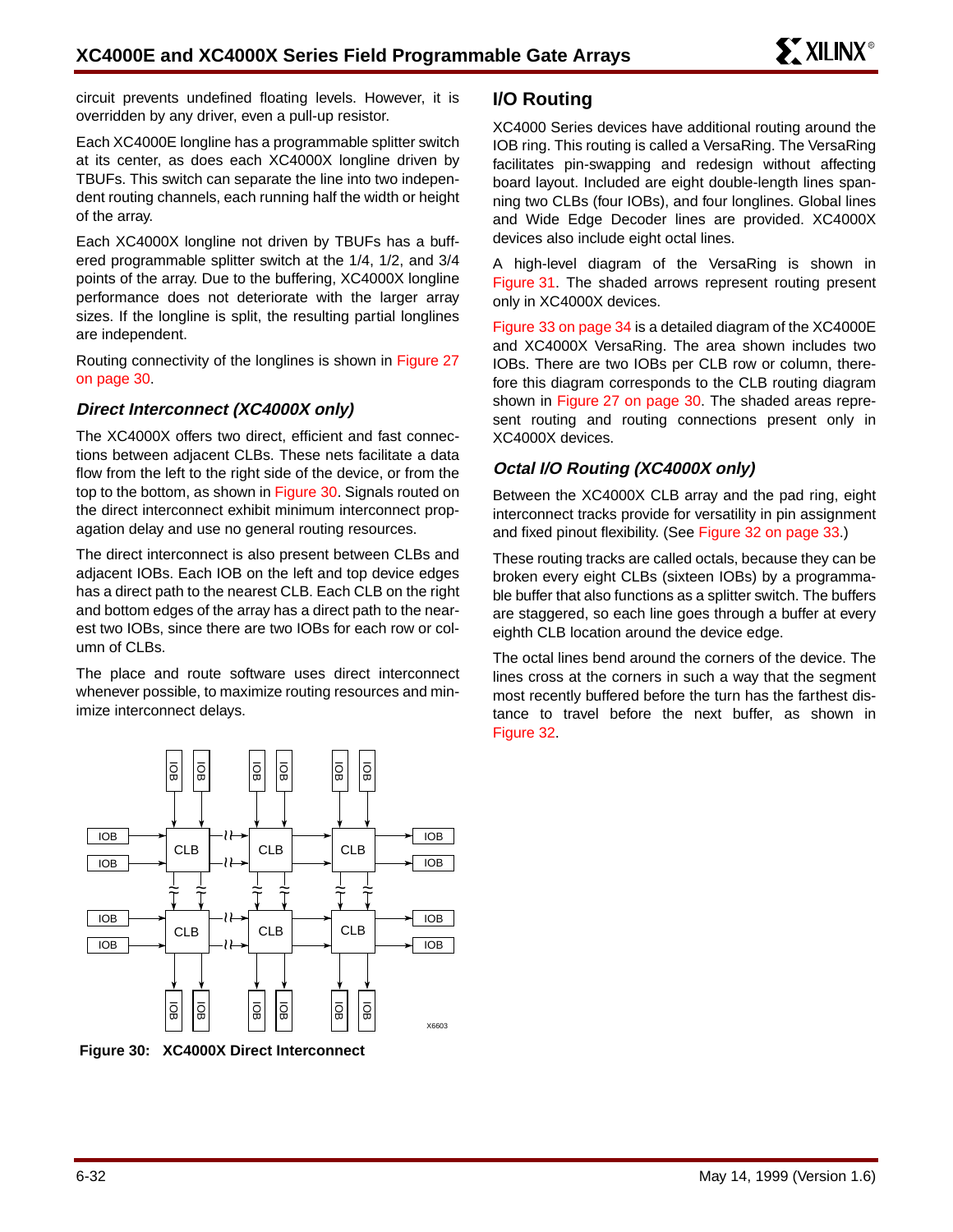circuit prevents undefined floating levels. However, it is overridden by any driver, even a pull-up resistor.

Each XC4000E longline has a programmable splitter switch at its center, as does each XC4000X longline driven by TBUFs. This switch can separate the line into two independent routing channels, each running half the width or height of the array.

Each XC4000X longline not driven by TBUFs has a buffered programmable splitter switch at the 1/4, 1/2, and 3/4 points of the array. Due to the buffering, XC4000X longline performance does not deteriorate with the larger array sizes. If the longline is split, the resulting partial longlines are independent.

Routing connectivity of the longlines is shown in Figure 27 on page 30.

### *Direct Interconnect (XC4000X only)*

The XC4000X offers two direct, efficient and fast connections between adjacent CLBs. These nets facilitate a data flow from the left to the right side of the device, or from the top to the bottom, as shown in Figure 30. Signals routed on the direct interconnect exhibit minimum interconnect propagation delay and use no general routing resources.

The direct interconnect is also present between CLBs and adjacent IOBs. Each IOB on the left and top device edges has a direct path to the nearest CLB. Each CLB on the right and bottom edges of the array has a direct path to the nearest two IOBs, since there are two IOBs for each row or column of CLBs.

The place and route software uses direct interconnect whenever possible, to maximize routing resources and minimize interconnect delays.

**Figure 30: XC4000X Direct Interconnect**

## I/O Routing

XC4000 Series devices have additional routing around the IOB ring. This routing is called a VersaRing. The VersaRing facilitates pin-swapping and redesign without affecting board layout. Included are eight double-length lines spanning two CLBs (four IOBs), and four longlines. Global lines and Wide Edge Decoder lines are provided. XC4000X devices also include eight octal lines.

A high-level diagram of the VersaRing is shown in Figure 31. The shaded arrows represent routing present only in XC4000X devices.

Figure 33 on page 34 is a detailed diagram of the XC4000E and XC4000X VersaRing. The area shown includes two IOBs. There are two IOBs per CLB row or column, therefore this diagram corresponds to the CLB routing diagram shown in Figure 27 on page 30. The shaded areas represent routing and routing connections present only in XC4000X devices.

### *Octal I/O Routing (XC4000X only)*

Between the XC4000X CLB array and the pad ring, eight interconnect tracks provide for versatility in pin assignment and fixed pinout flexibility. (See Figure 32 on page 33.)

These routing tracks are called octals, because they can be broken every eight CLBs (sixteen IOBs) by a programmable buffer that also functions as a splitter switch. The buffers are staggered, so each line goes through a buffer at every eighth CLB location around the device edge.

The octal lines bend around the corners of the device. The lines cross at the corners in such a way that the segment most recently buffered before the turn has the farthest distance to travel before the next buffer, as shown in Figure 32.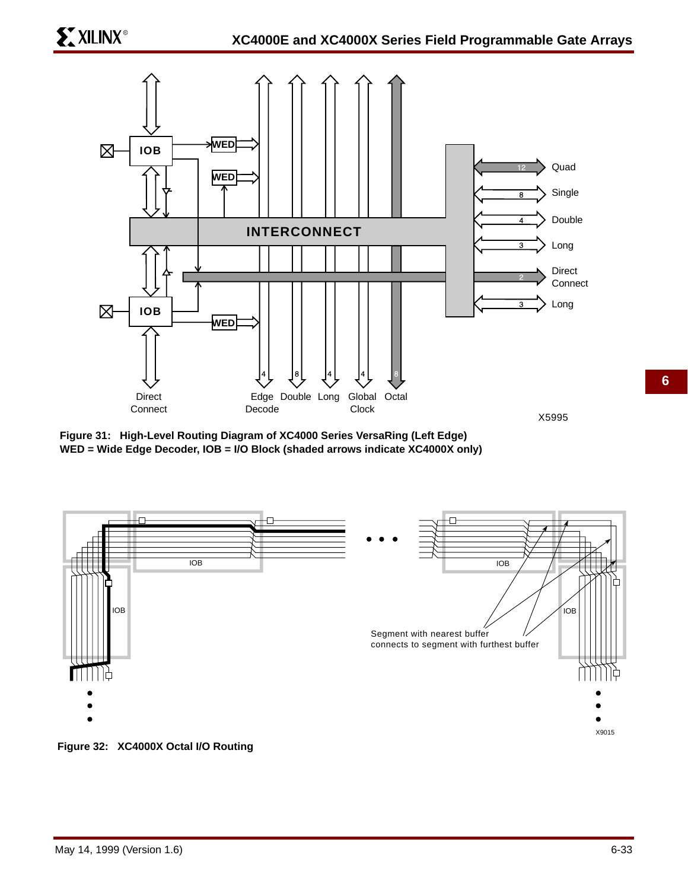**Figure 31: High-Level Routing Diagram of XC4000 Series VersaRing (Left Edge)**
**WED = Wide Edge Decoder, IOB = I/O Block (shaded arrows indicate XC4000X only)**

**Figure 32: XC4000X Octal I/O Routing**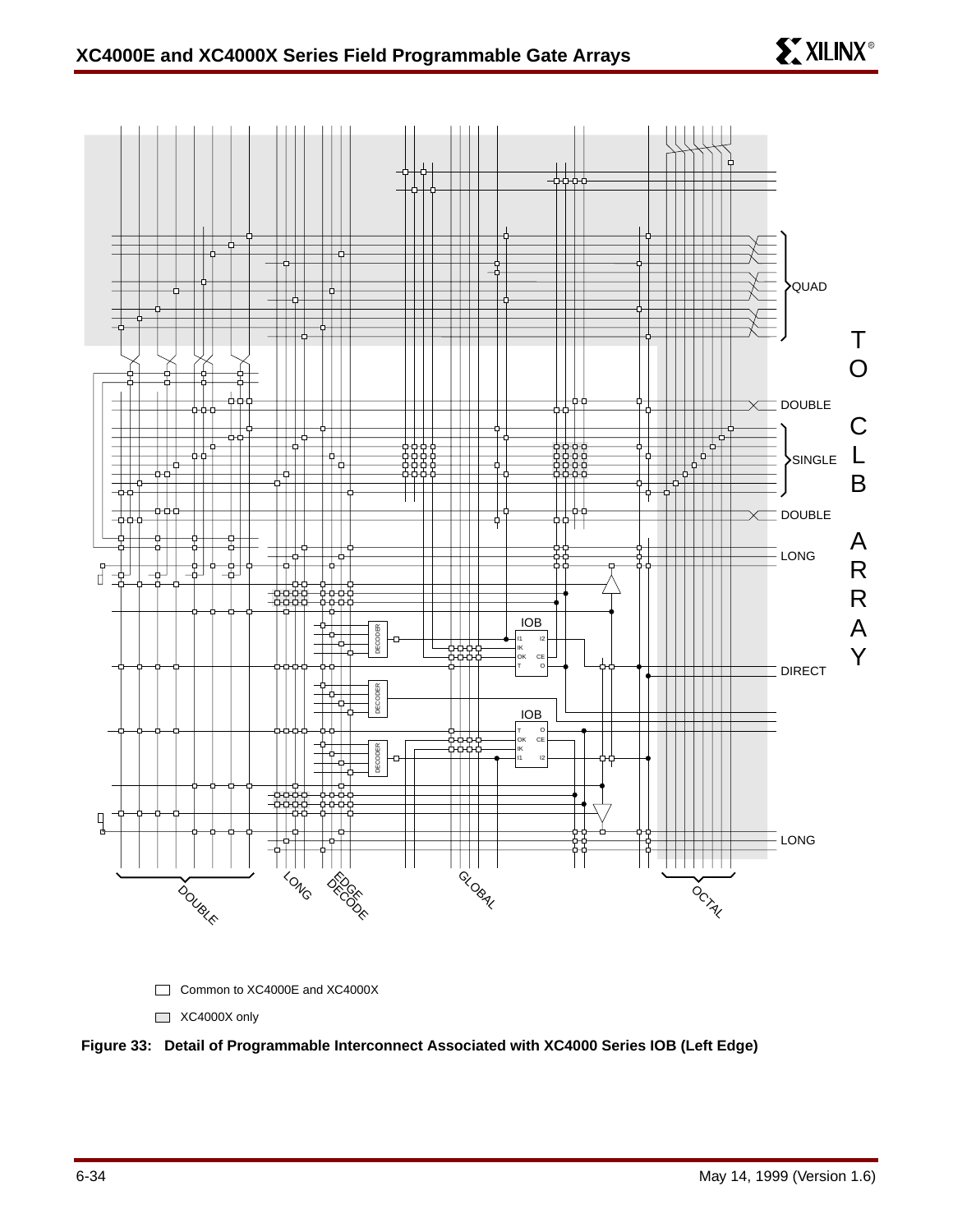Common to XC4000E and XC4000X

XC4000X only

**Figure 33: Detail of Programmable Interconnect Associated with XC4000 Series IOB (Left Edge)**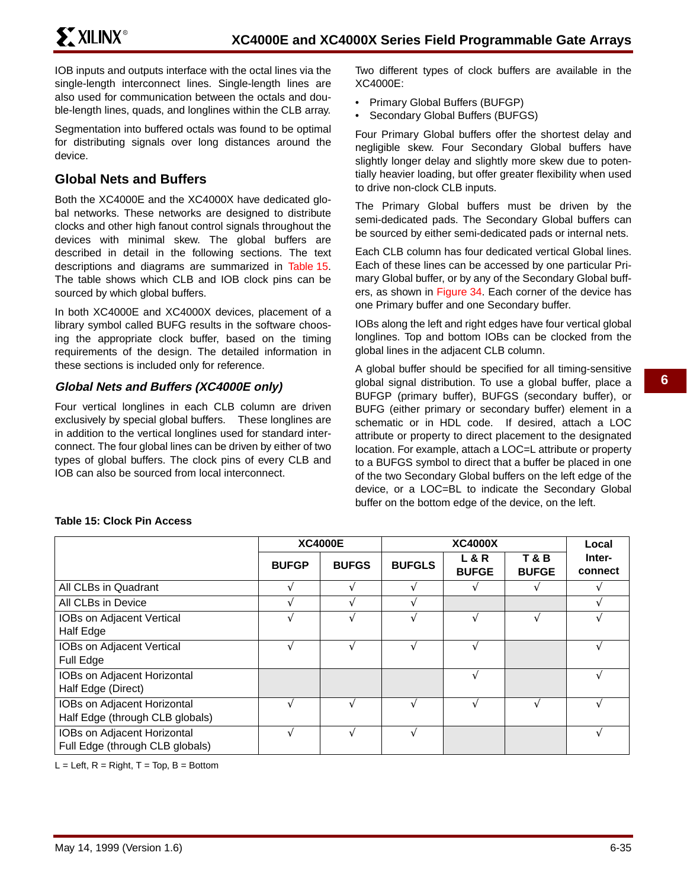IOB inputs and outputs interface with the octal lines via the single-length interconnect lines. Single-length lines are also used for communication between the octals and double-length lines, quads, and longlines within the CLB array.

Segmentation into buffered octals was found to be optimal for distributing signals over long distances around the device.

## Global Nets and Buffers

Both the XC4000E and the XC4000X have dedicated global networks. These networks are designed to distribute clocks and other high fanout control signals throughout the devices with minimal skew. The global buffers are described in detail in the following sections. The text descriptions and diagrams are summarized in Table 15. The table shows which CLB and IOB clock pins can be sourced by which global buffers.

In both XC4000E and XC4000X devices, placement of a library symbol called BUFG results in the software choosing the appropriate clock buffer, based on the timing requirements of the design. The detailed information in these sections is included only for reference.

### *Global Nets and Buffers (XC4000E only)*

Four vertical longlines in each CLB column are driven exclusively by special global buffers. These longlines are in addition to the vertical longlines used for standard interconnect. The four global lines can be driven by either of two types of global buffers. The clock pins of every CLB and IOB can also be sourced from local interconnect.

Two different types of clock buffers are available in the XC4000E:

- Primary Global Buffers (BUFGP)
- Secondary Global Buffers (BUFGS)

Four Primary Global buffers offer the shortest delay and negligible skew. Four Secondary Global buffers have slightly longer delay and slightly more skew due to potentially heavier loading, but offer greater flexibility when used to drive non-clock CLB inputs.

The Primary Global buffers must be driven by the semi-dedicated pads. The Secondary Global buffers can be sourced by either semi-dedicated pads or internal nets.

Each CLB column has four dedicated vertical Global lines. Each of these lines can be accessed by one particular Primary Global buffer, or by any of the Secondary Global buffers, as shown in Figure 34. Each corner of the device has one Primary buffer and one Secondary buffer.

IOBs along the left and right edges have four vertical global longlines. Top and bottom IOBs can be clocked from the global lines in the adjacent CLB column.

A global buffer should be specified for all timing-sensitive global signal distribution. To use a global buffer, place a BUFGP (primary buffer), BUFGS (secondary buffer), or BUFG (either primary or secondary buffer) element in a schematic or in HDL code. If desired, attach a LOC attribute or property to direct placement to the designated location. For example, attach a LOC=L attribute or property to a BUFGS symbol to direct that a buffer be placed in one of the two Secondary Global buffers on the left edge of the device, or a LOC=BL to indicate the Secondary Global buffer on the bottom edge of the device, on the left.

**Table 15: Clock Pin Access**

| | XC4000E | | XC4000X | | | Local Inter-connect |
|---|---|---|---|---|---|---|
| | BUFGP | BUFGS | BUFGLS | L & R BUFGE | T & B BUFGE | |
| All CLBs in Quadrant | √ | √ | √ | √ | √ | √ |
| All CLBs in Device | √ | √ | √ | | | √ |
| IOBs on Adjacent Vertical Half Edge | √ | √ | √ | √ | √ | √ |
| IOBs on Adjacent Vertical Full Edge | √ | √ | √ | √ | | √ |
| IOBs on Adjacent Horizontal Half Edge (Direct) | | | | √ | | √ |
| IOBs on Adjacent Horizontal Half Edge (through CLB globals) | √ | √ | √ | √ | √ | √ |
| IOBs on Adjacent Horizontal Full Edge (through CLB globals) | √ | √ | √ | | | √ |

L = Left, R = Right, T = Top, B = Bottom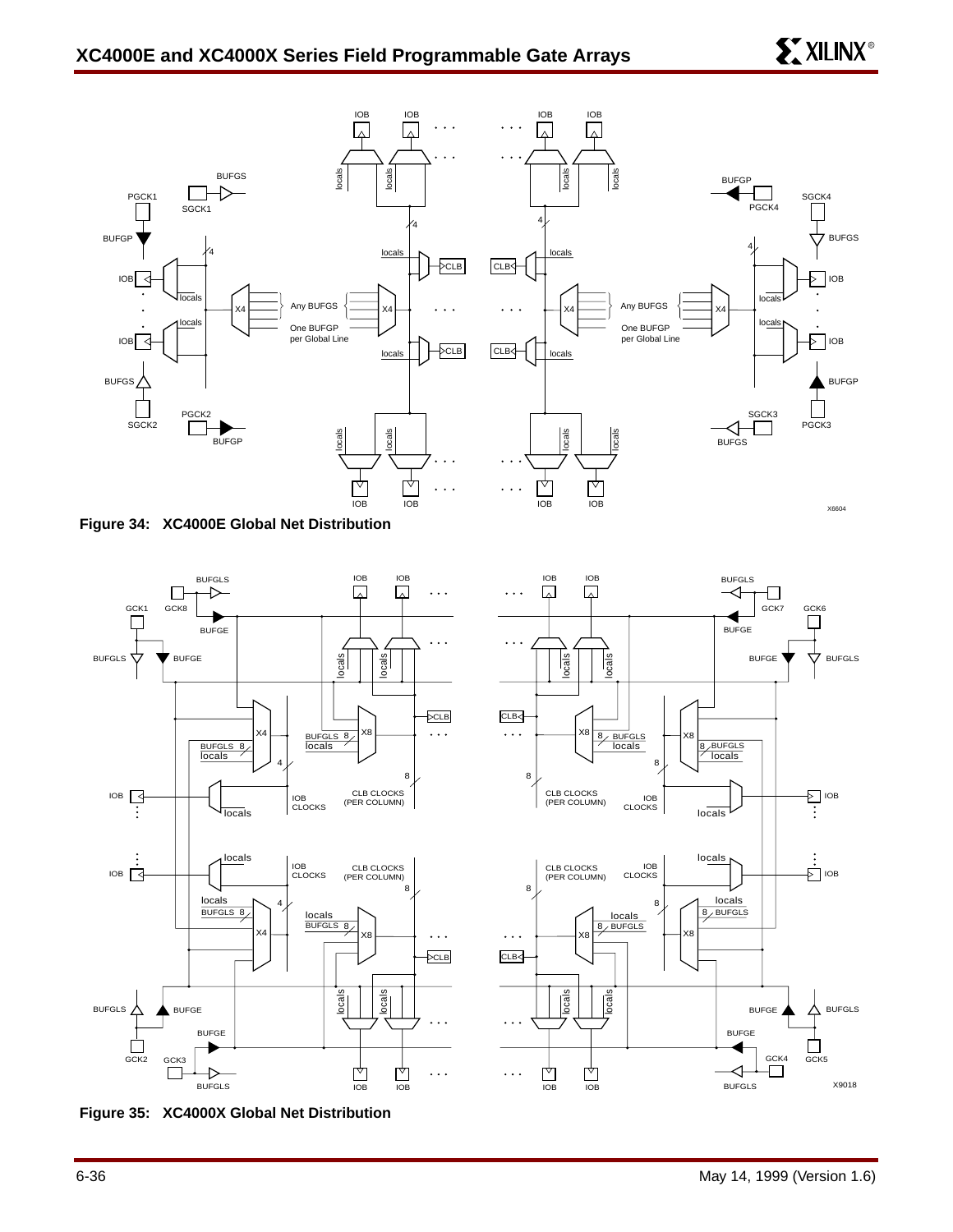**Figure 34: XC4000E Global Net Distribution**

**Figure 35: XC4000X Global Net Distribution**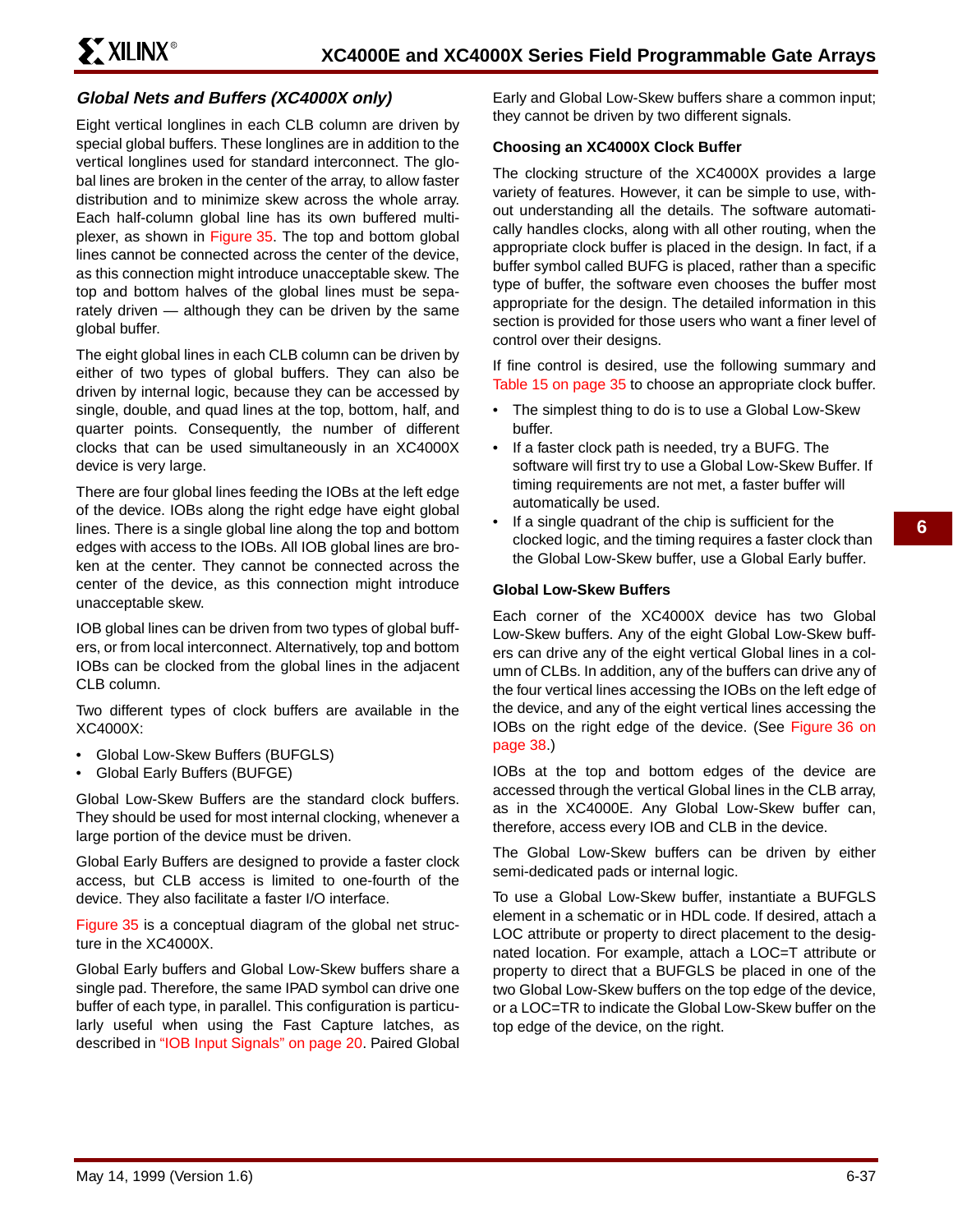### *Global Nets and Buffers (XC4000X only)*

Eight vertical longlines in each CLB column are driven by special global buffers. These longlines are in addition to the vertical longlines used for standard interconnect. The global lines are broken in the center of the array, to allow faster distribution and to minimize skew across the whole array. Each half-column global line has its own buffered multiplexer, as shown in Figure 35. The top and bottom global lines cannot be connected across the center of the device, as this connection might introduce unacceptable skew. The top and bottom halves of the global lines must be separately driven — although they can be driven by the same global buffer.

The eight global lines in each CLB column can be driven by either of two types of global buffers. They can also be driven by internal logic, because they can be accessed by single, double, and quad lines at the top, bottom, half, and quarter points. Consequently, the number of different clocks that can be used simultaneously in an XC4000X device is very large.

There are four global lines feeding the IOBs at the left edge of the device. IOBs along the right edge have eight global lines. There is a single global line along the top and bottom edges with access to the IOBs. All IOB global lines are broken at the center. They cannot be connected across the center of the device, as this connection might introduce unacceptable skew.

IOB global lines can be driven from two types of global buffers, or from local interconnect. Alternatively, top and bottom IOBs can be clocked from the global lines in the adjacent CLB column.

Two different types of clock buffers are available in the XC4000X:

- Global Low-Skew Buffers (BUFGLS)
- Global Early Buffers (BUFGE)

Global Low-Skew Buffers are the standard clock buffers. They should be used for most internal clocking, whenever a large portion of the device must be driven.

Global Early Buffers are designed to provide a faster clock access, but CLB access is limited to one-fourth of the device. They also facilitate a faster I/O interface.

Figure 35 is a conceptual diagram of the global net structure in the XC4000X.

Global Early buffers and Global Low-Skew buffers share a single pad. Therefore, the same IPAD symbol can drive one buffer of each type, in parallel. This configuration is particularly useful when using the Fast Capture latches, as described in "IOB Input Signals" on page 20. Paired Global Early and Global Low-Skew buffers share a common input; they cannot be driven by two different signals.

#### Choosing an XC4000X Clock Buffer

The clocking structure of the XC4000X provides a large variety of features. However, it can be simple to use, without understanding all the details. The software automatically handles clocks, along with all other routing, when the appropriate clock buffer is placed in the design. In fact, if a buffer symbol called BUFG is placed, rather than a specific type of buffer, the software even chooses the buffer most appropriate for the design. The detailed information in this section is provided for those users who want a finer level of control over their designs.

If fine control is desired, use the following summary and Table 15 on page 35 to choose an appropriate clock buffer.

- The simplest thing to do is to use a Global Low-Skew buffer.
- If a faster clock path is needed, try a BUFG. The software will first try to use a Global Low-Skew Buffer. If timing requirements are not met, a faster buffer will automatically be used.
- If a single quadrant of the chip is sufficient for the clocked logic, and the timing requires a faster clock than the Global Low-Skew buffer, use a Global Early buffer.

#### Global Low-Skew Buffers

Each corner of the XC4000X device has two Global Low-Skew buffers. Any of the eight Global Low-Skew buffers can drive any of the eight vertical Global lines in a column of CLBs. In addition, any of the buffers can drive any of the four vertical lines accessing the IOBs on the left edge of the device, and any of the eight vertical lines accessing the IOBs on the right edge of the device. (See Figure 36 on page 38.)

IOBs at the top and bottom edges of the device are accessed through the vertical Global lines in the CLB array, as in the XC4000E. Any Global Low-Skew buffer can, therefore, access every IOB and CLB in the device.

The Global Low-Skew buffers can be driven by either semi-dedicated pads or internal logic.

To use a Global Low-Skew buffer, instantiate a BUFGLS element in a schematic or in HDL code. If desired, attach a LOC attribute or property to direct placement to the designated location. For example, attach a LOC=T attribute or property to direct that a BUFGLS be placed in one of the two Global Low-Skew buffers on the top edge of the device, or a LOC=TR to indicate the Global Low-Skew buffer on the top edge of the device, on the right.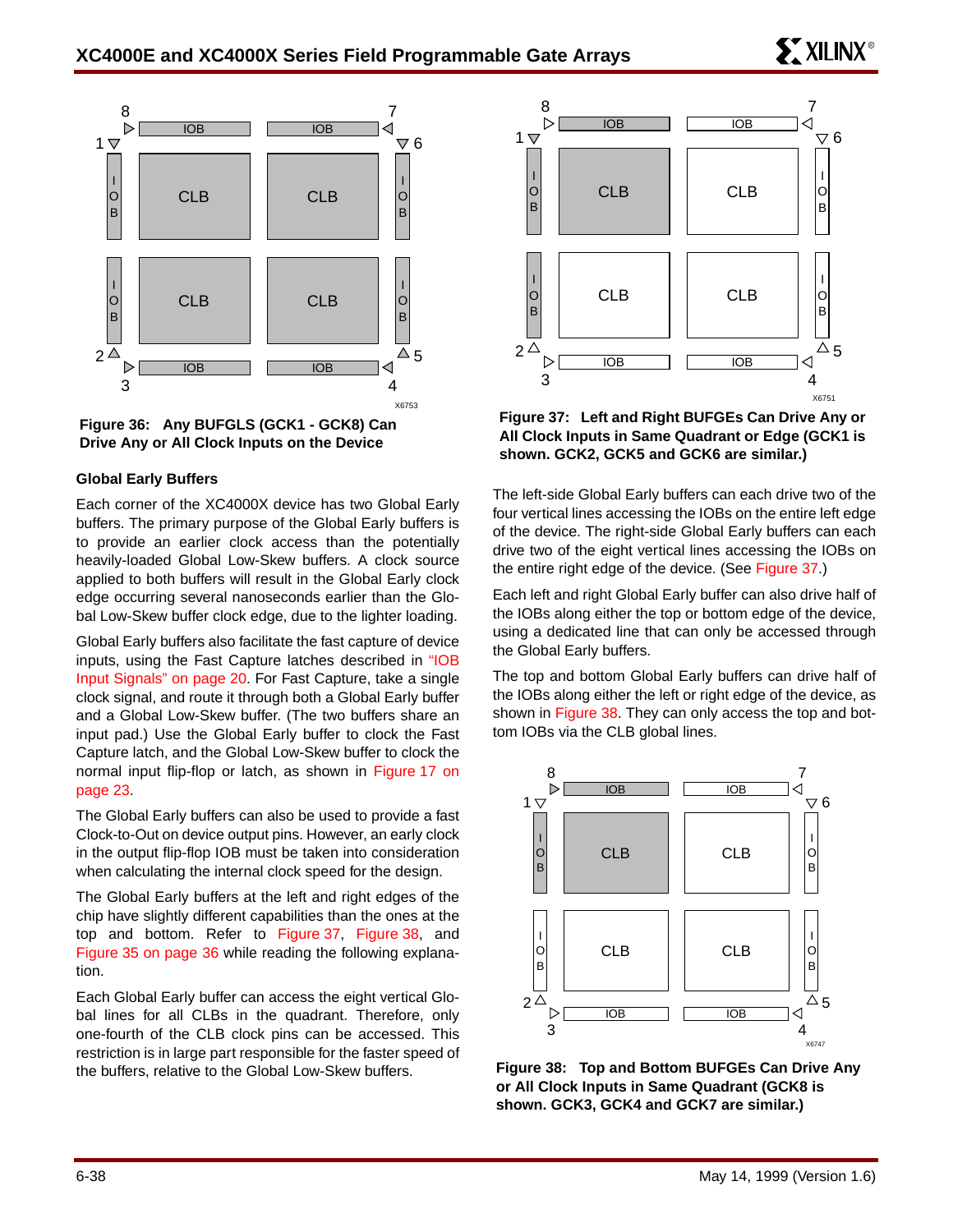**Figure 36: Any BUFGLS (GCK1 - GCK8) Can Drive Any or All Clock Inputs on the Device**

### Global Early Buffers

Each corner of the XC4000X device has two Global Early buffers. The primary purpose of the Global Early buffers is to provide an earlier clock access than the potentially heavily-loaded Global Low-Skew buffers. A clock source applied to both buffers will result in the Global Early clock edge occurring several nanoseconds earlier than the Global Low-Skew buffer clock edge, due to the lighter loading.

Global Early buffers also facilitate the fast capture of device inputs, using the Fast Capture latches described in "IOB Input Signals" on page 20. For Fast Capture, take a single clock signal, and route it through both a Global Early buffer and a Global Low-Skew buffer. (The two buffers share an input pad.) Use the Global Early buffer to clock the Fast Capture latch, and the Global Low-Skew buffer to clock the normal input flip-flop or latch, as shown in Figure 17 on page 23.

The Global Early buffers can also be used to provide a fast Clock-to-Out on device output pins. However, an early clock in the output flip-flop IOB must be taken into consideration when calculating the internal clock speed for the design.

The Global Early buffers at the left and right edges of the chip have slightly different capabilities than the ones at the top and bottom. Refer to Figure 37, Figure 38, and Figure 35 on page 36 while reading the following explanation.

Each Global Early buffer can access the eight vertical Global lines for all CLBs in the quadrant. Therefore, only one-fourth of the CLB clock pins can be accessed. This restriction is in large part responsible for the faster speed of the buffers, relative to the Global Low-Skew buffers.

**Figure 37: Left and Right BUFGEs Can Drive Any or All Clock Inputs in Same Quadrant or Edge (GCK1 is shown. GCK2, GCK5 and GCK6 are similar.)**

The left-side Global Early buffers can each drive two of the four vertical lines accessing the IOBs on the entire left edge of the device. The right-side Global Early buffers can each drive two of the eight vertical lines accessing the IOBs on the entire right edge of the device. (See Figure 37.)

Each left and right Global Early buffer can also drive half of the IOBs along either the top or bottom edge of the device, using a dedicated line that can only be accessed through the Global Early buffers.

The top and bottom Global Early buffers can drive half of the IOBs along either the left or right edge of the device, as shown in Figure 38. They can only access the top and bottom IOBs via the CLB global lines.

**Figure 38: Top and Bottom BUFGEs Can Drive Any or All Clock Inputs in Same Quadrant (GCK8 is shown. GCK3, GCK4 and GCK7 are similar.)**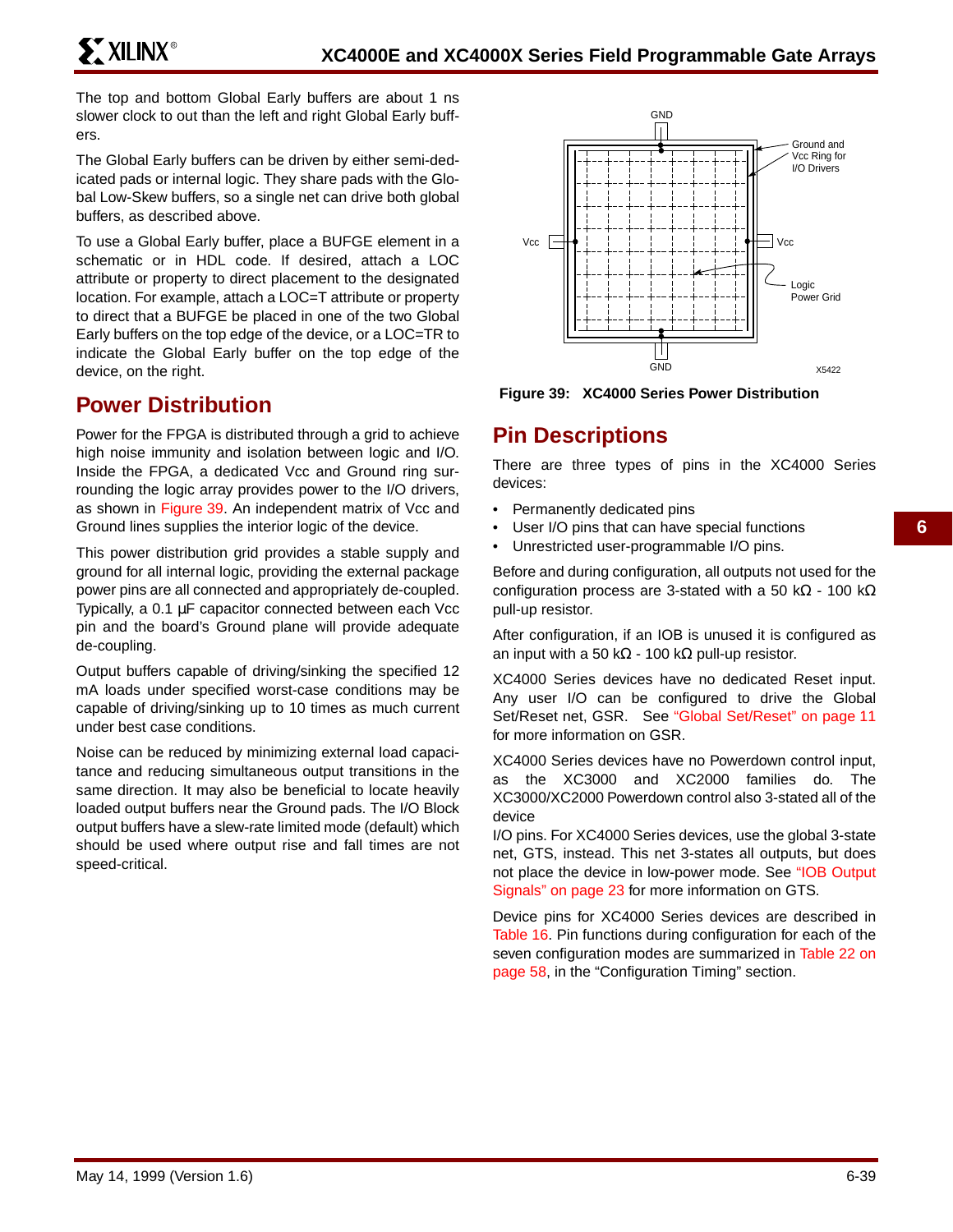The top and bottom Global Early buffers are about 1 ns slower clock to out than the left and right Global Early buffers.

The Global Early buffers can be driven by either semi-dedicated pads or internal logic. They share pads with the Global Low-Skew buffers, so a single net can drive both global buffers, as described above.

To use a Global Early buffer, place a BUFGE element in a schematic or in HDL code. If desired, attach a LOC attribute or property to direct placement to the designated location. For example, attach a LOC=T attribute or property to direct that a BUFGE be placed in one of the two Global Early buffers on the top edge of the device, or a LOC=TR to indicate the Global Early buffer on the top edge of the device, on the right.

## Power Distribution

Power for the FPGA is distributed through a grid to achieve high noise immunity and isolation between logic and I/O. Inside the FPGA, a dedicated Vcc and Ground ring surrounding the logic array provides power to the I/O drivers, as shown in Figure 39. An independent matrix of Vcc and Ground lines supplies the interior logic of the device.

This power distribution grid provides a stable supply and ground for all internal logic, providing the external package power pins are all connected and appropriately de-coupled. Typically, a 0.1 µF capacitor connected between each Vcc pin and the board's Ground plane will provide adequate de-coupling.

Output buffers capable of driving/sinking the specified 12 mA loads under specified worst-case conditions may be capable of driving/sinking up to 10 times as much current under best case conditions.

Noise can be reduced by minimizing external load capacitance and reducing simultaneous output transitions in the same direction. It may also be beneficial to locate heavily loaded output buffers near the Ground pads. The I/O Block output buffers have a slew-rate limited mode (default) which should be used where output rise and fall times are not speed-critical.

**Figure 39: XC4000 Series Power Distribution**

## Pin Descriptions

There are three types of pins in the XC4000 Series devices:

- Permanently dedicated pins
- User I/O pins that can have special functions
- Unrestricted user-programmable I/O pins.

Before and during configuration, all outputs not used for the configuration process are 3-stated with a 50 kΩ - 100 kΩ pull-up resistor.

After configuration, if an IOB is unused it is configured as an input with a 50 kΩ - 100 kΩ pull-up resistor.

XC4000 Series devices have no dedicated Reset input. Any user I/O can be configured to drive the Global Set/Reset net, GSR. See "Global Set/Reset" on page 11 for more information on GSR.

XC4000 Series devices have no Powerdown control input, as the XC3000 and XC2000 families do. The XC3000/XC2000 Powerdown control also 3-stated all of the device I/O pins. For XC4000 Series devices, use the global 3-state net, GTS, instead. This net 3-states all outputs, but does not place the device in low-power mode. See "IOB Output Signals" on page 23 for more information on GTS.

Device pins for XC4000 Series devices are described in Table 16. Pin functions during configuration for each of the seven configuration modes are summarized in Table 22 on page 58, in the "Configuration Timing" section.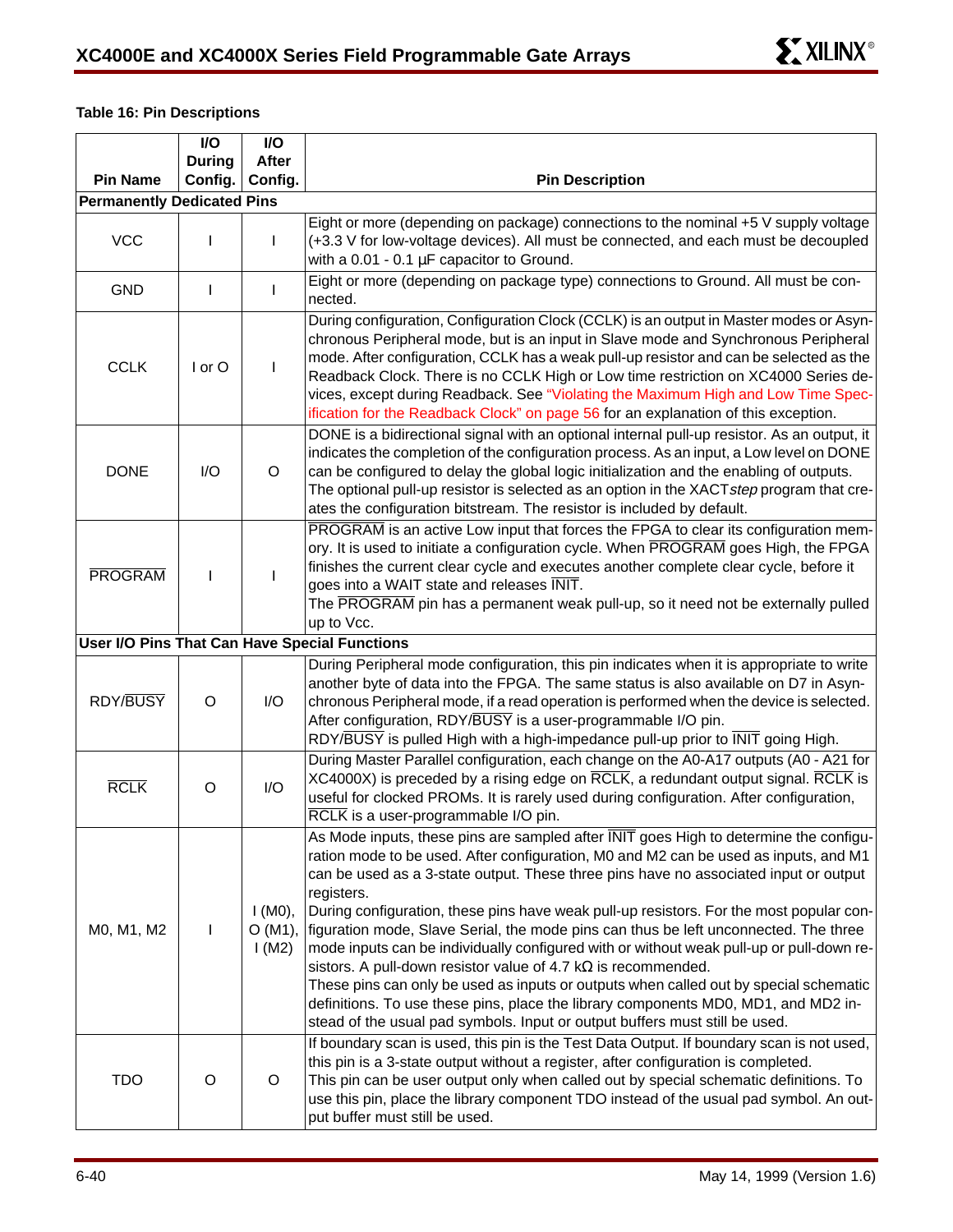**Table 16: Pin Descriptions**

| Pin Name | I/O During Config. | I/O After Config. | Pin Description |
|---|---|---|---|
| **Permanently Dedicated Pins** | | | |
| VCC | I | I | Eight or more (depending on package) connections to the nominal +5 V supply voltage (+3.3 V for low-voltage devices). All must be connected, and each must be decoupled with a 0.01 - 0.1 µF capacitor to Ground. |
| GND | I | I | Eight or more (depending on package type) connections to Ground. All must be connected. |
| CCLK | I or O | I | During configuration, Configuration Clock (CCLK) is an output in Master modes or Asynchronous Peripheral mode, but is an input in Slave mode and Synchronous Peripheral mode. After configuration, CCLK has a weak pull-up resistor and can be selected as the Readback Clock. There is no CCLK High or Low time restriction on XC4000 Series devices, except during Readback. See "Violating the Maximum High and Low Time Specification for the Readback Clock" on page 56 for an explanation of this exception. |
| DONE | I/O | O | DONE is a bidirectional signal with an optional internal pull-up resistor. As an output, it indicates the completion of the configuration process. As an input, a Low level on DONE can be configured to delay the global logic initialization and the enabling of outputs. The optional pull-up resistor is selected as an option in the XACT*step* program that creates the configuration bitstream. The resistor is included by default. |
| $\overline{\text{PROGRAM}}$ | I | I | $\overline{\text{PROGRAM}}$ is an active Low input that forces the FPGA to clear its configuration memory. It is used to initiate a configuration cycle. When $\overline{\text{PROGRAM}}$ goes High, the FPGA finishes the current clear cycle and executes another complete clear cycle, before it goes into a WAIT state and releases $\overline{\text{INIT}}$. The $\overline{\text{PROGRAM}}$ pin has a permanent weak pull-up, so it need not be externally pulled up to Vcc. |
| **User I/O Pins That Can Have Special Functions** | | | |
| RDY/$\overline{\text{BUSY}}$ | O | I/O | During Peripheral mode configuration, this pin indicates when it is appropriate to write another byte of data into the FPGA. The same status is also available on D7 in Asynchronous Peripheral mode, if a read operation is performed when the device is selected. After configuration, RDY/$\overline{\text{BUSY}}$ is a user-programmable I/O pin. RDY/$\overline{\text{BUSY}}$ is pulled High with a high-impedance pull-up prior to $\overline{\text{INIT}}$ going High. |
| $\overline{\text{RCLK}}$ | O | I/O | During Master Parallel configuration, each change on the A0-A17 outputs (A0 - A21 for XC4000X) is preceded by a rising edge on $\overline{\text{RCLK}}$, a redundant output signal. $\overline{\text{RCLK}}$ is useful for clocked PROMs. It is rarely used during configuration. After configuration, $\overline{\text{RCLK}}$ is a user-programmable I/O pin. |
| M0, M1, M2 | I | I (M0), O (M1), I (M2) | As Mode inputs, these pins are sampled after $\overline{\text{INIT}}$ goes High to determine the configuration mode to be used. After configuration, M0 and M2 can be used as inputs, and M1 can be used as a 3-state output. These three pins have no associated input or output registers. During configuration, these pins have weak pull-up resistors. For the most popular configuration mode, Slave Serial, the mode pins can thus be left unconnected. The three mode inputs can be individually configured with or without weak pull-up or pull-down resistors. A pull-down resistor value of 4.7 kΩ is recommended. These pins can only be used as inputs or outputs when called out by special schematic definitions. To use these pins, place the library components MD0, MD1, and MD2 instead of the usual pad symbols. Input or output buffers must still be used. |
| TDO | O | O | If boundary scan is used, this pin is the Test Data Output. If boundary scan is not used, this pin is a 3-state output without a register, after configuration is completed. This pin can be user output only when called out by special schematic definitions. To use this pin, place the library component TDO instead of the usual pad symbol. An output buffer must still be used. |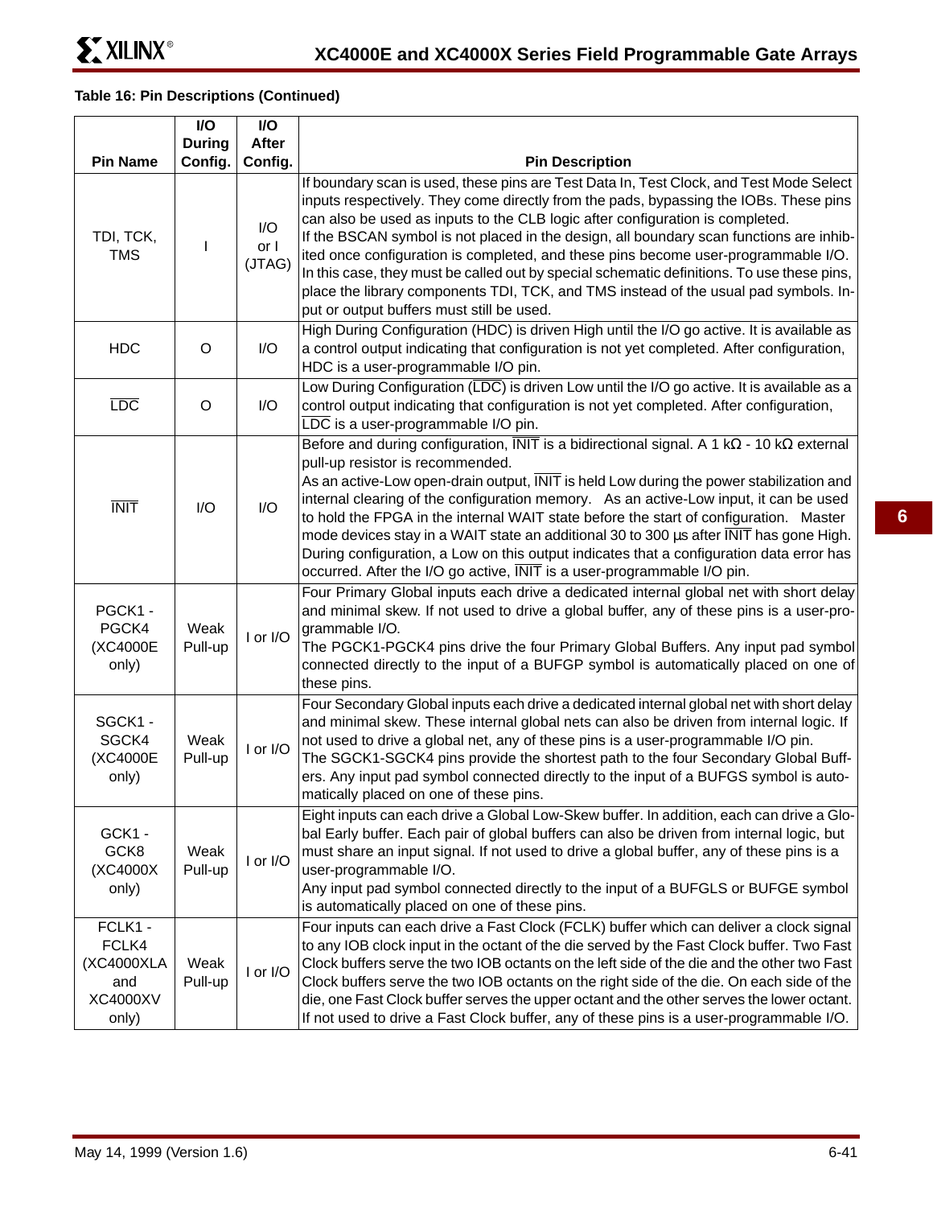**Table 16: Pin Descriptions (Continued)**

| Pin Name | I/O During Config. | I/O After Config. | Pin Description |
|---|---|---|---|
| TDI, TCK, TMS | I | I/O or I (JTAG) | If boundary scan is used, these pins are Test Data In, Test Clock, and Test Mode Select inputs respectively. They come directly from the pads, bypassing the IOBs. These pins can also be used as inputs to the CLB logic after configuration is completed. If the BSCAN symbol is not placed in the design, all boundary scan functions are inhibited once configuration is completed, and these pins become user-programmable I/O. In this case, they must be called out by special schematic definitions. To use these pins, place the library components TDI, TCK, and TMS instead of the usual pad symbols. Input or output buffers must still be used. |
| HDC | O | I/O | High During Configuration (HDC) is driven High until the I/O go active. It is available as a control output indicating that configuration is not yet completed. After configuration, HDC is a user-programmable I/O pin. |
| $\overline{\text{LDC}}$ | O | I/O | Low During Configuration ($\overline{\text{LDC}}$) is driven Low until the I/O go active. It is available as a control output indicating that configuration is not yet completed. After configuration, $\overline{\text{LDC}}$ is a user-programmable I/O pin. |
| $\overline{\text{INIT}}$ | I/O | I/O | Before and during configuration, $\overline{\text{INIT}}$ is a bidirectional signal. A 1 kΩ - 10 kΩ external pull-up resistor is recommended. As an active-Low open-drain output, $\overline{\text{INIT}}$ is held Low during the power stabilization and internal clearing of the configuration memory. As an active-Low input, it can be used to hold the FPGA in the internal WAIT state before the start of configuration. Master mode devices stay in a WAIT state an additional 30 to 300 µs after $\overline{\text{INIT}}$ has gone High. During configuration, a Low on this output indicates that a configuration data error has occurred. After the I/O go active, $\overline{\text{INIT}}$ is a user-programmable I/O pin. |
| PGCK1 - PGCK4 (XC4000E only) | Weak Pull-up | I or I/O | Four Primary Global inputs each drive a dedicated internal global net with short delay and minimal skew. If not used to drive a global buffer, any of these pins is a user-programmable I/O. The PGCK1-PGCK4 pins drive the four Primary Global Buffers. Any input pad symbol connected directly to the input of a BUFGP symbol is automatically placed on one of these pins. |
| SGCK1 - SGCK4 (XC4000E only) | Weak Pull-up | I or I/O | Four Secondary Global inputs each drive a dedicated internal global net with short delay and minimal skew. These internal global nets can also be driven from internal logic. If not used to drive a global net, any of these pins is a user-programmable I/O pin. The SGCK1-SGCK4 pins provide the shortest path to the four Secondary Global Buffers. Any input pad symbol connected directly to the input of a BUFGS symbol is automatically placed on one of these pins. |
| GCK1 - GCK8 (XC4000X only) | Weak Pull-up | I or I/O | Eight inputs can each drive a Global Low-Skew buffer. In addition, each can drive a Global Early buffer. Each pair of global buffers can also be driven from internal logic, but must share an input signal. If not used to drive a global buffer, any of these pins is a user-programmable I/O. Any input pad symbol connected directly to the input of a BUFGLS or BUFGE symbol is automatically placed on one of these pins. |
| FCLK1 - FCLK4 (XC4000XLA and XC4000XV only) | Weak Pull-up | I or I/O | Four inputs can each drive a Fast Clock (FCLK) buffer which can deliver a clock signal to any IOB clock input in the octant of the die served by the Fast Clock buffer. Two Fast Clock buffers serve the two IOB octants on the left side of the die and the other two Fast Clock buffers serve the two IOB octants on the right side of the die. On each side of the die, one Fast Clock buffer serves the upper octant and the other serves the lower octant. If not used to drive a Fast Clock buffer, any of these pins is a user-programmable I/O. |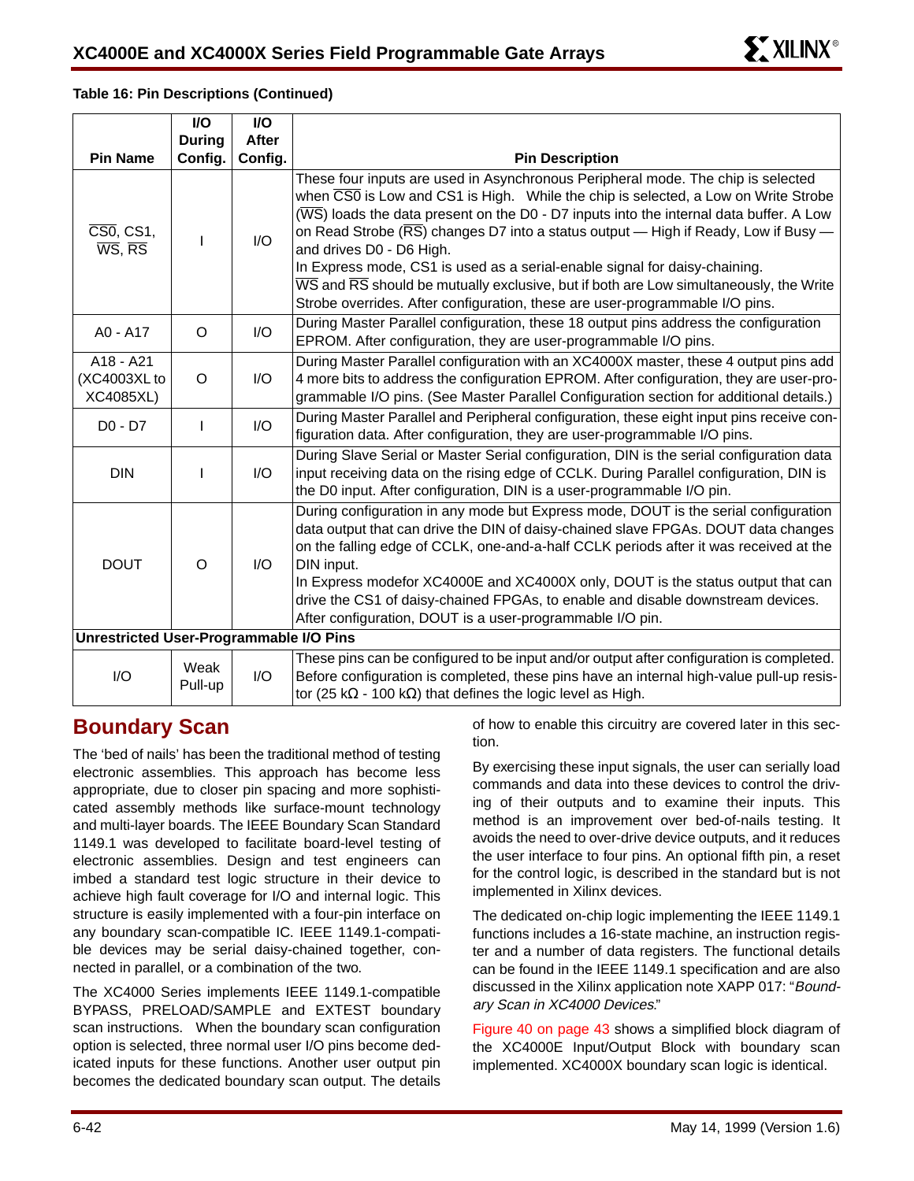**Table 16: Pin Descriptions (Continued)**

| Pin Name | I/O During Config. | I/O After Config. | Pin Description |
|---|---|---|---|
| $\overline{CS0}$, CS1, $\overline{WS}$, $\overline{RS}$ | I | I/O | These four inputs are used in Asynchronous Peripheral mode. The chip is selected when $\overline{CS0}$ is Low and CS1 is High. While the chip is selected, a Low on Write Strobe ($\overline{WS}$) loads the data present on the D0 - D7 inputs into the internal data buffer. A Low on Read Strobe ($\overline{RS}$) changes D7 into a status output — High if Ready, Low if Busy — and drives D0 - D6 High.<br>In Express mode, CS1 is used as a serial-enable signal for daisy-chaining.<br>$\overline{WS}$ and $\overline{RS}$ should be mutually exclusive, but if both are Low simultaneously, the Write Strobe overrides. After configuration, these are user-programmable I/O pins. |
| A0 - A17 | O | I/O | During Master Parallel configuration, these 18 output pins address the configuration EPROM. After configuration, they are user-programmable I/O pins. |
| A18 - A21 (XC4003XL to XC4085XL) | O | I/O | During Master Parallel configuration with an XC4000X master, these 4 output pins add 4 more bits to address the configuration EPROM. After configuration, they are user-programmable I/O pins. (See Master Parallel Configuration section for additional details.) |
| D0 - D7 | I | I/O | During Master Parallel and Peripheral configuration, these eight input pins receive configuration data. After configuration, they are user-programmable I/O pins. |
| DIN | I | I/O | During Slave Serial or Master Serial configuration, DIN is the serial configuration data input receiving data on the rising edge of CCLK. During Parallel configuration, DIN is the D0 input. After configuration, DIN is a user-programmable I/O pin. |
| DOUT | O | I/O | During configuration in any mode but Express mode, DOUT is the serial configuration data output that can drive the DIN of daisy-chained slave FPGAs. DOUT data changes on the falling edge of CCLK, one-and-a-half CCLK periods after it was received at the DIN input.<br>In Express modefor XC4000E and XC4000X only, DOUT is the status output that can drive the CS1 of daisy-chained FPGAs, to enable and disable downstream devices.<br>After configuration, DOUT is a user-programmable I/O pin. |
| **Unrestricted User-Programmable I/O Pins** | | | |
| I/O | Weak Pull-up | I/O | These pins can be configured to be input and/or output after configuration is completed. Before configuration is completed, these pins have an internal high-value pull-up resistor (25 kΩ - 100 kΩ) that defines the logic level as High. |

## Boundary Scan

The 'bed of nails' has been the traditional method of testing electronic assemblies. This approach has become less appropriate, due to closer pin spacing and more sophisticated assembly methods like surface-mount technology and multi-layer boards. The IEEE Boundary Scan Standard 1149.1 was developed to facilitate board-level testing of electronic assemblies. Design and test engineers can imbed a standard test logic structure in their device to achieve high fault coverage for I/O and internal logic. This structure is easily implemented with a four-pin interface on any boundary scan-compatible IC. IEEE 1149.1-compatible devices may be serial daisy-chained together, connected in parallel, or a combination of the two.

The XC4000 Series implements IEEE 1149.1-compatible BYPASS, PRELOAD/SAMPLE and EXTEST boundary scan instructions. When the boundary scan configuration option is selected, three normal user I/O pins become dedicated inputs for these functions. Another user output pin becomes the dedicated boundary scan output. The details of how to enable this circuitry are covered later in this section.

By exercising these input signals, the user can serially load commands and data into these devices to control the driving of their outputs and to examine their inputs. This method is an improvement over bed-of-nails testing. It avoids the need to over-drive device outputs, and it reduces the user interface to four pins. An optional fifth pin, a reset for the control logic, is described in the standard but is not implemented in Xilinx devices.

The dedicated on-chip logic implementing the IEEE 1149.1 functions includes a 16-state machine, an instruction register and a number of data registers. The functional details can be found in the IEEE 1149.1 specification and are also discussed in the Xilinx application note XAPP 017: "*Boundary Scan in XC4000 Devices*."

Figure 40 on page 43 shows a simplified block diagram of the XC4000E Input/Output Block with boundary scan implemented. XC4000X boundary scan logic is identical.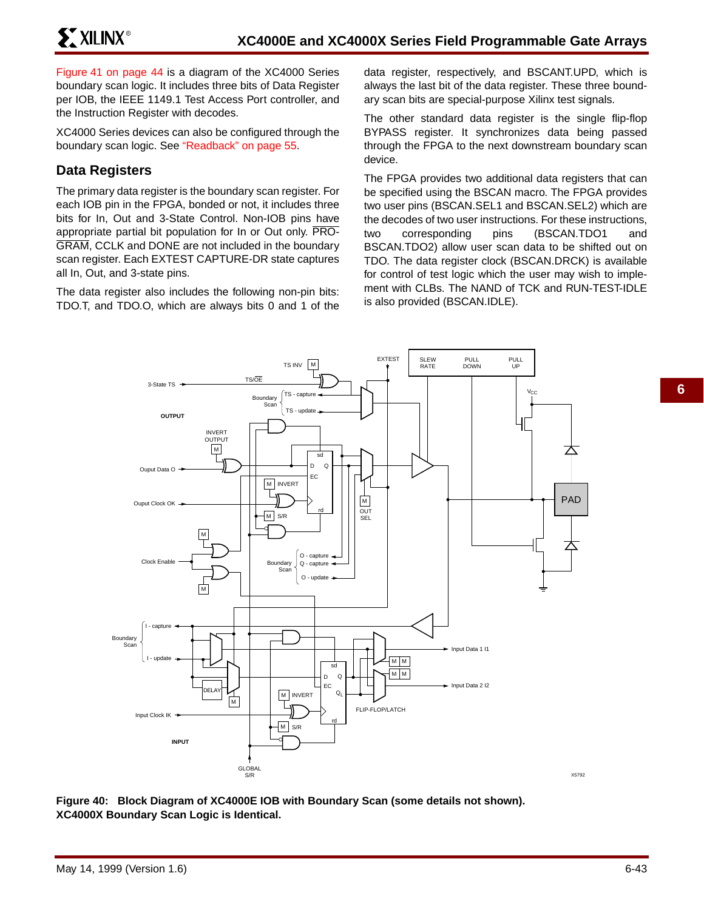Figure 41 on page 44 is a diagram of the XC4000 Series boundary scan logic. It includes three bits of Data Register per IOB, the IEEE 1149.1 Test Access Port controller, and the Instruction Register with decodes.

XC4000 Series devices can also be configured through the boundary scan logic. See "Readback" on page 55.

## Data Registers

The primary data register is the boundary scan register. For each IOB pin in the FPGA, bonded or not, it includes three bits for In, Out and 3-State Control. Non-IOB pins have appropriate partial bit population for In or Out only. PROGRAM, CCLK and DONE are not included in the boundary scan register. Each EXTEST CAPTURE-DR state captures all In, Out, and 3-state pins.

The data register also includes the following non-pin bits: TDO.T, and TDO.O, which are always bits 0 and 1 of the data register, respectively, and BSCANT.UPD, which is always the last bit of the data register. These three boundary scan bits are special-purpose Xilinx test signals.

The other standard data register is the single flip-flop BYPASS register. It synchronizes data being passed through the FPGA to the next downstream boundary scan device.

The FPGA provides two additional data registers that can be specified using the BSCAN macro. The FPGA provides two user pins (BSCAN.SEL1 and BSCAN.SEL2) which are the decodes of two user instructions. For these instructions, two corresponding pins (BSCAN.TDO1 and BSCAN.TDO2) allow user scan data to be shifted out on TDO. The data register clock (BSCAN.DRCK) is available for control of test logic which the user may wish to implement with CLBs. The NAND of TCK and RUN-TEST-IDLE is also provided (BSCAN.IDLE).

**Figure 40: Block Diagram of XC4000E IOB with Boundary Scan (some details not shown). XC4000X Boundary Scan Logic is Identical.**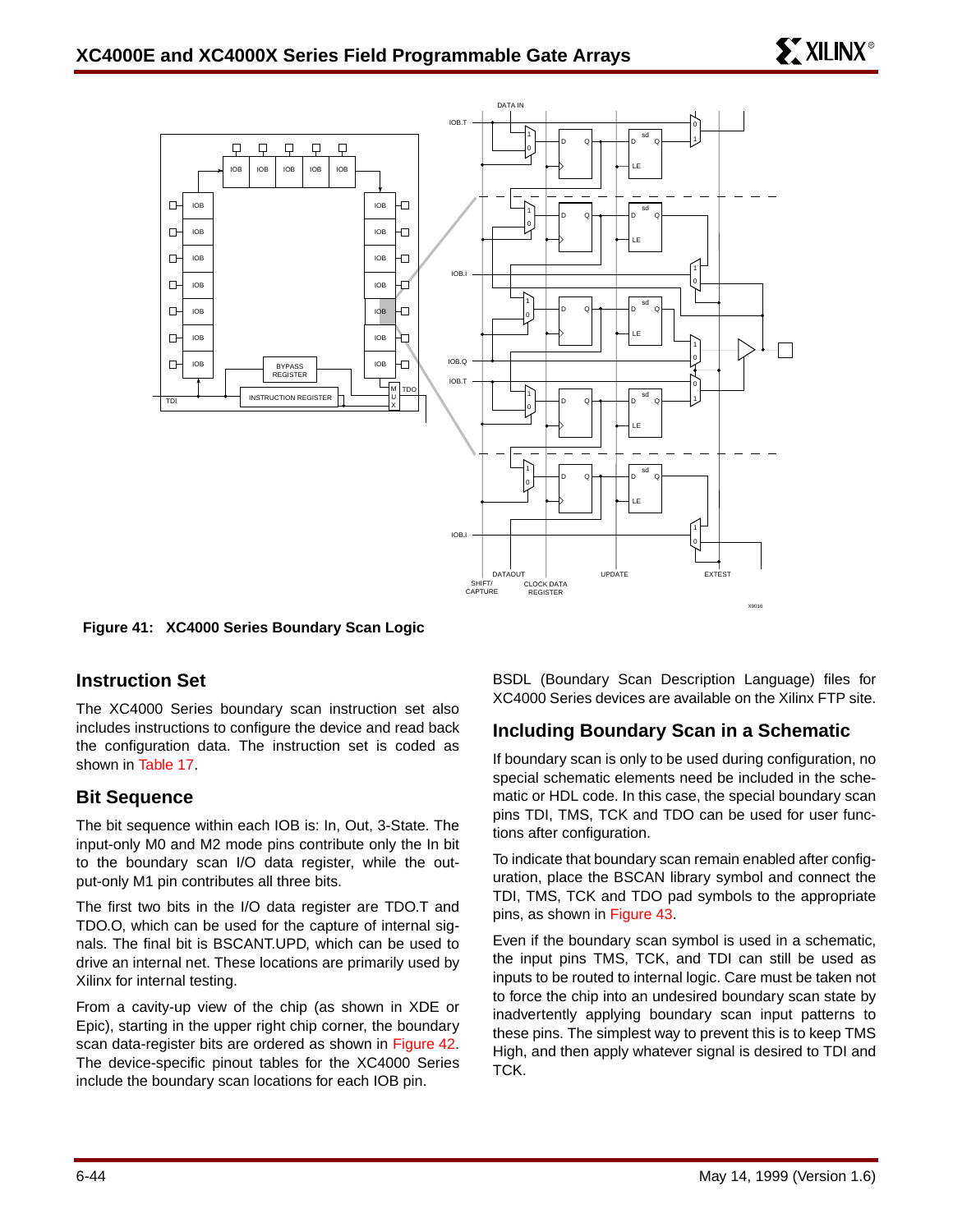**Figure 41: XC4000 Series Boundary Scan Logic**

## Instruction Set

The XC4000 Series boundary scan instruction set also includes instructions to configure the device and read back the configuration data. The instruction set is coded as shown in Table 17.

## Bit Sequence

The bit sequence within each IOB is: In, Out, 3-State. The input-only M0 and M2 mode pins contribute only the In bit to the boundary scan I/O data register, while the output-only M1 pin contributes all three bits.

The first two bits in the I/O data register are TDO.T and TDO.O, which can be used for the capture of internal signals. The final bit is BSCANT.UPD, which can be used to drive an internal net. These locations are primarily used by Xilinx for internal testing.

From a cavity-up view of the chip (as shown in XDE or Epic), starting in the upper right chip corner, the boundary scan data-register bits are ordered as shown in Figure 42. The device-specific pinout tables for the XC4000 Series include the boundary scan locations for each IOB pin.

BSDL (Boundary Scan Description Language) files for XC4000 Series devices are available on the Xilinx FTP site.

## Including Boundary Scan in a Schematic

If boundary scan is only to be used during configuration, no special schematic elements need be included in the schematic or HDL code. In this case, the special boundary scan pins TDI, TMS, TCK and TDO can be used for user functions after configuration.

To indicate that boundary scan remain enabled after configuration, place the BSCAN library symbol and connect the TDI, TMS, TCK and TDO pad symbols to the appropriate pins, as shown in Figure 43.

Even if the boundary scan symbol is used in a schematic, the input pins TMS, TCK, and TDI can still be used as inputs to be routed to internal logic. Care must be taken not to force the chip into an undesired boundary scan state by inadvertently applying boundary scan input patterns to these pins. The simplest way to prevent this is to keep TMS High, and then apply whatever signal is desired to TDI and TCK.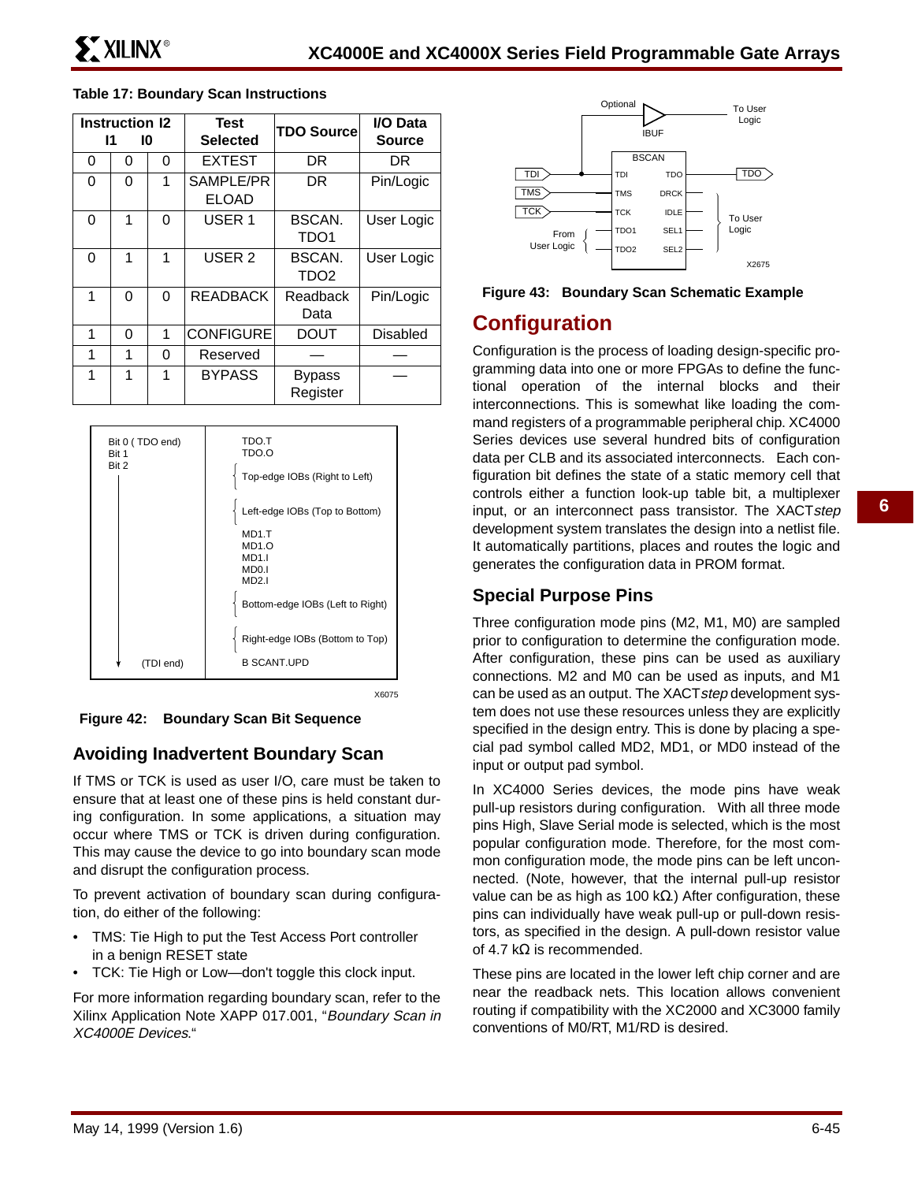**Table 17: Boundary Scan Instructions**

| Instruction I2 | I1 | I0 | Test Selected | TDO Source | I/O Data Source |
|---|---|---|---|---|---|
| 0 | 0 | 0 | EXTEST | DR | DR |
| 0 | 0 | 1 | SAMPLE/PRELOAD | DR | Pin/Logic |
| 0 | 1 | 0 | USER 1 | BSCAN. TDO1 | User Logic |
| 0 | 1 | 1 | USER 2 | BSCAN. TDO2 | User Logic |
| 1 | 0 | 0 | READBACK | Readback Data | Pin/Logic |
| 1 | 0 | 1 | CONFIGURE | DOUT | Disabled |
| 1 | 1 | 0 | Reserved | — | — |
| 1 | 1 | 1 | BYPASS | Bypass Register | — |

**Figure 42: Boundary Scan Bit Sequence**

## Avoiding Inadvertent Boundary Scan

If TMS or TCK is used as user I/O, care must be taken to ensure that at least one of these pins is held constant during configuration. In some applications, a situation may occur where TMS or TCK is driven during configuration. This may cause the device to go into boundary scan mode and disrupt the configuration process.

To prevent activation of boundary scan during configuration, do either of the following:

- TMS: Tie High to put the Test Access Port controller in a benign RESET state
- TCK: Tie High or Low—don't toggle this clock input.

For more information regarding boundary scan, refer to the Xilinx Application Note XAPP 017.001, "*Boundary Scan in XC4000E Devices.*"

**Figure 43: Boundary Scan Schematic Example**

# Configuration

Configuration is the process of loading design-specific programming data into one or more FPGAs to define the functional operation of the internal blocks and their interconnections. This is somewhat like loading the command registers of a programmable peripheral chip. XC4000 Series devices use several hundred bits of configuration data per CLB and its associated interconnects. Each configuration bit defines the state of a static memory cell that controls either a function look-up table bit, a multiplexer input, or an interconnect pass transistor. The XACT*step* development system translates the design into a netlist file. It automatically partitions, places and routes the logic and generates the configuration data in PROM format.

## Special Purpose Pins

Three configuration mode pins (M2, M1, M0) are sampled prior to configuration to determine the configuration mode. After configuration, these pins can be used as auxiliary connections. M2 and M0 can be used as inputs, and M1 can be used as an output. The XACT*step* development system does not use these resources unless they are explicitly specified in the design entry. This is done by placing a special pad symbol called MD2, MD1, or MD0 instead of the input or output pad symbol.

In XC4000 Series devices, the mode pins have weak pull-up resistors during configuration. With all three mode pins High, Slave Serial mode is selected, which is the most popular configuration mode. Therefore, for the most common configuration mode, the mode pins can be left unconnected. (Note, however, that the internal pull-up resistor value can be as high as 100 kΩ.) After configuration, these pins can individually have weak pull-up or pull-down resistors, as specified in the design. A pull-down resistor value of 4.7 kΩ is recommended.

These pins are located in the lower left chip corner and are near the readback nets. This location allows convenient routing if compatibility with the XC2000 and XC3000 family conventions of M0/RT, M1/RD is desired.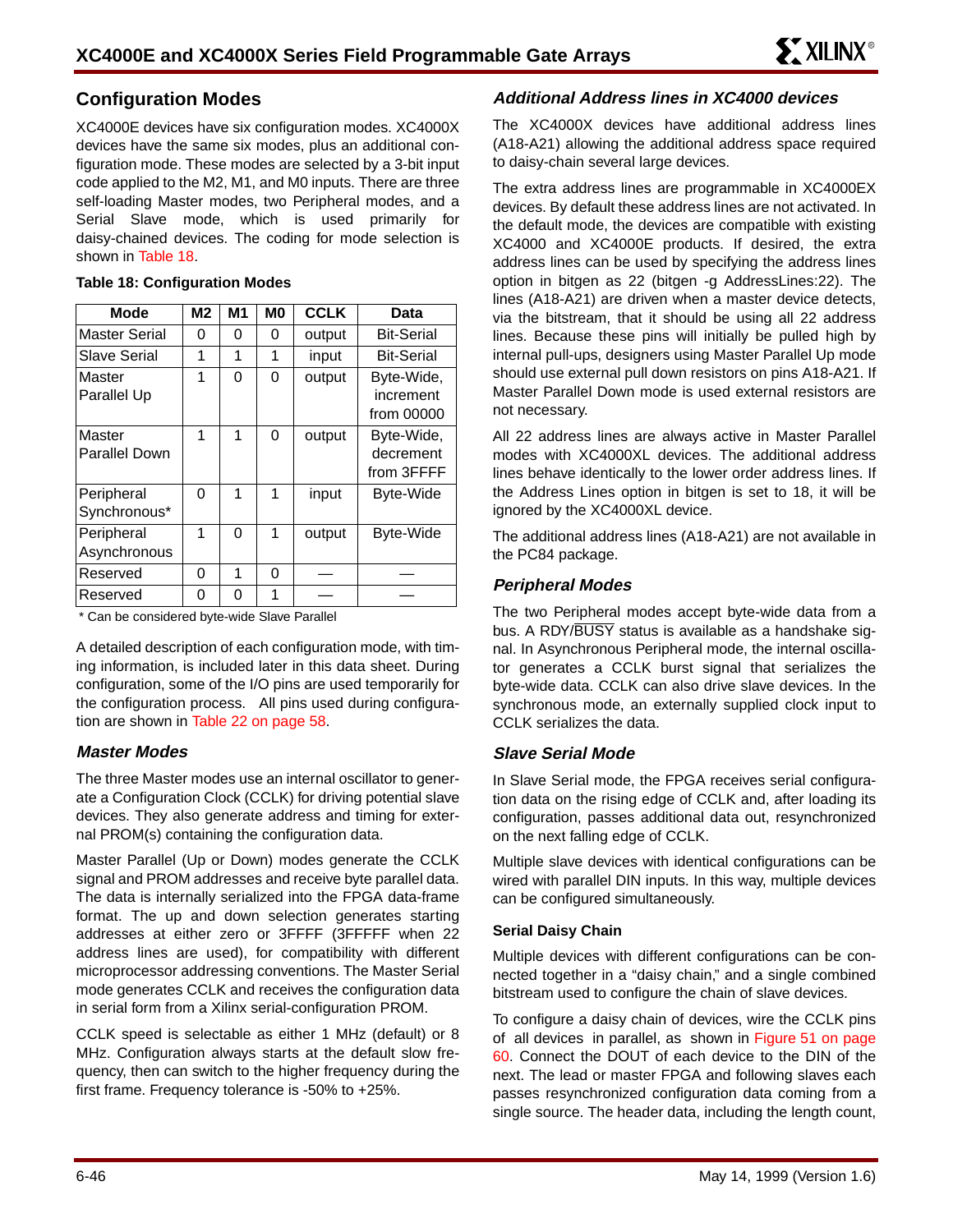## Configuration Modes

XC4000E devices have six configuration modes. XC4000X devices have the same six modes, plus an additional configuration mode. These modes are selected by a 3-bit input code applied to the M2, M1, and M0 inputs. There are three self-loading Master modes, two Peripheral modes, and a Serial Slave mode, which is used primarily for daisy-chained devices. The coding for mode selection is shown in Table 18.

**Table 18: Configuration Modes**

| Mode | M2 | M1 | M0 | CCLK | Data |
|---|---|---|---|---|---|
| Master Serial | 0 | 0 | 0 | output | Bit-Serial |
| Slave Serial | 1 | 1 | 1 | input | Bit-Serial |
| Master Parallel Up | 1 | 0 | 0 | output | Byte-Wide, increment from 00000 |
| Master Parallel Down | 1 | 1 | 0 | output | Byte-Wide, decrement from 3FFFF |
| Peripheral Synchronous* | 0 | 1 | 1 | input | Byte-Wide |
| Peripheral Asynchronous | 1 | 0 | 1 | output | Byte-Wide |
| Reserved | 0 | 1 | 0 | — | — |
| Reserved | 0 | 0 | 1 | — | — |

\* Can be considered byte-wide Slave Parallel

A detailed description of each configuration mode, with timing information, is included later in this data sheet. During configuration, some of the I/O pins are used temporarily for the configuration process. All pins used during configuration are shown in Table 22 on page 58.

### *Master Modes*

The three Master modes use an internal oscillator to generate a Configuration Clock (CCLK) for driving potential slave devices. They also generate address and timing for external PROM(s) containing the configuration data.

Master Parallel (Up or Down) modes generate the CCLK signal and PROM addresses and receive byte parallel data. The data is internally serialized into the FPGA data-frame format. The up and down selection generates starting addresses at either zero or 3FFFF (3FFFFF when 22 address lines are used), for compatibility with different microprocessor addressing conventions. The Master Serial mode generates CCLK and receives the configuration data in serial form from a Xilinx serial-configuration PROM.

CCLK speed is selectable as either 1 MHz (default) or 8 MHz. Configuration always starts at the default slow frequency, then can switch to the higher frequency during the first frame. Frequency tolerance is -50% to +25%.

### *Additional Address lines in XC4000 devices*

The XC4000X devices have additional address lines (A18-A21) allowing the additional address space required to daisy-chain several large devices.

The extra address lines are programmable in XC4000EX devices. By default these address lines are not activated. In the default mode, the devices are compatible with existing XC4000 and XC4000E products. If desired, the extra address lines can be used by specifying the address lines option in bitgen as 22 (bitgen -g AddressLines:22). The lines (A18-A21) are driven when a master device detects, via the bitstream, that it should be using all 22 address lines. Because these pins will initially be pulled high by internal pull-ups, designers using Master Parallel Up mode should use external pull down resistors on pins A18-A21. If Master Parallel Down mode is used external resistors are not necessary.

All 22 address lines are always active in Master Parallel modes with XC4000XL devices. The additional address lines behave identically to the lower order address lines. If the Address Lines option in bitgen is set to 18, it will be ignored by the XC4000XL device.

The additional address lines (A18-A21) are not available in the PC84 package.

### *Peripheral Modes*

The two Peripheral modes accept byte-wide data from a bus. A RDY/$\overline{\text{BUSY}}$ status is available as a handshake signal. In Asynchronous Peripheral mode, the internal oscillator generates a CCLK burst signal that serializes the byte-wide data. CCLK can also drive slave devices. In the synchronous mode, an externally supplied clock input to CCLK serializes the data.

### *Slave Serial Mode*

In Slave Serial mode, the FPGA receives serial configuration data on the rising edge of CCLK and, after loading its configuration, passes additional data out, resynchronized on the next falling edge of CCLK.

Multiple slave devices with identical configurations can be wired with parallel DIN inputs. In this way, multiple devices can be configured simultaneously.

#### Serial Daisy Chain

Multiple devices with different configurations can be connected together in a "daisy chain," and a single combined bitstream used to configure the chain of slave devices.

To configure a daisy chain of devices, wire the CCLK pins of all devices in parallel, as shown in Figure 51 on page 60. Connect the DOUT of each device to the DIN of the next. The lead or master FPGA and following slaves each passes resynchronized configuration data coming from a single source. The header data, including the length count,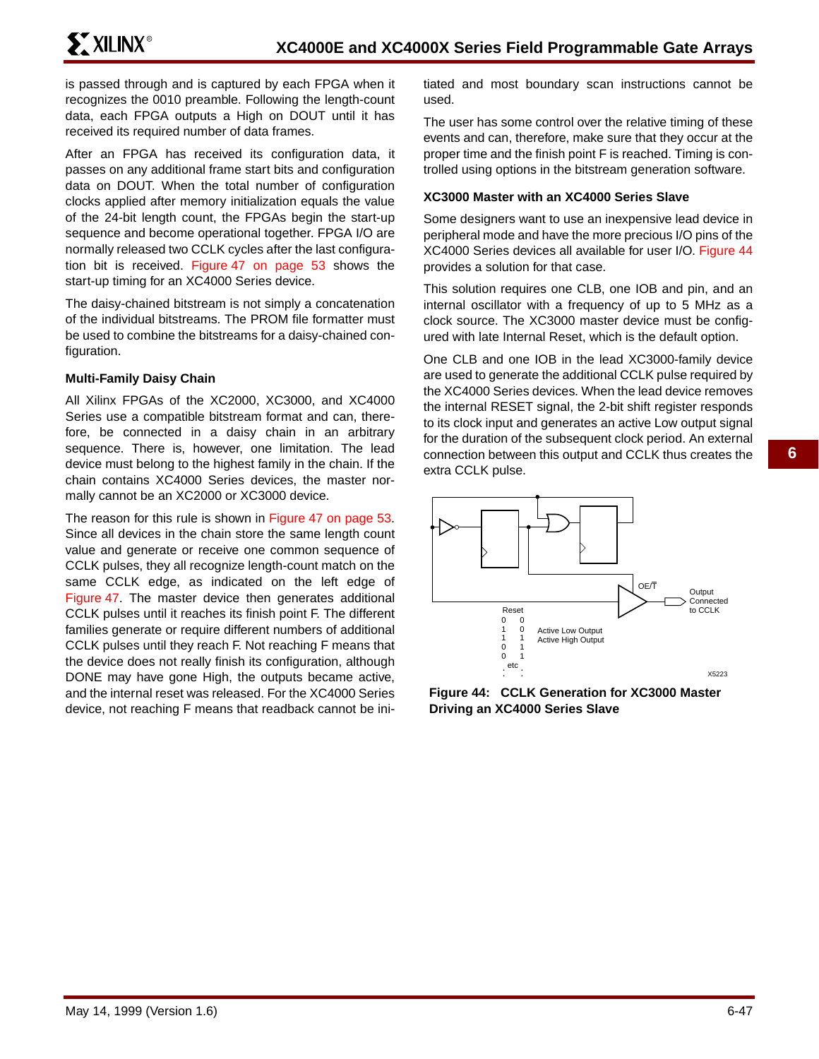is passed through and is captured by each FPGA when it recognizes the 0010 preamble. Following the length-count data, each FPGA outputs a High on DOUT until it has received its required number of data frames.

After an FPGA has received its configuration data, it passes on any additional frame start bits and configuration data on DOUT. When the total number of configuration clocks applied after memory initialization equals the value of the 24-bit length count, the FPGAs begin the start-up sequence and become operational together. FPGA I/O are normally released two CCLK cycles after the last configuration bit is received. Figure 47 on page 53 shows the start-up timing for an XC4000 Series device.

The daisy-chained bitstream is not simply a concatenation of the individual bitstreams. The PROM file formatter must be used to combine the bitstreams for a daisy-chained configuration.

### Multi-Family Daisy Chain

All Xilinx FPGAs of the XC2000, XC3000, and XC4000 Series use a compatible bitstream format and can, therefore, be connected in a daisy chain in an arbitrary sequence. There is, however, one limitation. The lead device must belong to the highest family in the chain. If the chain contains XC4000 Series devices, the master normally cannot be an XC2000 or XC3000 device.

The reason for this rule is shown in Figure 47 on page 53. Since all devices in the chain store the same length count value and generate or receive one common sequence of CCLK pulses, they all recognize length-count match on the same CCLK edge, as indicated on the left edge of Figure 47. The master device then generates additional CCLK pulses until it reaches its finish point F. The different families generate or require different numbers of additional CCLK pulses until they reach F. Not reaching F means that the device does not really finish its configuration, although DONE may have gone High, the outputs became active, and the internal reset was released. For the XC4000 Series device, not reaching F means that readback cannot be initiated and most boundary scan instructions cannot be used.

The user has some control over the relative timing of these events and can, therefore, make sure that they occur at the proper time and the finish point F is reached. Timing is controlled using options in the bitstream generation software.

### XC3000 Master with an XC4000 Series Slave

Some designers want to use an inexpensive lead device in peripheral mode and have the more precious I/O pins of the XC4000 Series devices all available for user I/O. Figure 44 provides a solution for that case.

This solution requires one CLB, one IOB and pin, and an internal oscillator with a frequency of up to 5 MHz as a clock source. The XC3000 master device must be configured with late Internal Reset, which is the default option.

One CLB and one IOB in the lead XC3000-family device are used to generate the additional CCLK pulse required by the XC4000 Series devices. When the lead device removes the internal RESET signal, the 2-bit shift register responds to its clock input and generates an active Low output signal for the duration of the subsequent clock period. An external connection between this output and CCLK thus creates the extra CCLK pulse.

**Figure 44: CCLK Generation for XC3000 Master Driving an XC4000 Series Slave**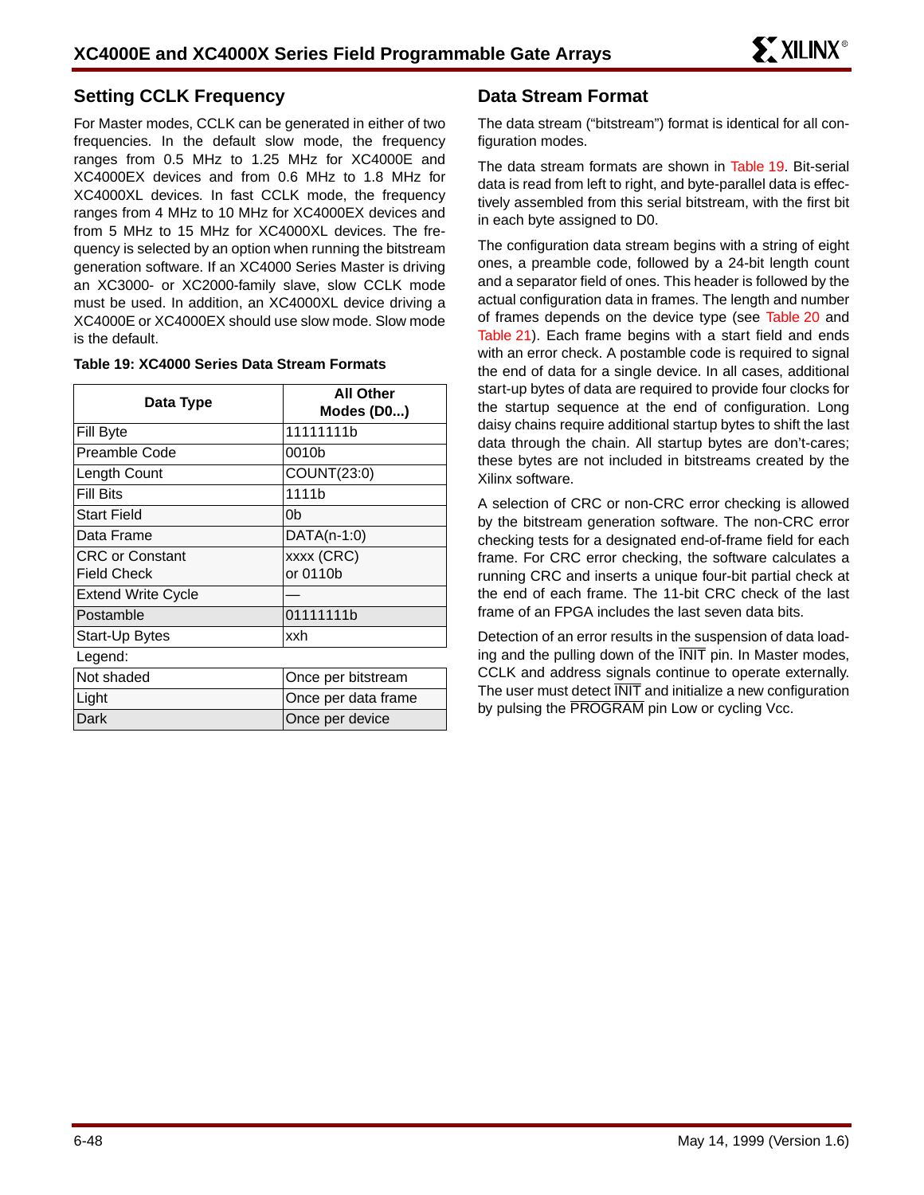## Setting CCLK Frequency

For Master modes, CCLK can be generated in either of two frequencies. In the default slow mode, the frequency ranges from 0.5 MHz to 1.25 MHz for XC4000E and XC4000EX devices and from 0.6 MHz to 1.8 MHz for XC4000XL devices. In fast CCLK mode, the frequency ranges from 4 MHz to 10 MHz for XC4000EX devices and from 5 MHz to 15 MHz for XC4000XL devices. The frequency is selected by an option when running the bitstream generation software. If an XC4000 Series Master is driving an XC3000- or XC2000-family slave, slow CCLK mode must be used. In addition, an XC4000XL device driving a XC4000E or XC4000EX should use slow mode. Slow mode is the default.

**Table 19: XC4000 Series Data Stream Formats**

| Data Type | All Other Modes (D0...) |
|---|---|
| Fill Byte | 11111111b |
| Preamble Code | 0010b |
| Length Count | COUNT(23:0) |
| Fill Bits | 1111b |
| Start Field | 0b |
| Data Frame | DATA(n-1:0) |
| CRC or Constant Field Check | xxxx (CRC) or 0110b |
| Extend Write Cycle | — |
| Postamble | 01111111b |
| Start-Up Bytes | xxh |

Legend:

| | |
|---|---|
| Not shaded | Once per bitstream |
| Light | Once per data frame |
| Dark | Once per device |

## Data Stream Format

The data stream ("bitstream") format is identical for all configuration modes.

The data stream formats are shown in Table 19. Bit-serial data is read from left to right, and byte-parallel data is effectively assembled from this serial bitstream, with the first bit in each byte assigned to D0.

The configuration data stream begins with a string of eight ones, a preamble code, followed by a 24-bit length count and a separator field of ones. This header is followed by the actual configuration data in frames. The length and number of frames depends on the device type (see Table 20 and Table 21). Each frame begins with a start field and ends with an error check. A postamble code is required to signal the end of data for a single device. In all cases, additional start-up bytes of data are required to provide four clocks for the startup sequence at the end of configuration. Long daisy chains require additional startup bytes to shift the last data through the chain. All startup bytes are don't-cares; these bytes are not included in bitstreams created by the Xilinx software.

A selection of CRC or non-CRC error checking is allowed by the bitstream generation software. The non-CRC error checking tests for a designated end-of-frame field for each frame. For CRC error checking, the software calculates a running CRC and inserts a unique four-bit partial check at the end of each frame. The 11-bit CRC check of the last frame of an FPGA includes the last seven data bits.

Detection of an error results in the suspension of data loading and the pulling down of the $\overline{\text{INIT}}$ pin. In Master modes, CCLK and address signals continue to operate externally. The user must detect $\overline{\text{INIT}}$ and initialize a new configuration by pulsing the $\overline{\text{PROGRAM}}$ pin Low or cycling Vcc.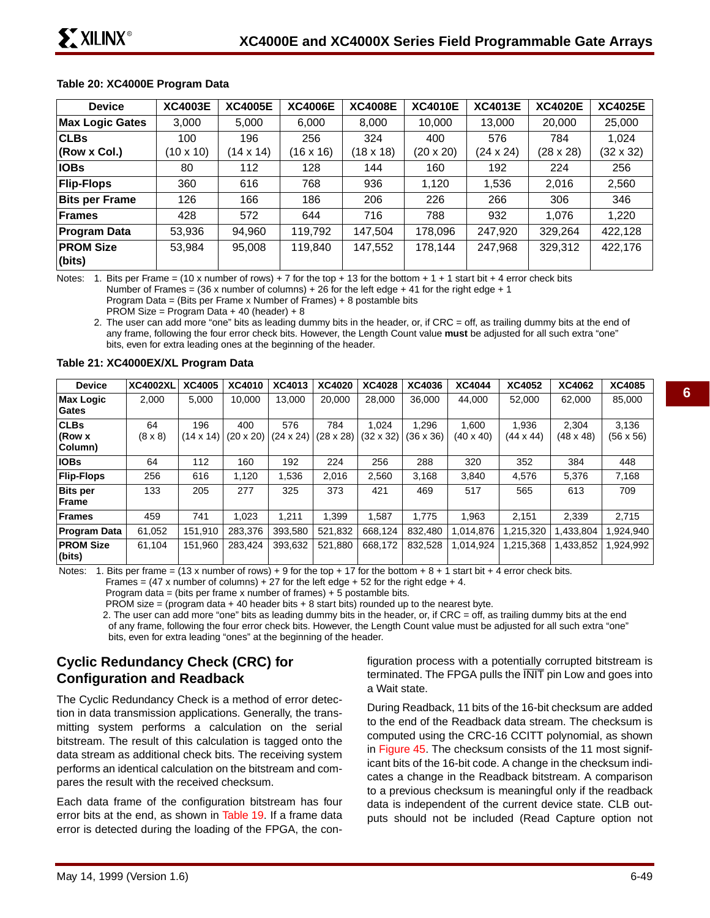**Table 20: XC4000E Program Data**

| Device | XC4003E | XC4005E | XC4006E | XC4008E | XC4010E | XC4013E | XC4020E | XC4025E |
|---|---|---|---|---|---|---|---|---|
| Max Logic Gates | 3,000 | 5,000 | 6,000 | 8,000 | 10,000 | 13,000 | 20,000 | 25,000 |
| CLBs (Row x Col.) | 100 (10 x 10) | 196 (14 x 14) | 256 (16 x 16) | 324 (18 x 18) | 400 (20 x 20) | 576 (24 x 24) | 784 (28 x 28) | 1,024 (32 x 32) |
| IOBs | 80 | 112 | 128 | 144 | 160 | 192 | 224 | 256 |
| Flip-Flops | 360 | 616 | 768 | 936 | 1,120 | 1,536 | 2,016 | 2,560 |
| Bits per Frame | 126 | 166 | 186 | 206 | 226 | 266 | 306 | 346 |
| Frames | 428 | 572 | 644 | 716 | 788 | 932 | 1,076 | 1,220 |
| Program Data | 53,936 | 94,960 | 119,792 | 147,504 | 178,096 | 247,920 | 329,264 | 422,128 |
| PROM Size (bits) | 53,984 | 95,008 | 119,840 | 147,552 | 178,144 | 247,968 | 329,312 | 422,176 |

Notes:
1. Bits per Frame = (10 x number of rows) + 7 for the top + 13 for the bottom + 1 + 1 start bit + 4 error check bits
   Number of Frames = (36 x number of columns) + 26 for the left edge + 41 for the right edge + 1
   Program Data = (Bits per Frame x Number of Frames) + 8 postamble bits
   PROM Size = Program Data + 40 (header) + 8
2. The user can add more "one" bits as leading dummy bits in the header, or, if CRC = off, as trailing dummy bits at the end of any frame, following the four error check bits. However, the Length Count value **must** be adjusted for all such extra "one" bits, even for extra leading ones at the beginning of the header.

**Table 21: XC4000EX/XL Program Data**

| Device | XC4002XL | XC4005 | XC4010 | XC4013 | XC4020 | XC4028 | XC4036 | XC4044 | XC4052 | XC4062 | XC4085 |
|---|---|---|---|---|---|---|---|---|---|---|---|
| Max Logic Gates | 2,000 | 5,000 | 10,000 | 13,000 | 20,000 | 28,000 | 36,000 | 44,000 | 52,000 | 62,000 | 85,000 |
| CLBs (Row x Column) | 64 (8 x 8) | 196 (14 x 14) | 400 (20 x 20) | 576 (24 x 24) | 784 (28 x 28) | 1,024 (32 x 32) | 1,296 (36 x 36) | 1,600 (40 x 40) | 1,936 (44 x 44) | 2,304 (48 x 48) | 3,136 (56 x 56) |
| IOBs | 64 | 112 | 160 | 192 | 224 | 256 | 288 | 320 | 352 | 384 | 448 |
| Flip-Flops | 256 | 616 | 1,120 | 1,536 | 2,016 | 2,560 | 3,168 | 3,840 | 4,576 | 5,376 | 7,168 |
| Bits per Frame | 133 | 205 | 277 | 325 | 373 | 421 | 469 | 517 | 565 | 613 | 709 |
| Frames | 459 | 741 | 1,023 | 1,211 | 1,399 | 1,587 | 1,775 | 1,963 | 2,151 | 2,339 | 2,715 |
| Program Data | 61,052 | 151,910 | 283,376 | 393,580 | 521,832 | 668,124 | 832,480 | 1,014,876 | 1,215,320 | 1,433,804 | 1,924,940 |
| PROM Size (bits) | 61,104 | 151,960 | 283,424 | 393,632 | 521,880 | 668,172 | 832,528 | 1,014,924 | 1,215,368 | 1,433,852 | 1,924,992 |

Notes:
1. Bits per frame = (13 x number of rows) + 9 for the top + 17 for the bottom + 8 + 1 start bit + 4 error check bits.
   Frames = (47 x number of columns) + 27 for the left edge + 52 for the right edge + 4.
   Program data = (bits per frame x number of frames) + 5 postamble bits.
   PROM size = (program data + 40 header bits + 8 start bits) rounded up to the nearest byte.
2. The user can add more "one" bits as leading dummy bits in the header, or, if CRC = off, as trailing dummy bits at the end of any frame, following the four error check bits. However, the Length Count value must be adjusted for all such extra "one" bits, even for extra leading "ones" at the beginning of the header.

## Cyclic Redundancy Check (CRC) for Configuration and Readback

The Cyclic Redundancy Check is a method of error detection in data transmission applications. Generally, the transmitting system performs a calculation on the serial bitstream. The result of this calculation is tagged onto the data stream as additional check bits. The receiving system performs an identical calculation on the bitstream and compares the result with the received checksum.

Each data frame of the configuration bitstream has four error bits at the end, as shown in Table 19. If a frame data error is detected during the loading of the FPGA, the configuration process with a potentially corrupted bitstream is terminated. The FPGA pulls the $\overline{\text{INIT}}$ pin Low and goes into a Wait state.

During Readback, 11 bits of the 16-bit checksum are added to the end of the Readback data stream. The checksum is computed using the CRC-16 CCITT polynomial, as shown in Figure 45. The checksum consists of the 11 most significant bits of the 16-bit code. A change in the checksum indicates a change in the Readback bitstream. A comparison to a previous checksum is meaningful only if the readback data is independent of the current device state. CLB outputs should not be included (Read Capture option not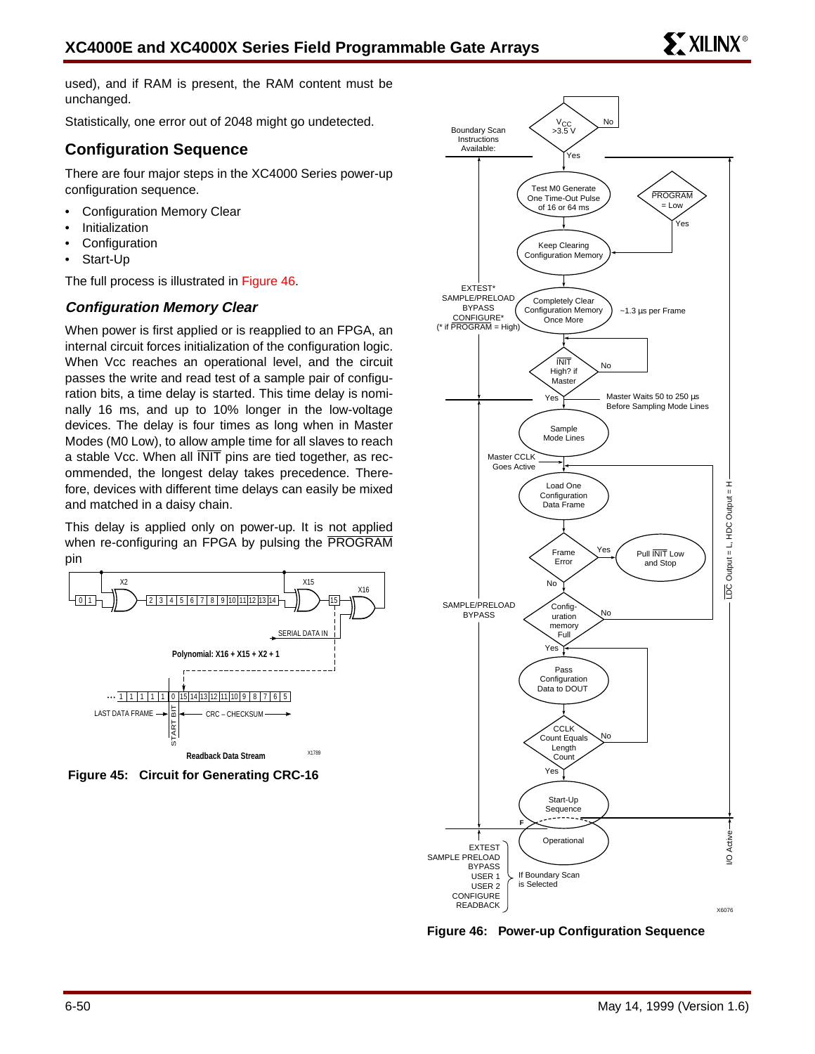used), and if RAM is present, the RAM content must be unchanged.

Statistically, one error out of 2048 might go undetected.

## Configuration Sequence

There are four major steps in the XC4000 Series power-up configuration sequence.

- Configuration Memory Clear
- Initialization
- Configuration
- Start-Up

The full process is illustrated in Figure 46.

### *Configuration Memory Clear*

When power is first applied or is reapplied to an FPGA, an internal circuit forces initialization of the configuration logic. When Vcc reaches an operational level, and the circuit passes the write and read test of a sample pair of configuration bits, a time delay is started. This time delay is nominally 16 ms, and up to 10% longer in the low-voltage devices. The delay is four times as long when in Master Modes (M0 Low), to allow ample time for all slaves to reach a stable Vcc. When all $\overline{\text{INIT}}$ pins are tied together, as recommended, the longest delay takes precedence. Therefore, devices with different time delays can easily be mixed and matched in a daisy chain.

This delay is applied only on power-up. It is not applied when re-configuring an FPGA by pulsing the $\overline{\text{PROGRAM}}$ pin

**Figure 45: Circuit for Generating CRC-16**

**Figure 46: Power-up Configuration Sequence**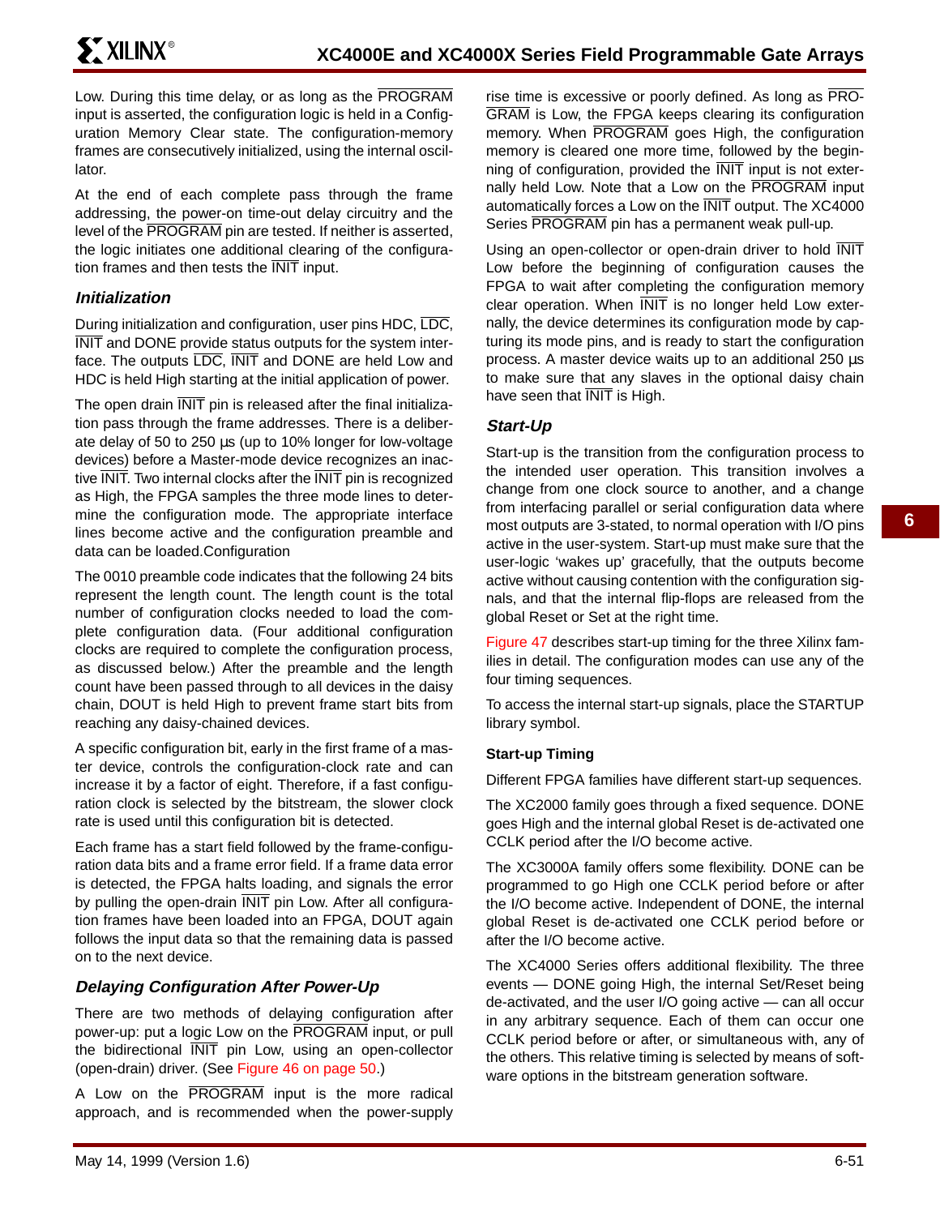Low. During this time delay, or as long as the PROGRAM input is asserted, the configuration logic is held in a Configuration Memory Clear state. The configuration-memory frames are consecutively initialized, using the internal oscillator.

At the end of each complete pass through the frame addressing, the power-on time-out delay circuitry and the level of the PROGRAM pin are tested. If neither is asserted, the logic initiates one additional clearing of the configuration frames and then tests the INIT input.

### Initialization

During initialization and configuration, user pins HDC, LDC, INIT and DONE provide status outputs for the system interface. The outputs LDC, INIT and DONE are held Low and HDC is held High starting at the initial application of power.

The open drain INIT pin is released after the final initialization pass through the frame addresses. There is a deliberate delay of 50 to 250 µs (up to 10% longer for low-voltage devices) before a Master-mode device recognizes an inactive INIT. Two internal clocks after the INIT pin is recognized as High, the FPGA samples the three mode lines to determine the configuration mode. The appropriate interface lines become active and the configuration preamble and data can be loaded.Configuration

The 0010 preamble code indicates that the following 24 bits represent the length count. The length count is the total number of configuration clocks needed to load the complete configuration data. (Four additional configuration clocks are required to complete the configuration process, as discussed below.) After the preamble and the length count have been passed through to all devices in the daisy chain, DOUT is held High to prevent frame start bits from reaching any daisy-chained devices.

A specific configuration bit, early in the first frame of a master device, controls the configuration-clock rate and can increase it by a factor of eight. Therefore, if a fast configuration clock is selected by the bitstream, the slower clock rate is used until this configuration bit is detected.

Each frame has a start field followed by the frame-configuration data bits and a frame error field. If a frame data error is detected, the FPGA halts loading, and signals the error by pulling the open-drain INIT pin Low. After all configuration frames have been loaded into an FPGA, DOUT again follows the input data so that the remaining data is passed on to the next device.

### Delaying Configuration After Power-Up

There are two methods of delaying configuration after power-up: put a logic Low on the PROGRAM input, or pull the bidirectional INIT pin Low, using an open-collector (open-drain) driver. (See Figure 46 on page 50.)

A Low on the PROGRAM input is the more radical approach, and is recommended when the power-supply rise time is excessive or poorly defined. As long as PROGRAM is Low, the FPGA keeps clearing its configuration memory. When PROGRAM goes High, the configuration memory is cleared one more time, followed by the beginning of configuration, provided the INIT input is not externally held Low. Note that a Low on the PROGRAM input automatically forces a Low on the INIT output. The XC4000 Series PROGRAM pin has a permanent weak pull-up.

Using an open-collector or open-drain driver to hold INIT Low before the beginning of configuration causes the FPGA to wait after completing the configuration memory clear operation. When INIT is no longer held Low externally, the device determines its configuration mode by capturing its mode pins, and is ready to start the configuration process. A master device waits up to an additional 250 µs to make sure that any slaves in the optional daisy chain have seen that INIT is High.

### Start-Up

Start-up is the transition from the configuration process to the intended user operation. This transition involves a change from one clock source to another, and a change from interfacing parallel or serial configuration data where most outputs are 3-stated, to normal operation with I/O pins active in the user-system. Start-up must make sure that the user-logic 'wakes up' gracefully, that the outputs become active without causing contention with the configuration signals, and that the internal flip-flops are released from the global Reset or Set at the right time.

Figure 47 describes start-up timing for the three Xilinx families in detail. The configuration modes can use any of the four timing sequences.

To access the internal start-up signals, place the STARTUP library symbol.

#### Start-up Timing

Different FPGA families have different start-up sequences.

The XC2000 family goes through a fixed sequence. DONE goes High and the internal global Reset is de-activated one CCLK period after the I/O become active.

The XC3000A family offers some flexibility. DONE can be programmed to go High one CCLK period before or after the I/O become active. Independent of DONE, the internal global Reset is de-activated one CCLK period before or after the I/O become active.

The XC4000 Series offers additional flexibility. The three events — DONE going High, the internal Set/Reset being de-activated, and the user I/O going active — can all occur in any arbitrary sequence. Each of them can occur one CCLK period before or after, or simultaneous with, any of the others. This relative timing is selected by means of software options in the bitstream generation software.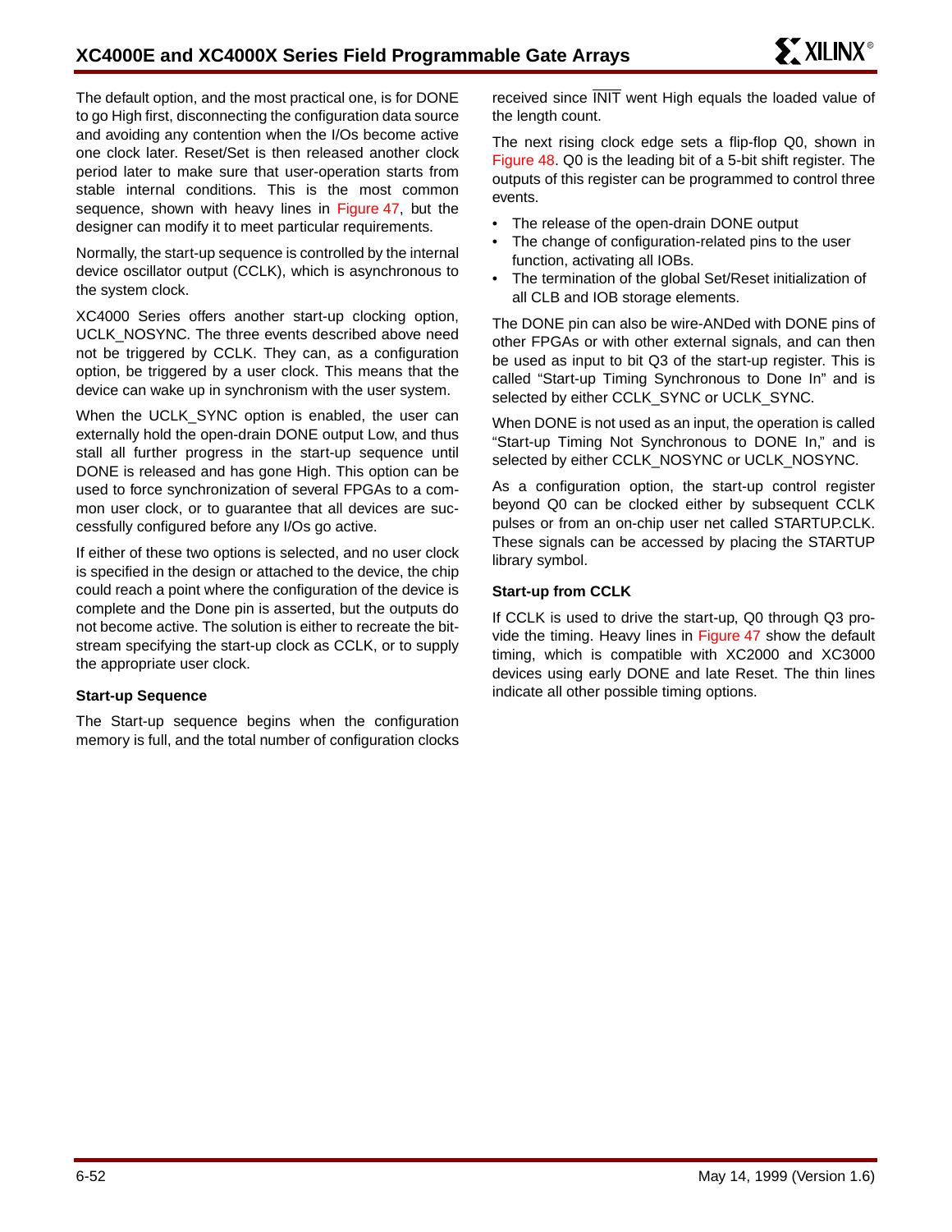The default option, and the most practical one, is for DONE to go High first, disconnecting the configuration data source and avoiding any contention when the I/Os become active one clock later. Reset/Set is then released another clock period later to make sure that user-operation starts from stable internal conditions. This is the most common sequence, shown with heavy lines in Figure 47, but the designer can modify it to meet particular requirements.

Normally, the start-up sequence is controlled by the internal device oscillator output (CCLK), which is asynchronous to the system clock.

XC4000 Series offers another start-up clocking option, UCLK_NOSYNC. The three events described above need not be triggered by CCLK. They can, as a configuration option, be triggered by a user clock. This means that the device can wake up in synchronism with the user system.

When the UCLK_SYNC option is enabled, the user can externally hold the open-drain DONE output Low, and thus stall all further progress in the start-up sequence until DONE is released and has gone High. This option can be used to force synchronization of several FPGAs to a common user clock, or to guarantee that all devices are successfully configured before any I/Os go active.

If either of these two options is selected, and no user clock is specified in the design or attached to the device, the chip could reach a point where the configuration of the device is complete and the Done pin is asserted, but the outputs do not become active. The solution is either to recreate the bitstream specifying the start-up clock as CCLK, or to supply the appropriate user clock.

### Start-up Sequence

The Start-up sequence begins when the configuration memory is full, and the total number of configuration clocks received since $\overline{\text{INIT}}$ went High equals the loaded value of the length count.

The next rising clock edge sets a flip-flop Q0, shown in Figure 48. Q0 is the leading bit of a 5-bit shift register. The outputs of this register can be programmed to control three events.

- The release of the open-drain DONE output
- The change of configuration-related pins to the user function, activating all IOBs.
- The termination of the global Set/Reset initialization of all CLB and IOB storage elements.

The DONE pin can also be wire-ANDed with DONE pins of other FPGAs or with other external signals, and can then be used as input to bit Q3 of the start-up register. This is called "Start-up Timing Synchronous to Done In" and is selected by either CCLK_SYNC or UCLK_SYNC.

When DONE is not used as an input, the operation is called "Start-up Timing Not Synchronous to DONE In," and is selected by either CCLK_NOSYNC or UCLK_NOSYNC.

As a configuration option, the start-up control register beyond Q0 can be clocked either by subsequent CCLK pulses or from an on-chip user net called STARTUP.CLK. These signals can be accessed by placing the STARTUP library symbol.

### Start-up from CCLK

If CCLK is used to drive the start-up, Q0 through Q3 provide the timing. Heavy lines in Figure 47 show the default timing, which is compatible with XC2000 and XC3000 devices using early DONE and late Reset. The thin lines indicate all other possible timing options.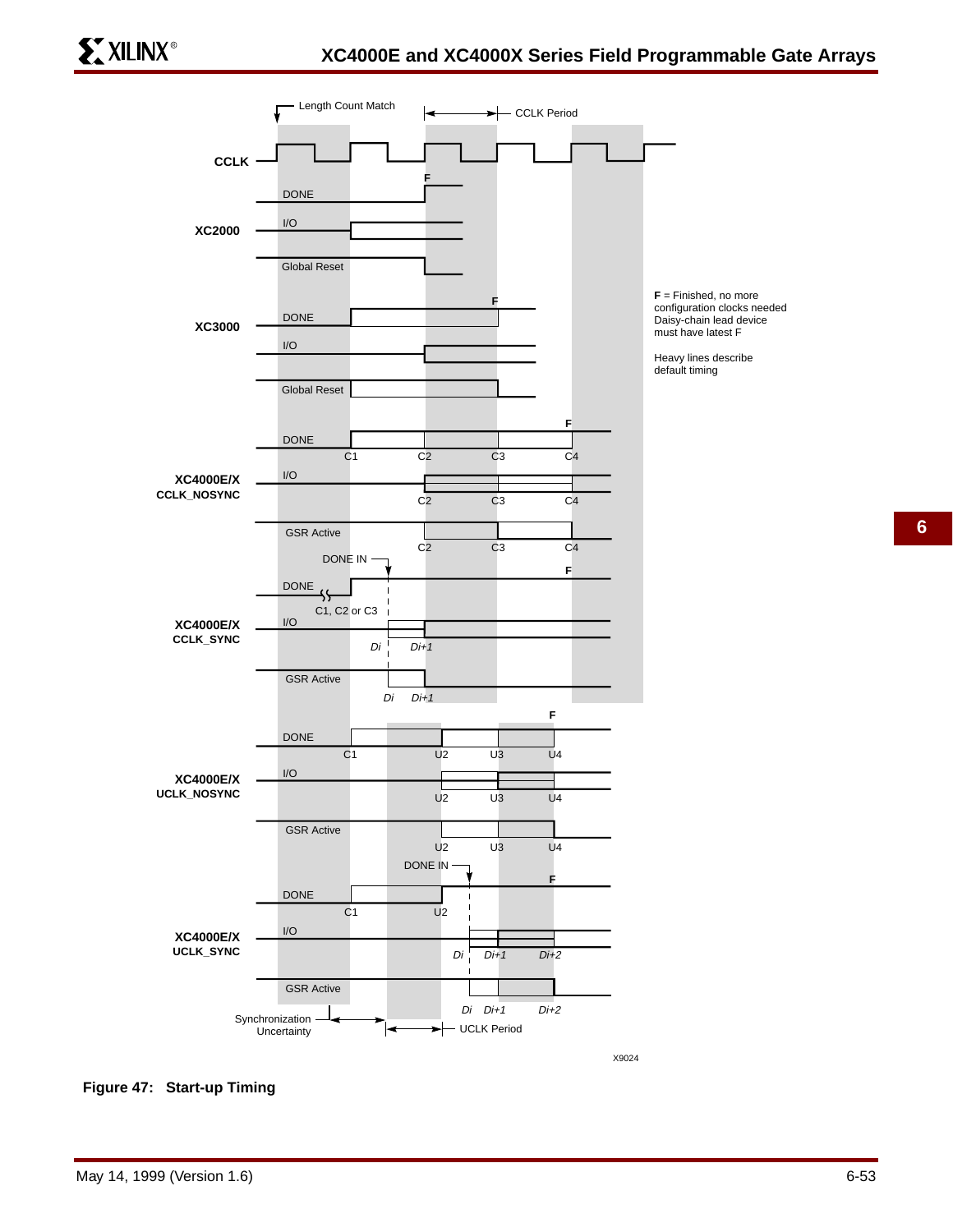Length Count Match

CCLK Period

CCLK

XC2000

DONE

I/O

Global Reset

XC3000

DONE

I/O

Global Reset

F = Finished, no more configuration clocks needed
Daisy-chain lead device must have latest F

Heavy lines describe default timing

XC4000E/X CCLK_NOSYNC

DONE

I/O

GSR Active

C1 C2 C3 C4

XC4000E/X CCLK_SYNC

DONE IN

DONE

C1, C2 or C3

I/O

Di Di+1

GSR Active

XC4000E/X UCLK_NOSYNC

DONE

I/O

GSR Active

C1 U2 U3 U4

XC4000E/X UCLK_SYNC

DONE IN

DONE

I/O

Di Di+1 Di+2

GSR Active

Synchronization Uncertainty

UCLK Period

X9024

**Figure 47: Start-up Timing**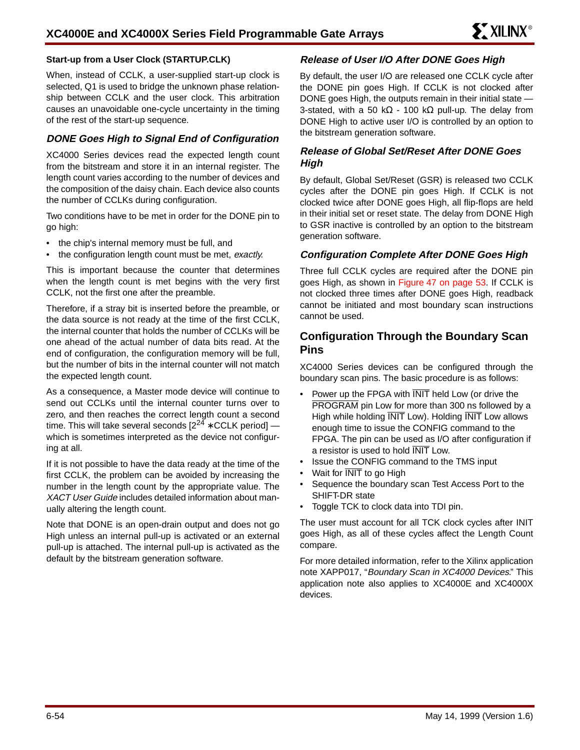#### Start-up from a User Clock (STARTUP.CLK)

When, instead of CCLK, a user-supplied start-up clock is selected, Q1 is used to bridge the unknown phase relationship between CCLK and the user clock. This arbitration causes an unavoidable one-cycle uncertainty in the timing of the rest of the start-up sequence.

### DONE Goes High to Signal End of Configuration

XC4000 Series devices read the expected length count from the bitstream and store it in an internal register. The length count varies according to the number of devices and the composition of the daisy chain. Each device also counts the number of CCLKs during configuration.

Two conditions have to be met in order for the DONE pin to go high:

- the chip's internal memory must be full, and
- the configuration length count must be met, *exactly*.

This is important because the counter that determines when the length count is met begins with the very first CCLK, not the first one after the preamble.

Therefore, if a stray bit is inserted before the preamble, or the data source is not ready at the time of the first CCLK, the internal counter that holds the number of CCLKs will be one ahead of the actual number of data bits read. At the end of configuration, the configuration memory will be full, but the number of bits in the internal counter will not match the expected length count.

As a consequence, a Master mode device will continue to send out CCLKs until the internal counter turns over to zero, and then reaches the correct length count a second time. This will take several seconds [$2^{24}$ ∗CCLK period] — which is sometimes interpreted as the device not configuring at all.

If it is not possible to have the data ready at the time of the first CCLK, the problem can be avoided by increasing the number in the length count by the appropriate value. The *XACT User Guide* includes detailed information about manually altering the length count.

Note that DONE is an open-drain output and does not go High unless an internal pull-up is activated or an external pull-up is attached. The internal pull-up is activated as the default by the bitstream generation software.

### Release of User I/O After DONE Goes High

By default, the user I/O are released one CCLK cycle after the DONE pin goes High. If CCLK is not clocked after DONE goes High, the outputs remain in their initial state — 3-stated, with a 50 kΩ - 100 kΩ pull-up. The delay from DONE High to active user I/O is controlled by an option to the bitstream generation software.

### Release of Global Set/Reset After DONE Goes High

By default, Global Set/Reset (GSR) is released two CCLK cycles after the DONE pin goes High. If CCLK is not clocked twice after DONE goes High, all flip-flops are held in their initial set or reset state. The delay from DONE High to GSR inactive is controlled by an option to the bitstream generation software.

### Configuration Complete After DONE Goes High

Three full CCLK cycles are required after the DONE pin goes High, as shown in Figure 47 on page 53. If CCLK is not clocked three times after DONE goes High, readback cannot be initiated and most boundary scan instructions cannot be used.

## Configuration Through the Boundary Scan Pins

XC4000 Series devices can be configured through the boundary scan pins. The basic procedure is as follows:

- Power up the FPGA with $\overline{\text{INIT}}$ held Low (or drive the $\overline{\text{PROGRAM}}$ pin Low for more than 300 ns followed by a High while holding $\overline{\text{INIT}}$ Low). Holding $\overline{\text{INIT}}$ Low allows enough time to issue the CONFIG command to the FPGA. The pin can be used as I/O after configuration if a resistor is used to hold $\overline{\text{INIT}}$ Low.
- Issue the CONFIG command to the TMS input
- Wait for $\overline{\text{INIT}}$ to go High
- Sequence the boundary scan Test Access Port to the SHIFT-DR state
- Toggle TCK to clock data into TDI pin.

The user must account for all TCK clock cycles after INIT goes High, as all of these cycles affect the Length Count compare.

For more detailed information, refer to the Xilinx application note XAPP017, "*Boundary Scan in XC4000 Devices*." This application note also applies to XC4000E and XC4000X devices.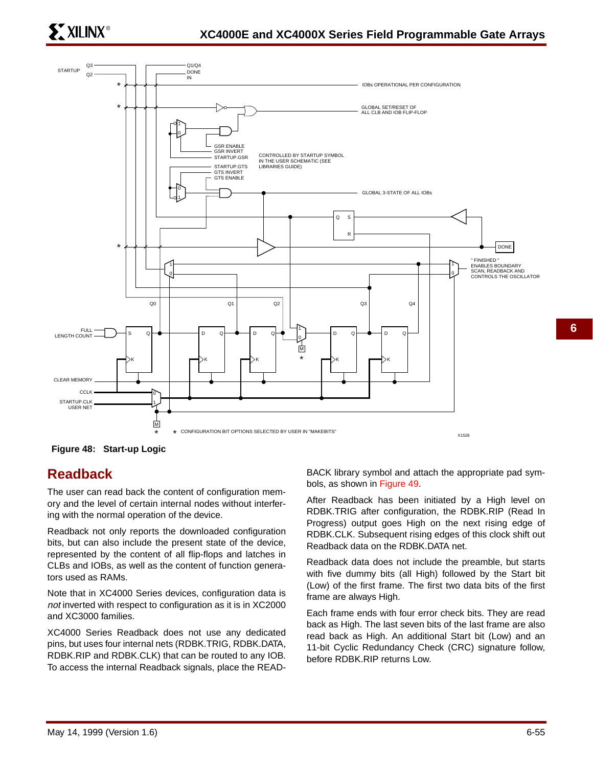**Figure 48: Start-up Logic**

## Readback

The user can read back the content of configuration memory and the level of certain internal nodes without interfering with the normal operation of the device.

Readback not only reports the downloaded configuration bits, but can also include the present state of the device, represented by the content of all flip-flops and latches in CLBs and IOBs, as well as the content of function generators used as RAMs.

Note that in XC4000 Series devices, configuration data is *not* inverted with respect to configuration as it is in XC2000 and XC3000 families.

XC4000 Series Readback does not use any dedicated pins, but uses four internal nets (RDBK.TRIG, RDBK.DATA, RDBK.RIP and RDBK.CLK) that can be routed to any IOB. To access the internal Readback signals, place the READBACK library symbol and attach the appropriate pad symbols, as shown in Figure 49.

After Readback has been initiated by a High level on RDBK.TRIG after configuration, the RDBK.RIP (Read In Progress) output goes High on the next rising edge of RDBK.CLK. Subsequent rising edges of this clock shift out Readback data on the RDBK.DATA net.

Readback data does not include the preamble, but starts with five dummy bits (all High) followed by the Start bit (Low) of the first frame. The first two data bits of the first frame are always High.

Each frame ends with four error check bits. They are read back as High. The last seven bits of the last frame are also read back as High. An additional Start bit (Low) and an 11-bit Cyclic Redundancy Check (CRC) signature follow, before RDBK.RIP returns Low.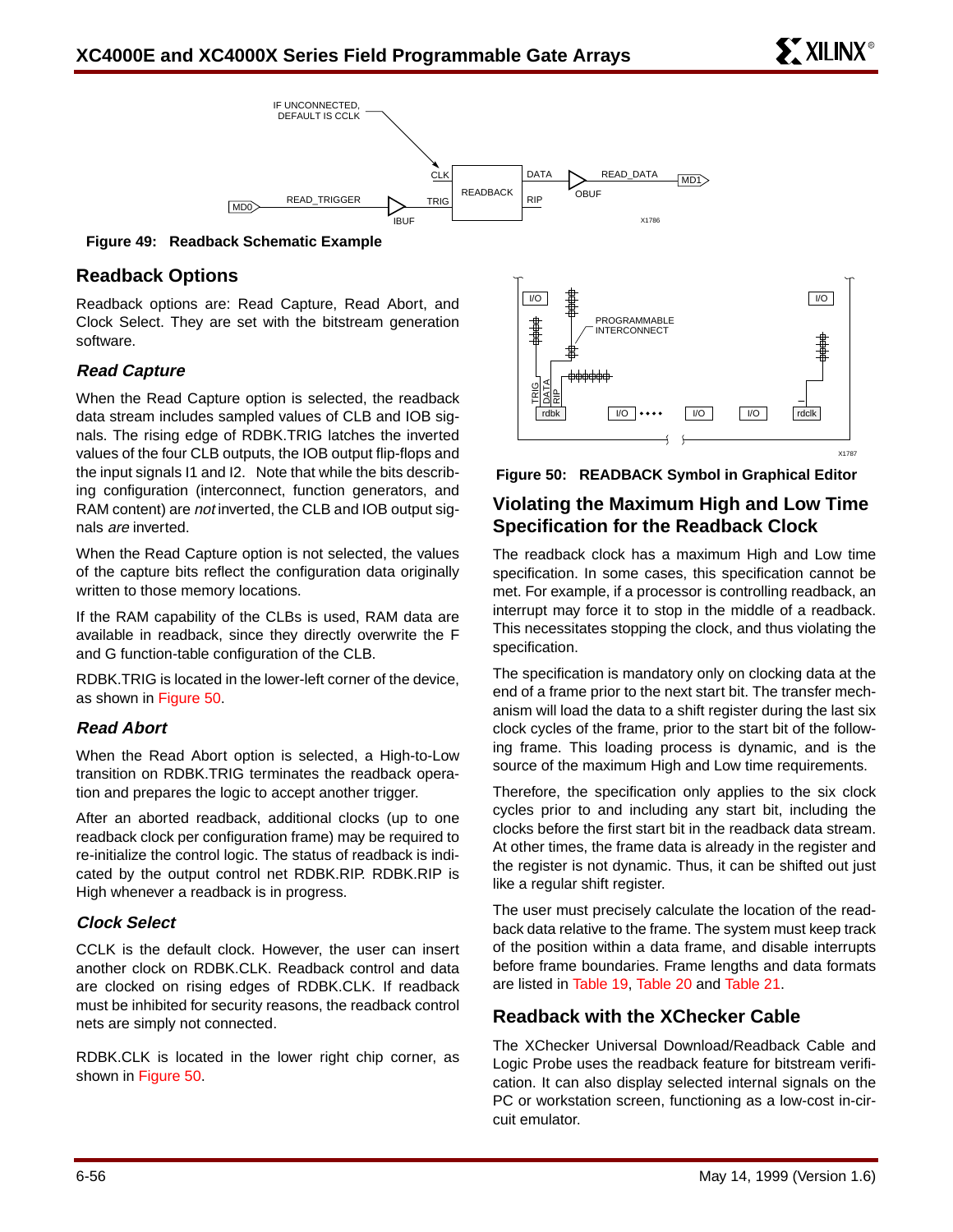**Figure 49: Readback Schematic Example**

## Readback Options

Readback options are: Read Capture, Read Abort, and Clock Select. They are set with the bitstream generation software.

### *Read Capture*

When the Read Capture option is selected, the readback data stream includes sampled values of CLB and IOB signals. The rising edge of RDBK.TRIG latches the inverted values of the four CLB outputs, the IOB output flip-flops and the input signals I1 and I2. Note that while the bits describing configuration (interconnect, function generators, and RAM content) are *not* inverted, the CLB and IOB output signals *are* inverted.

When the Read Capture option is not selected, the values of the capture bits reflect the configuration data originally written to those memory locations.

If the RAM capability of the CLBs is used, RAM data are available in readback, since they directly overwrite the F and G function-table configuration of the CLB.

RDBK.TRIG is located in the lower-left corner of the device, as shown in Figure 50.

### *Read Abort*

When the Read Abort option is selected, a High-to-Low transition on RDBK.TRIG terminates the readback operation and prepares the logic to accept another trigger.

After an aborted readback, additional clocks (up to one readback clock per configuration frame) may be required to re-initialize the control logic. The status of readback is indicated by the output control net RDBK.RIP. RDBK.RIP is High whenever a readback is in progress.

### *Clock Select*

CCLK is the default clock. However, the user can insert another clock on RDBK.CLK. Readback control and data are clocked on rising edges of RDBK.CLK. If readback must be inhibited for security reasons, the readback control nets are simply not connected.

RDBK.CLK is located in the lower right chip corner, as shown in Figure 50.

**Figure 50: READBACK Symbol in Graphical Editor**

## Violating the Maximum High and Low Time Specification for the Readback Clock

The readback clock has a maximum High and Low time specification. In some cases, this specification cannot be met. For example, if a processor is controlling readback, an interrupt may force it to stop in the middle of a readback. This necessitates stopping the clock, and thus violating the specification.

The specification is mandatory only on clocking data at the end of a frame prior to the next start bit. The transfer mechanism will load the data to a shift register during the last six clock cycles of the frame, prior to the start bit of the following frame. This loading process is dynamic, and is the source of the maximum High and Low time requirements.

Therefore, the specification only applies to the six clock cycles prior to and including any start bit, including the clocks before the first start bit in the readback data stream. At other times, the frame data is already in the register and the register is not dynamic. Thus, it can be shifted out just like a regular shift register.

The user must precisely calculate the location of the readback data relative to the frame. The system must keep track of the position within a data frame, and disable interrupts before frame boundaries. Frame lengths and data formats are listed in Table 19, Table 20 and Table 21.

## Readback with the XChecker Cable

The XChecker Universal Download/Readback Cable and Logic Probe uses the readback feature for bitstream verification. It can also display selected internal signals on the PC or workstation screen, functioning as a low-cost in-circuit emulator.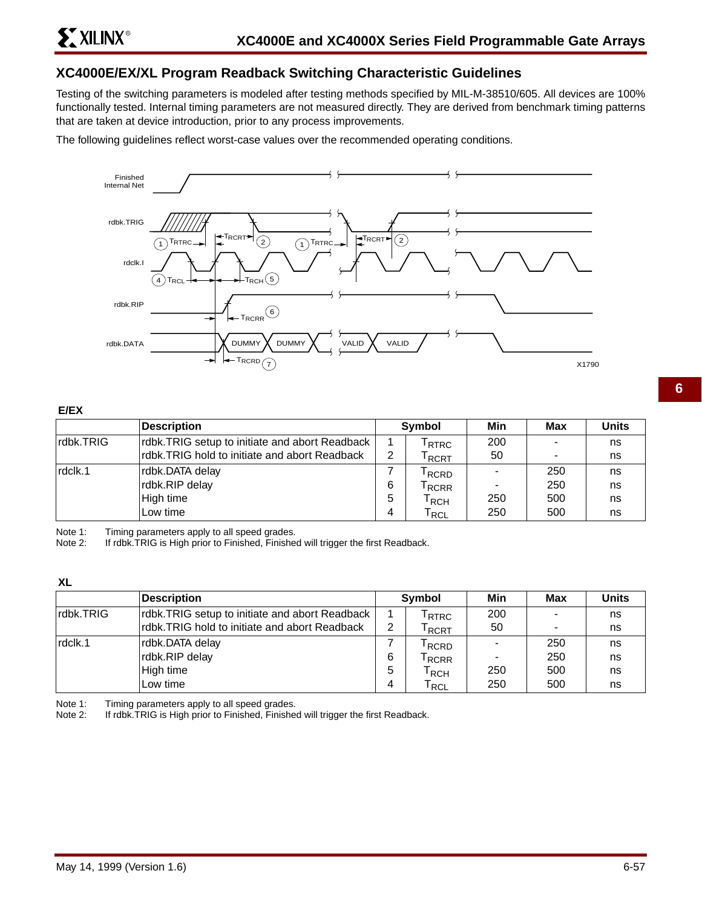## XC4000E/EX/XL Program Readback Switching Characteristic Guidelines

Testing of the switching parameters is modeled after testing methods specified by MIL-M-38510/605. All devices are 100% functionally tested. Internal timing parameters are not measured directly. They are derived from benchmark timing patterns that are taken at device introduction, prior to any process improvements.

The following guidelines reflect worst-case values over the recommended operating conditions.

X1790

**E/EX**

| | Description | Symbol | | Min | Max | Units |
|---|---|---|---|---|---|---|
| rdbk.TRIG | rdbk.TRIG setup to initiate and abort Readback | 1 | $T_{RTRC}$ | 200 | - | ns |
| | rdbk.TRIG hold to initiate and abort Readback | 2 | $T_{RCRT}$ | 50 | - | ns |
| rdclk.1 | rdbk.DATA delay | 7 | $T_{RCRD}$ | - | 250 | ns |
| | rdbk.RIP delay | 6 | $T_{RCRR}$ | - | 250 | ns |
| | High time | 5 | $T_{RCH}$ | 250 | 500 | ns |
| | Low time | 4 | $T_{RCL}$ | 250 | 500 | ns |

Note 1: Timing parameters apply to all speed grades.
Note 2: If rdbk.TRIG is High prior to Finished, Finished will trigger the first Readback.

**XL**

| | Description | Symbol | | Min | Max | Units |
|---|---|---|---|---|---|---|
| rdbk.TRIG | rdbk.TRIG setup to initiate and abort Readback | 1 | $T_{RTRC}$ | 200 | - | ns |
| | rdbk.TRIG hold to initiate and abort Readback | 2 | $T_{RCRT}$ | 50 | - | ns |
| rdclk.1 | rdbk.DATA delay | 7 | $T_{RCRD}$ | - | 250 | ns |
| | rdbk.RIP delay | 6 | $T_{RCRR}$ | - | 250 | ns |
| | High time | 5 | $T_{RCH}$ | 250 | 500 | ns |
| | Low time | 4 | $T_{RCL}$ | 250 | 500 | ns |

Note 1: Timing parameters apply to all speed grades.
Note 2: If rdbk.TRIG is High prior to Finished, Finished will trigger the first Readback.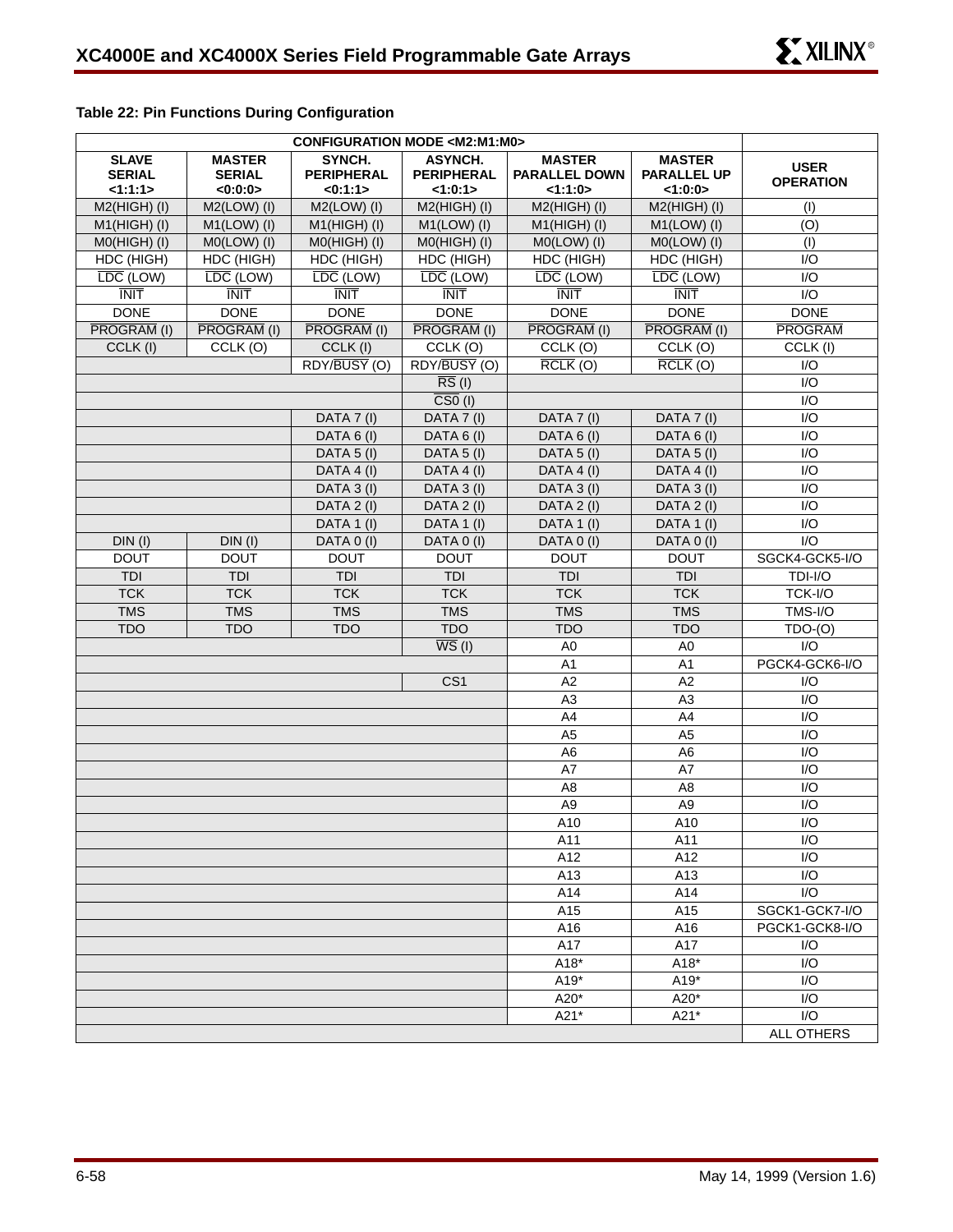**Table 22: Pin Functions During Configuration**

| CONFIGURATION MODE <M2:M1:M0> | | | | | | |
|---|---|---|---|---|---|---|
| **SLAVE SERIAL <1:1:1>** | **MASTER SERIAL <0:0:0>** | **SYNCH. PERIPHERAL <0:1:1>** | **ASYNCH. PERIPHERAL <1:0:1>** | **MASTER PARALLEL DOWN <1:1:0>** | **MASTER PARALLEL UP <1:0:0>** | **USER OPERATION** |
| M2(HIGH) (I) | M2(LOW) (I) | M2(LOW) (I) | M2(HIGH) (I) | M2(HIGH) (I) | M2(HIGH) (I) | (I) |
| M1(HIGH) (I) | M1(LOW) (I) | M1(HIGH) (I) | M1(LOW) (I) | M1(HIGH) (I) | M1(LOW) (I) | (O) |
| M0(HIGH) (I) | M0(LOW) (I) | M0(HIGH) (I) | M0(HIGH) (I) | M0(LOW) (I) | M0(LOW) (I) | (I) |
| HDC (HIGH) | HDC (HIGH) | HDC (HIGH) | HDC (HIGH) | HDC (HIGH) | HDC (HIGH) | I/O |
| $\overline{\text{LDC}}$ (LOW) | $\overline{\text{LDC}}$ (LOW) | $\overline{\text{LDC}}$ (LOW) | $\overline{\text{LDC}}$ (LOW) | $\overline{\text{LDC}}$ (LOW) | $\overline{\text{LDC}}$ (LOW) | I/O |
| $\overline{\text{INIT}}$ | $\overline{\text{INIT}}$ | $\overline{\text{INIT}}$ | $\overline{\text{INIT}}$ | $\overline{\text{INIT}}$ | $\overline{\text{INIT}}$ | I/O |
| DONE | DONE | DONE | DONE | DONE | DONE | DONE |
| $\overline{\text{PROGRAM}}$ (I) | $\overline{\text{PROGRAM}}$ (I) | $\overline{\text{PROGRAM}}$ (I) | $\overline{\text{PROGRAM}}$ (I) | $\overline{\text{PROGRAM}}$ (I) | $\overline{\text{PROGRAM}}$ (I) | $\overline{\text{PROGRAM}}$ |
| CCLK (I) | CCLK (O) | CCLK (I) | CCLK (O) | CCLK (O) | CCLK (O) | CCLK (I) |
| | | RDY/$\overline{\text{BUSY}}$ (O) | RDY/$\overline{\text{BUSY}}$ (O) | $\overline{\text{RCLK}}$ (O) | $\overline{\text{RCLK}}$ (O) | I/O |
| | | | $\overline{\text{RS}}$ (I) | | | I/O |
| | | | $\overline{\text{CS0}}$ (I) | | | I/O |
| | | DATA 7 (I) | DATA 7 (I) | DATA 7 (I) | DATA 7 (I) | I/O |
| | | DATA 6 (I) | DATA 6 (I) | DATA 6 (I) | DATA 6 (I) | I/O |
| | | DATA 5 (I) | DATA 5 (I) | DATA 5 (I) | DATA 5 (I) | I/O |
| | | DATA 4 (I) | DATA 4 (I) | DATA 4 (I) | DATA 4 (I) | I/O |
| | | DATA 3 (I) | DATA 3 (I) | DATA 3 (I) | DATA 3 (I) | I/O |
| | | DATA 2 (I) | DATA 2 (I) | DATA 2 (I) | DATA 2 (I) | I/O |
| | | DATA 1 (I) | DATA 1 (I) | DATA 1 (I) | DATA 1 (I) | I/O |
| DIN (I) | DIN (I) | DATA 0 (I) | DATA 0 (I) | DATA 0 (I) | DATA 0 (I) | I/O |
| DOUT | DOUT | DOUT | DOUT | DOUT | DOUT | SGCK4-GCK5-I/O |
| TDI | TDI | TDI | TDI | TDI | TDI | TDI-I/O |
| TCK | TCK | TCK | TCK | TCK | TCK | TCK-I/O |
| TMS | TMS | TMS | TMS | TMS | TMS | TMS-I/O |
| TDO | TDO | TDO | TDO | TDO | TDO | TDO-(O) |
| | | | $\overline{\text{WS}}$ (I) | A0 | A0 | I/O |
| | | | | A1 | A1 | PGCK4-GCK6-I/O |
| | | | CS1 | A2 | A2 | I/O |
| | | | | A3 | A3 | I/O |
| | | | | A4 | A4 | I/O |
| | | | | A5 | A5 | I/O |
| | | | | A6 | A6 | I/O |
| | | | | A7 | A7 | I/O |
| | | | | A8 | A8 | I/O |
| | | | | A9 | A9 | I/O |
| | | | | A10 | A10 | I/O |
| | | | | A11 | A11 | I/O |
| | | | | A12 | A12 | I/O |
| | | | | A13 | A13 | I/O |
| | | | | A14 | A14 | I/O |
| | | | | A15 | A15 | SGCK1-GCK7-I/O |
| | | | | A16 | A16 | PGCK1-GCK8-I/O |
| | | | | A17 | A17 | I/O |
| | | | | A18* | A18* | I/O |
| | | | | A19* | A19* | I/O |
| | | | | A20* | A20* | I/O |
| | | | | A21* | A21* | I/O |
| | | | | | | ALL OTHERS |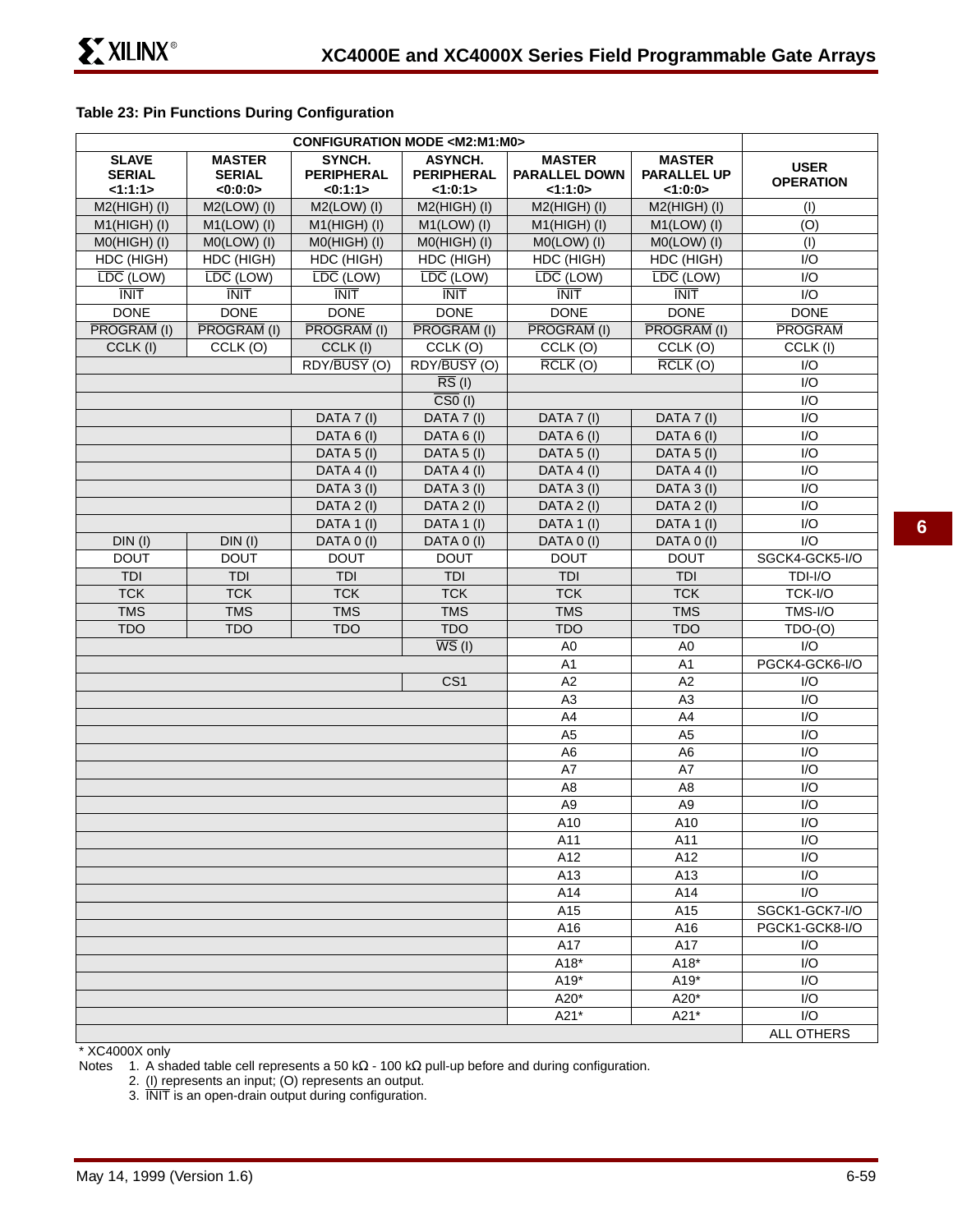**Table 23: Pin Functions During Configuration**

| CONFIGURATION MODE <M2:M1:M0> | | | | | | |
|---|---|---|---|---|---|---|
| **SLAVE SERIAL <1:1:1>** | **MASTER SERIAL <0:0:0>** | **SYNCH. PERIPHERAL <0:1:1>** | **ASYNCH. PERIPHERAL <1:0:1>** | **MASTER PARALLEL DOWN <1:1:0>** | **MASTER PARALLEL UP <1:0:0>** | **USER OPERATION** |
| M2(HIGH) (I) | M2(LOW) (I) | M2(LOW) (I) | M2(HIGH) (I) | M2(HIGH) (I) | M2(HIGH) (I) | (I) |
| M1(HIGH) (I) | M1(LOW) (I) | M1(HIGH) (I) | M1(LOW) (I) | M1(HIGH) (I) | M1(LOW) (I) | (O) |
| M0(HIGH) (I) | M0(LOW) (I) | M0(HIGH) (I) | M0(HIGH) (I) | M0(LOW) (I) | M0(LOW) (I) | (I) |
| HDC (HIGH) | HDC (HIGH) | HDC (HIGH) | HDC (HIGH) | HDC (HIGH) | HDC (HIGH) | I/O |
| $\overline{\text{LDC}}$ (LOW) | $\overline{\text{LDC}}$ (LOW) | $\overline{\text{LDC}}$ (LOW) | $\overline{\text{LDC}}$ (LOW) | $\overline{\text{LDC}}$ (LOW) | $\overline{\text{LDC}}$ (LOW) | I/O |
| $\overline{\text{INIT}}$ | $\overline{\text{INIT}}$ | $\overline{\text{INIT}}$ | $\overline{\text{INIT}}$ | $\overline{\text{INIT}}$ | $\overline{\text{INIT}}$ | I/O |
| DONE | DONE | DONE | DONE | DONE | DONE | DONE |
| $\overline{\text{PROGRAM}}$ (I) | $\overline{\text{PROGRAM}}$ (I) | $\overline{\text{PROGRAM}}$ (I) | $\overline{\text{PROGRAM}}$ (I) | $\overline{\text{PROGRAM}}$ (I) | $\overline{\text{PROGRAM}}$ (I) | $\overline{\text{PROGRAM}}$ |
| CCLK (I) | CCLK (O) | CCLK (I) | CCLK (O) | CCLK (O) | CCLK (O) | CCLK (I) |
| | | RDY/$\overline{\text{BUSY}}$ (O) | RDY/$\overline{\text{BUSY}}$ (O) | $\overline{\text{RCLK}}$ (O) | $\overline{\text{RCLK}}$ (O) | I/O |
| | | | $\overline{\text{RS}}$ (I) | | | I/O |
| | | | $\overline{\text{CS0}}$ (I) | | | I/O |
| | | DATA 7 (I) | DATA 7 (I) | DATA 7 (I) | DATA 7 (I) | I/O |
| | | DATA 6 (I) | DATA 6 (I) | DATA 6 (I) | DATA 6 (I) | I/O |
| | | DATA 5 (I) | DATA 5 (I) | DATA 5 (I) | DATA 5 (I) | I/O |
| | | DATA 4 (I) | DATA 4 (I) | DATA 4 (I) | DATA 4 (I) | I/O |
| | | DATA 3 (I) | DATA 3 (I) | DATA 3 (I) | DATA 3 (I) | I/O |
| | | DATA 2 (I) | DATA 2 (I) | DATA 2 (I) | DATA 2 (I) | I/O |
| | | DATA 1 (I) | DATA 1 (I) | DATA 1 (I) | DATA 1 (I) | I/O |
| DIN (I) | DIN (I) | DATA 0 (I) | DATA 0 (I) | DATA 0 (I) | DATA 0 (I) | I/O |
| DOUT | DOUT | DOUT | DOUT | DOUT | DOUT | SGCK4-GCK5-I/O |
| TDI | TDI | TDI | TDI | TDI | TDI | TDI-I/O |
| TCK | TCK | TCK | TCK | TCK | TCK | TCK-I/O |
| TMS | TMS | TMS | TMS | TMS | TMS | TMS-I/O |
| TDO | TDO | TDO | TDO | TDO | TDO | TDO-(O) |
| | | | $\overline{\text{WS}}$ (I) | A0 | A0 | I/O |
| | | | | A1 | A1 | PGCK4-GCK6-I/O |
| | | | CS1 | A2 | A2 | I/O |
| | | | | A3 | A3 | I/O |
| | | | | A4 | A4 | I/O |
| | | | | A5 | A5 | I/O |
| | | | | A6 | A6 | I/O |
| | | | | A7 | A7 | I/O |
| | | | | A8 | A8 | I/O |
| | | | | A9 | A9 | I/O |
| | | | | A10 | A10 | I/O |
| | | | | A11 | A11 | I/O |
| | | | | A12 | A12 | I/O |
| | | | | A13 | A13 | I/O |
| | | | | A14 | A14 | I/O |
| | | | | A15 | A15 | SGCK1-GCK7-I/O |
| | | | | A16 | A16 | PGCK1-GCK8-I/O |
| | | | | A17 | A17 | I/O |
| | | | | A18* | A18* | I/O |
| | | | | A19* | A19* | I/O |
| | | | | A20* | A20* | I/O |
| | | | | A21* | A21* | I/O |
| | | | | | | ALL OTHERS |

\* XC4000X only

Notes
1. A shaded table cell represents a 50 kΩ - 100 kΩ pull-up before and during configuration.
2. (I) represents an input; (O) represents an output.
3. $\overline{\text{INIT}}$ is an open-drain output during configuration.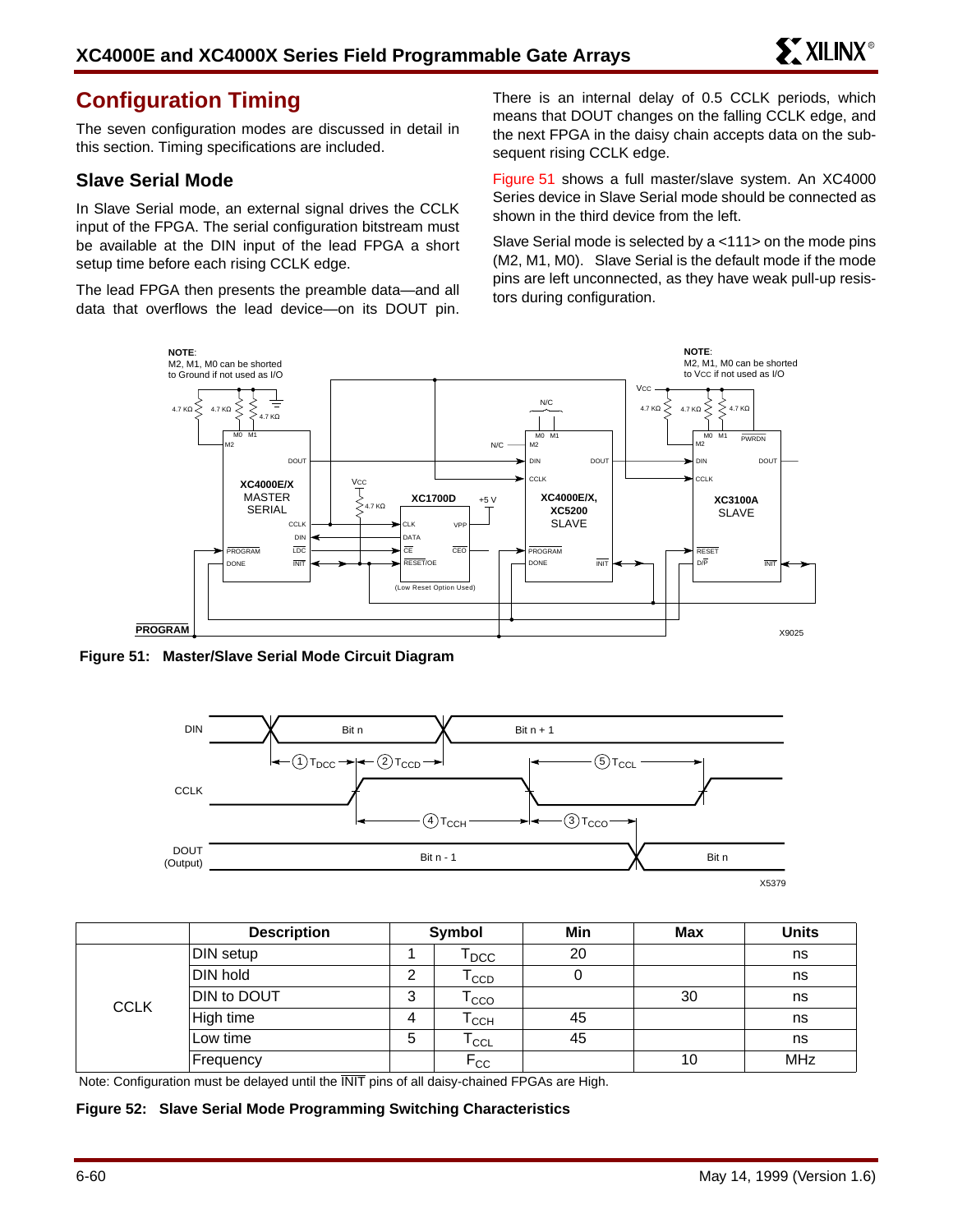## Configuration Timing

The seven configuration modes are discussed in detail in this section. Timing specifications are included.

### Slave Serial Mode

In Slave Serial mode, an external signal drives the CCLK input of the FPGA. The serial configuration bitstream must be available at the DIN input of the lead FPGA a short setup time before each rising CCLK edge.

The lead FPGA then presents the preamble data—and all data that overflows the lead device—on its DOUT pin. There is an internal delay of 0.5 CCLK periods, which means that DOUT changes on the falling CCLK edge, and the next FPGA in the daisy chain accepts data on the subsequent rising CCLK edge.

Figure 51 shows a full master/slave system. An XC4000 Series device in Slave Serial mode should be connected as shown in the third device from the left.

Slave Serial mode is selected by a <111> on the mode pins (M2, M1, M0). Slave Serial is the default mode if the mode pins are left unconnected, as they have weak pull-up resistors during configuration.

**Figure 51: Master/Slave Serial Mode Circuit Diagram**

**Figure 52 timing diagram** (X5379)

| | Description | Symbol | | Min | Max | Units |
|---|---|---|---|---|---|---|
| CCLK | DIN setup | 1 | $T_{DCC}$ | 20 | | ns |
| | DIN hold | 2 | $T_{CCD}$ | 0 | | ns |
| | DIN to DOUT | 3 | $T_{CCO}$ | | 30 | ns |
| | High time | 4 | $T_{CCH}$ | 45 | | ns |
| | Low time | 5 | $T_{CCL}$ | 45 | | ns |
| | Frequency | | $F_{CC}$ | | 10 | MHz |

Note: Configuration must be delayed until the $\overline{\text{INIT}}$ pins of all daisy-chained FPGAs are High.

**Figure 52: Slave Serial Mode Programming Switching Characteristics**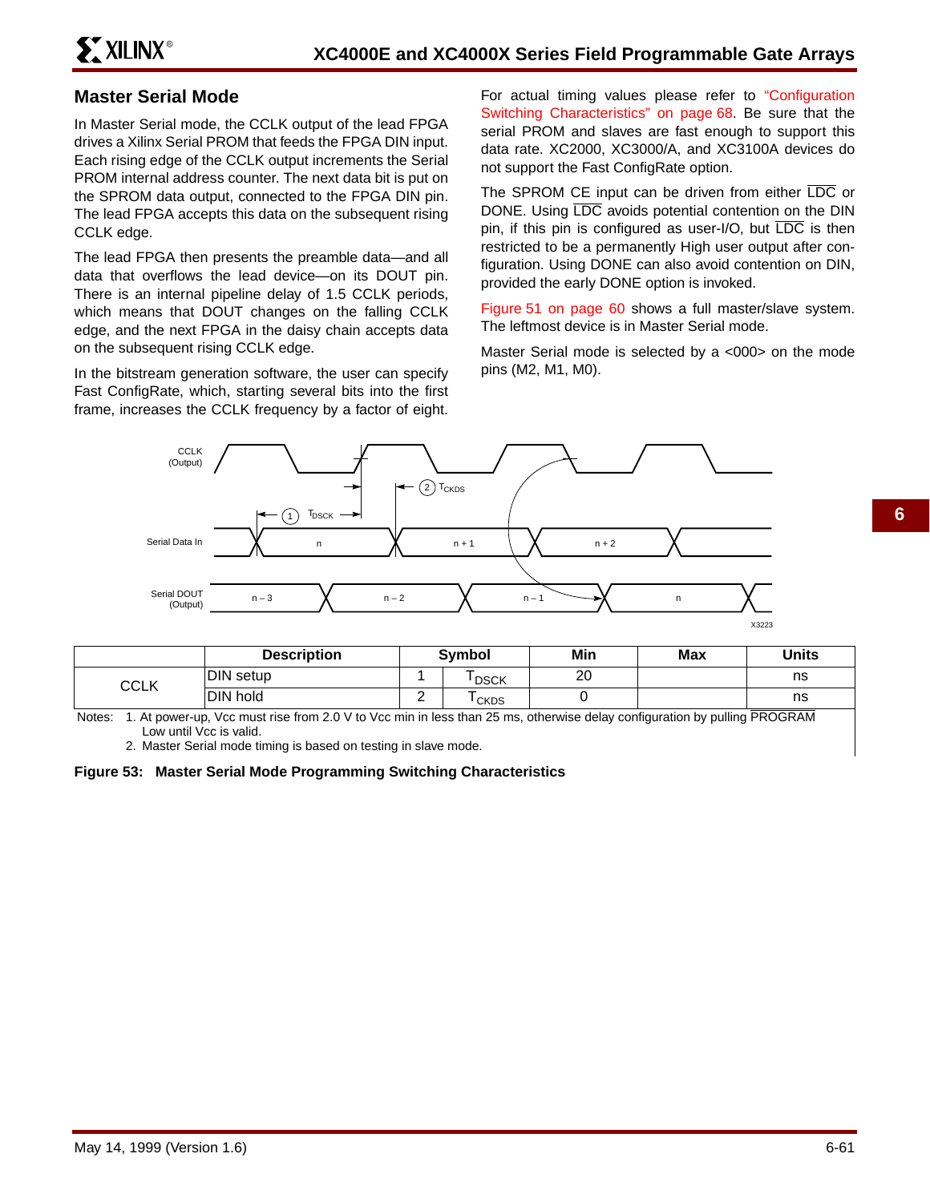## Master Serial Mode

In Master Serial mode, the CCLK output of the lead FPGA drives a Xilinx Serial PROM that feeds the FPGA DIN input. Each rising edge of the CCLK output increments the Serial PROM internal address counter. The next data bit is put on the SPROM data output, connected to the FPGA DIN pin. The lead FPGA accepts this data on the subsequent rising CCLK edge.

The lead FPGA then presents the preamble data—and all data that overflows the lead device—on its DOUT pin. There is an internal pipeline delay of 1.5 CCLK periods, which means that DOUT changes on the falling CCLK edge, and the next FPGA in the daisy chain accepts data on the subsequent rising CCLK edge.

In the bitstream generation software, the user can specify Fast ConfigRate, which, starting several bits into the first frame, increases the CCLK frequency by a factor of eight.

For actual timing values please refer to "Configuration Switching Characteristics" on page 68. Be sure that the serial PROM and slaves are fast enough to support this data rate. XC2000, XC3000/A, and XC3100A devices do not support the Fast ConfigRate option.

The SPROM CE input can be driven from either $\overline{LDC}$ or DONE. Using $\overline{LDC}$ avoids potential contention on the DIN pin, if this pin is configured as user-I/O, but $\overline{LDC}$ is then restricted to be a permanently High user output after configuration. Using DONE can also avoid contention on DIN, provided the early DONE option is invoked.

Figure 51 on page 60 shows a full master/slave system. The leftmost device is in Master Serial mode.

Master Serial mode is selected by a <000> on the mode pins (M2, M1, M0).

| | Description | Symbol | | Min | Max | Units |
|---|---|---|---|---|---|---|
| CCLK | DIN setup | 1 | $T_{DSCK}$ | 20 | | ns |
| | DIN hold | 2 | $T_{CKDS}$ | 0 | | ns |

Notes: 1. At power-up, Vcc must rise from 2.0 V to Vcc min in less than 25 ms, otherwise delay configuration by pulling $\overline{PROGRAM}$ Low until Vcc is valid.
2. Master Serial mode timing is based on testing in slave mode.

**Figure 53: Master Serial Mode Programming Switching Characteristics**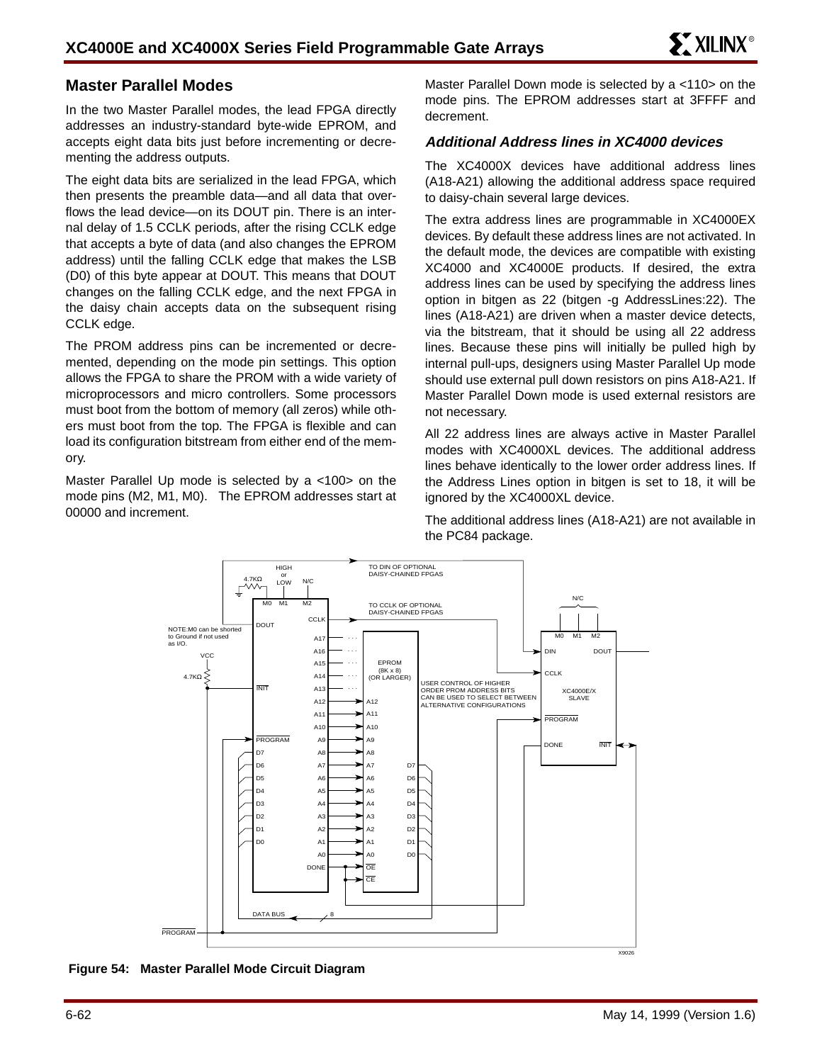## Master Parallel Modes

In the two Master Parallel modes, the lead FPGA directly addresses an industry-standard byte-wide EPROM, and accepts eight data bits just before incrementing or decrementing the address outputs.

The eight data bits are serialized in the lead FPGA, which then presents the preamble data—and all data that overflows the lead device—on its DOUT pin. There is an internal delay of 1.5 CCLK periods, after the rising CCLK edge that accepts a byte of data (and also changes the EPROM address) until the falling CCLK edge that makes the LSB (D0) of this byte appear at DOUT. This means that DOUT changes on the falling CCLK edge, and the next FPGA in the daisy chain accepts data on the subsequent rising CCLK edge.

The PROM address pins can be incremented or decremented, depending on the mode pin settings. This option allows the FPGA to share the PROM with a wide variety of microprocessors and micro controllers. Some processors must boot from the bottom of memory (all zeros) while others must boot from the top. The FPGA is flexible and can load its configuration bitstream from either end of the memory.

Master Parallel Up mode is selected by a <100> on the mode pins (M2, M1, M0). The EPROM addresses start at 00000 and increment.

Master Parallel Down mode is selected by a <110> on the mode pins. The EPROM addresses start at 3FFFF and decrement.

### *Additional Address lines in XC4000 devices*

The XC4000X devices have additional address lines (A18-A21) allowing the additional address space required to daisy-chain several large devices.

The extra address lines are programmable in XC4000EX devices. By default these address lines are not activated. In the default mode, the devices are compatible with existing XC4000 and XC4000E products. If desired, the extra address lines can be used by specifying the address lines option in bitgen as 22 (bitgen -g AddressLines:22). The lines (A18-A21) are driven when a master device detects, via the bitstream, that it should be using all 22 address lines. Because these pins will initially be pulled high by internal pull-ups, designers using Master Parallel Up mode should use external pull down resistors on pins A18-A21. If Master Parallel Down mode is used external resistors are not necessary.

All 22 address lines are always active in Master Parallel modes with XC4000XL devices. The additional address lines behave identically to the lower order address lines. If the Address Lines option in bitgen is set to 18, it will be ignored by the XC4000XL device.

The additional address lines (A18-A21) are not available in the PC84 package.

**Figure 54: Master Parallel Mode Circuit Diagram**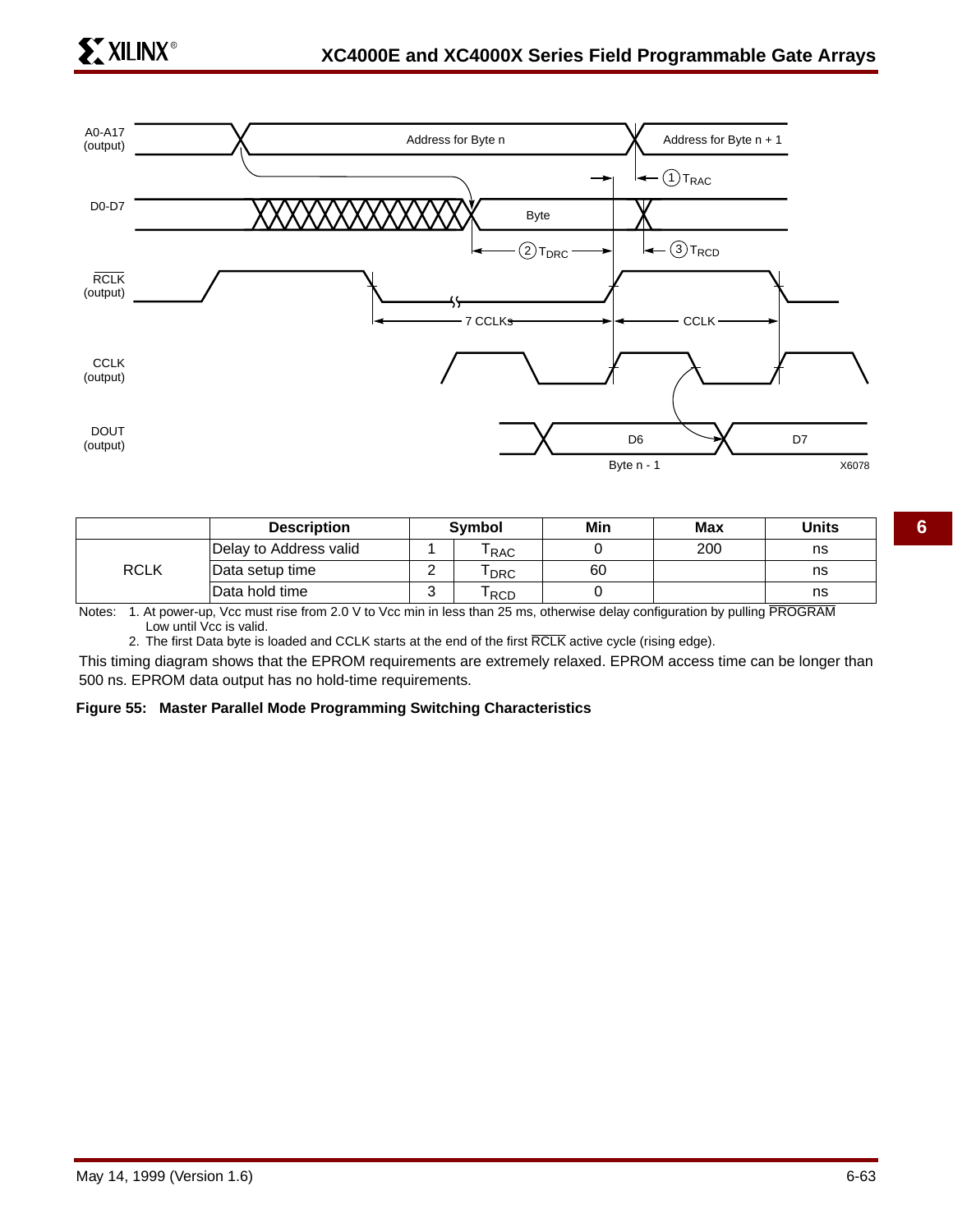A0-A17 (output) — Address for Byte n — Address for Byte n + 1

D0-D7 — Byte

RCLK (output) — 7 CCLKs — CCLK

CCLK (output)

DOUT (output) — D6 — D7 — Byte n - 1

① $T_{RAC}$ ② $T_{DRC}$ ③ $T_{RCD}$

X6078

| | Description | Symbol | | Min | Max | Units |
|---|---|---|---|---|---|---|
| RCLK | Delay to Address valid | 1 | $T_{RAC}$ | 0 | 200 | ns |
| | Data setup time | 2 | $T_{DRC}$ | 60 | | ns |
| | Data hold time | 3 | $T_{RCD}$ | 0 | | ns |

Notes: 1. At power-up, Vcc must rise from 2.0 V to Vcc min in less than 25 ms, otherwise delay configuration by pulling $\overline{\text{PROGRAM}}$ Low until Vcc is valid.

2. The first Data byte is loaded and CCLK starts at the end of the first $\overline{\text{RCLK}}$ active cycle (rising edge).

This timing diagram shows that the EPROM requirements are extremely relaxed. EPROM access time can be longer than 500 ns. EPROM data output has no hold-time requirements.

**Figure 55: Master Parallel Mode Programming Switching Characteristics**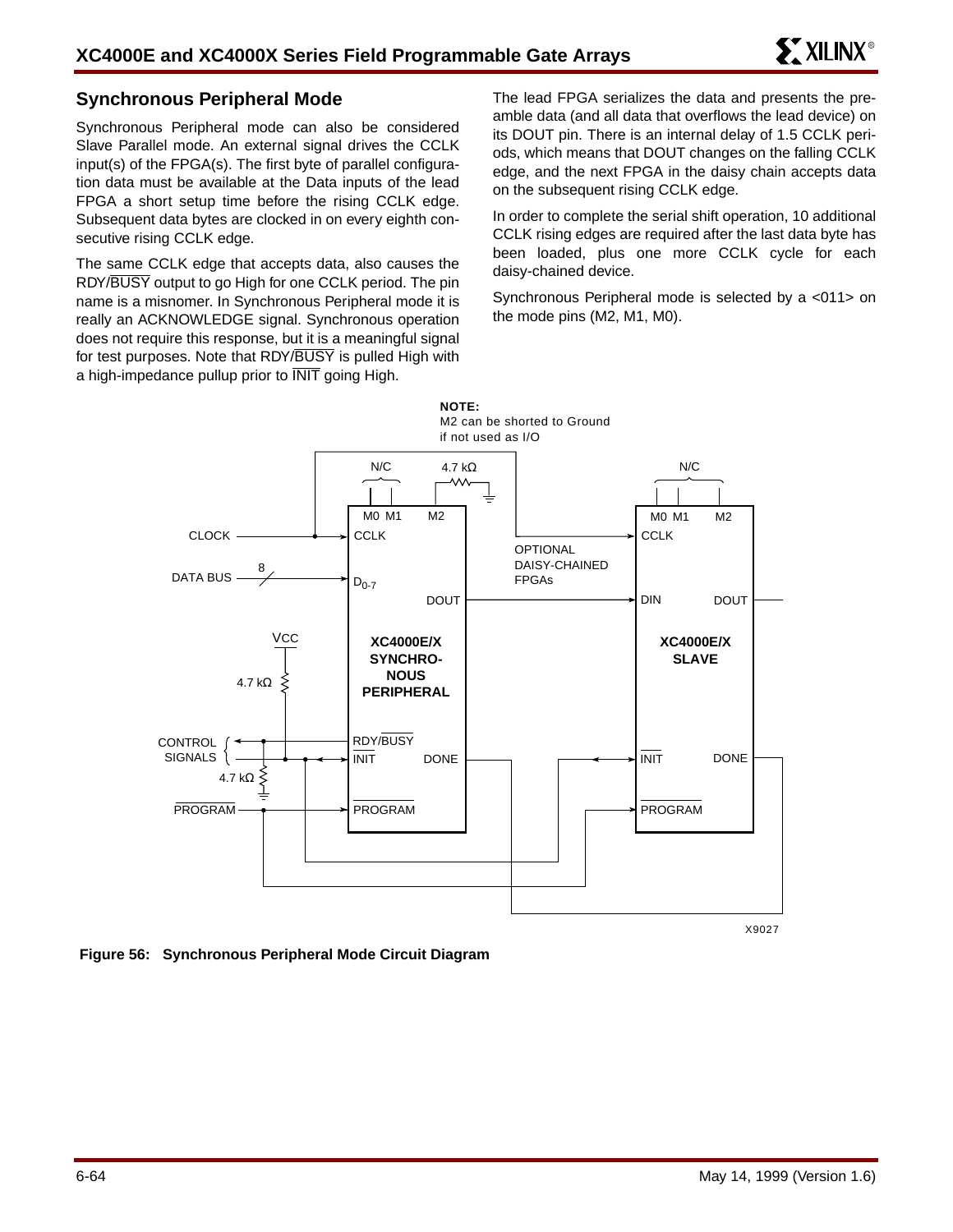## Synchronous Peripheral Mode

Synchronous Peripheral mode can also be considered Slave Parallel mode. An external signal drives the CCLK input(s) of the FPGA(s). The first byte of parallel configuration data must be available at the Data inputs of the lead FPGA a short setup time before the rising CCLK edge. Subsequent data bytes are clocked in on every eighth consecutive rising CCLK edge.

The same CCLK edge that accepts data, also causes the RDY/BUSY output to go High for one CCLK period. The pin name is a misnomer. In Synchronous Peripheral mode it is really an ACKNOWLEDGE signal. Synchronous operation does not require this response, but it is a meaningful signal for test purposes. Note that RDY/BUSY is pulled High with a high-impedance pullup prior to INIT going High.

The lead FPGA serializes the data and presents the preamble data (and all data that overflows the lead device) on its DOUT pin. There is an internal delay of 1.5 CCLK periods, which means that DOUT changes on the falling CCLK edge, and the next FPGA in the daisy chain accepts data on the subsequent rising CCLK edge.

In order to complete the serial shift operation, 10 additional CCLK rising edges are required after the last data byte has been loaded, plus one more CCLK cycle for each daisy-chained device.

Synchronous Peripheral mode is selected by a <011> on the mode pins (M2, M1, M0).

**Figure 56: Synchronous Peripheral Mode Circuit Diagram**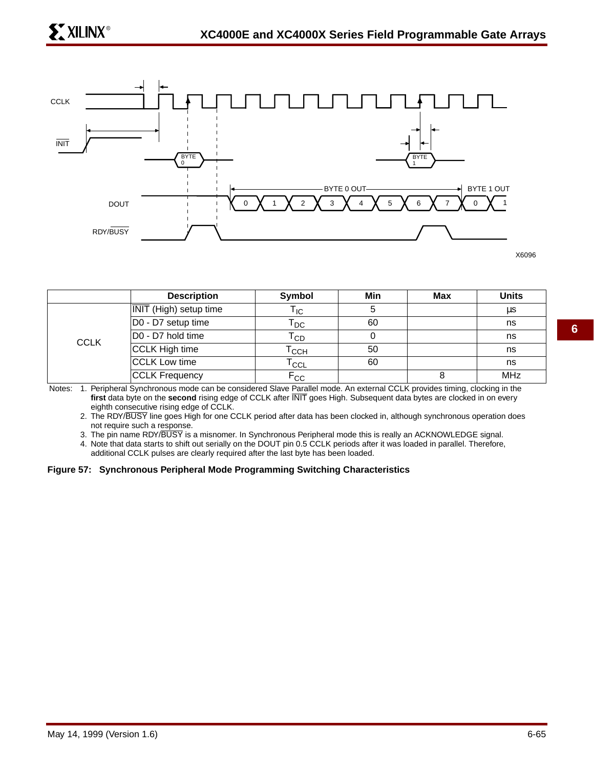| | Description | Symbol | Min | Max | Units |
|---|---|---|---|---|---|
| CCLK | $\overline{INIT}$ (High) setup time | $T_{IC}$ | 5 | | µs |
| | D0 - D7 setup time | $T_{DC}$ | 60 | | ns |
| | D0 - D7 hold time | $T_{CD}$ | 0 | | ns |
| | CCLK High time | $T_{CCH}$ | 50 | | ns |
| | CCLK Low time | $T_{CCL}$ | 60 | | ns |
| | CCLK Frequency | $F_{CC}$ | | 8 | MHz |

Notes:
1. Peripheral Synchronous mode can be considered Slave Parallel mode. An external CCLK provides timing, clocking in the **first** data byte on the **second** rising edge of CCLK after $\overline{INIT}$ goes High. Subsequent data bytes are clocked in on every eighth consecutive rising edge of CCLK.
2. The RDY/$\overline{BUSY}$ line goes High for one CCLK period after data has been clocked in, although synchronous operation does not require such a response.
3. The pin name RDY/$\overline{BUSY}$ is a misnomer. In Synchronous Peripheral mode this is really an ACKNOWLEDGE signal.
4. Note that data starts to shift out serially on the DOUT pin 0.5 CCLK periods after it was loaded in parallel. Therefore, additional CCLK pulses are clearly required after the last byte has been loaded.

**Figure 57: Synchronous Peripheral Mode Programming Switching Characteristics**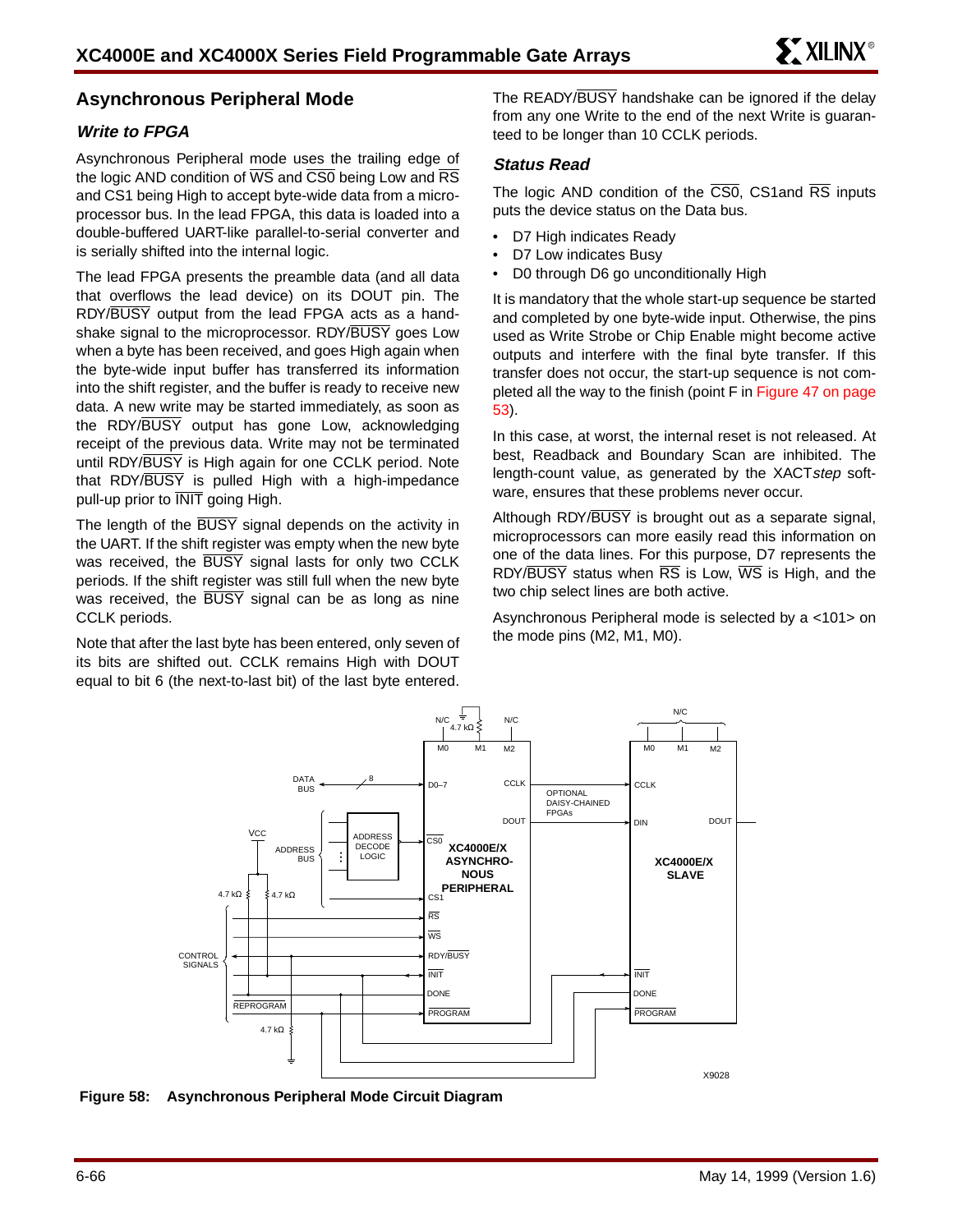## Asynchronous Peripheral Mode

### Write to FPGA

Asynchronous Peripheral mode uses the trailing edge of the logic AND condition of WS and CS0 being Low and RS and CS1 being High to accept byte-wide data from a microprocessor bus. In the lead FPGA, this data is loaded into a double-buffered UART-like parallel-to-serial converter and is serially shifted into the internal logic.

The lead FPGA presents the preamble data (and all data that overflows the lead device) on its DOUT pin. The RDY/BUSY output from the lead FPGA acts as a handshake signal to the microprocessor. RDY/BUSY goes Low when a byte has been received, and goes High again when the byte-wide input buffer has transferred its information into the shift register, and the buffer is ready to receive new data. A new write may be started immediately, as soon as the RDY/BUSY output has gone Low, acknowledging receipt of the previous data. Write may not be terminated until RDY/BUSY is High again for one CCLK period. Note that RDY/BUSY is pulled High with a high-impedance pull-up prior to INIT going High.

The length of the BUSY signal depends on the activity in the UART. If the shift register was empty when the new byte was received, the BUSY signal lasts for only two CCLK periods. If the shift register was still full when the new byte was received, the BUSY signal can be as long as nine CCLK periods.

Note that after the last byte has been entered, only seven of its bits are shifted out. CCLK remains High with DOUT equal to bit 6 (the next-to-last bit) of the last byte entered.

The READY/BUSY handshake can be ignored if the delay from any one Write to the end of the next Write is guaranteed to be longer than 10 CCLK periods.

### Status Read

The logic AND condition of the CS0, CS1and RS inputs puts the device status on the Data bus.

- D7 High indicates Ready
- D7 Low indicates Busy
- D0 through D6 go unconditionally High

It is mandatory that the whole start-up sequence be started and completed by one byte-wide input. Otherwise, the pins used as Write Strobe or Chip Enable might become active outputs and interfere with the final byte transfer. If this transfer does not occur, the start-up sequence is not completed all the way to the finish (point F in Figure 47 on page 53).

In this case, at worst, the internal reset is not released. At best, Readback and Boundary Scan are inhibited. The length-count value, as generated by the XACT*step* software, ensures that these problems never occur.

Although RDY/BUSY is brought out as a separate signal, microprocessors can more easily read this information on one of the data lines. For this purpose, D7 represents the RDY/BUSY status when RS is Low, WS is High, and the two chip select lines are both active.

Asynchronous Peripheral mode is selected by a <101> on the mode pins (M2, M1, M0).

**Figure 58: Asynchronous Peripheral Mode Circuit Diagram**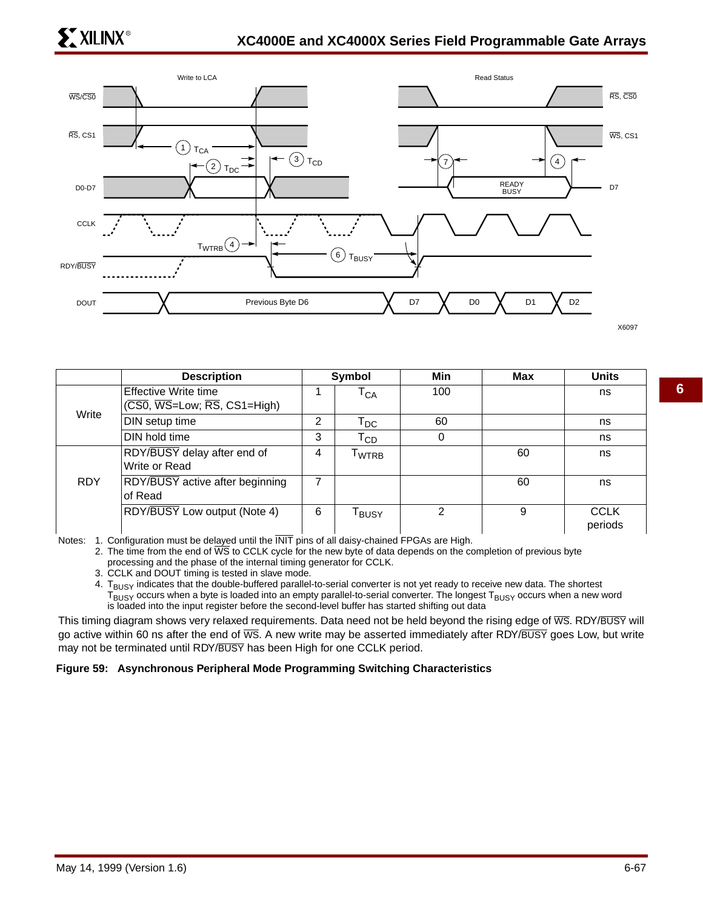| | Description | Symbol | | Min | Max | Units |
|---|---|---|---|---|---|---|
| Write | Effective Write time (CS0, WS=Low; RS, CS1=High) | 1 | $T_{CA}$ | 100 | | ns |
| | DIN setup time | 2 | $T_{DC}$ | 60 | | ns |
| | DIN hold time | 3 | $T_{CD}$ | 0 | | ns |
| RDY | RDY/BUSY delay after end of Write or Read | 4 | $T_{WTRB}$ | | 60 | ns |
| | RDY/BUSY active after beginning of Read | 7 | | | 60 | ns |
| | RDY/BUSY Low output (Note 4) | 6 | $T_{BUSY}$ | 2 | 9 | CCLK periods |

Notes:
1. Configuration must be delayed until the INIT pins of all daisy-chained FPGAs are High.
2. The time from the end of WS to CCLK cycle for the new byte of data depends on the completion of previous byte processing and the phase of the internal timing generator for CCLK.
3. CCLK and DOUT timing is tested in slave mode.
4. $T_{BUSY}$ indicates that the double-buffered parallel-to-serial converter is not yet ready to receive new data. The shortest $T_{BUSY}$ occurs when a byte is loaded into an empty parallel-to-serial converter. The longest $T_{BUSY}$ occurs when a new word is loaded into the input register before the second-level buffer has started shifting out data

This timing diagram shows very relaxed requirements. Data need not be held beyond the rising edge of WS. RDY/BUSY will go active within 60 ns after the end of WS. A new write may be asserted immediately after RDY/BUSY goes Low, but write may not be terminated until RDY/BUSY has been High for one CCLK period.

**Figure 59: Asynchronous Peripheral Mode Programming Switching Characteristics**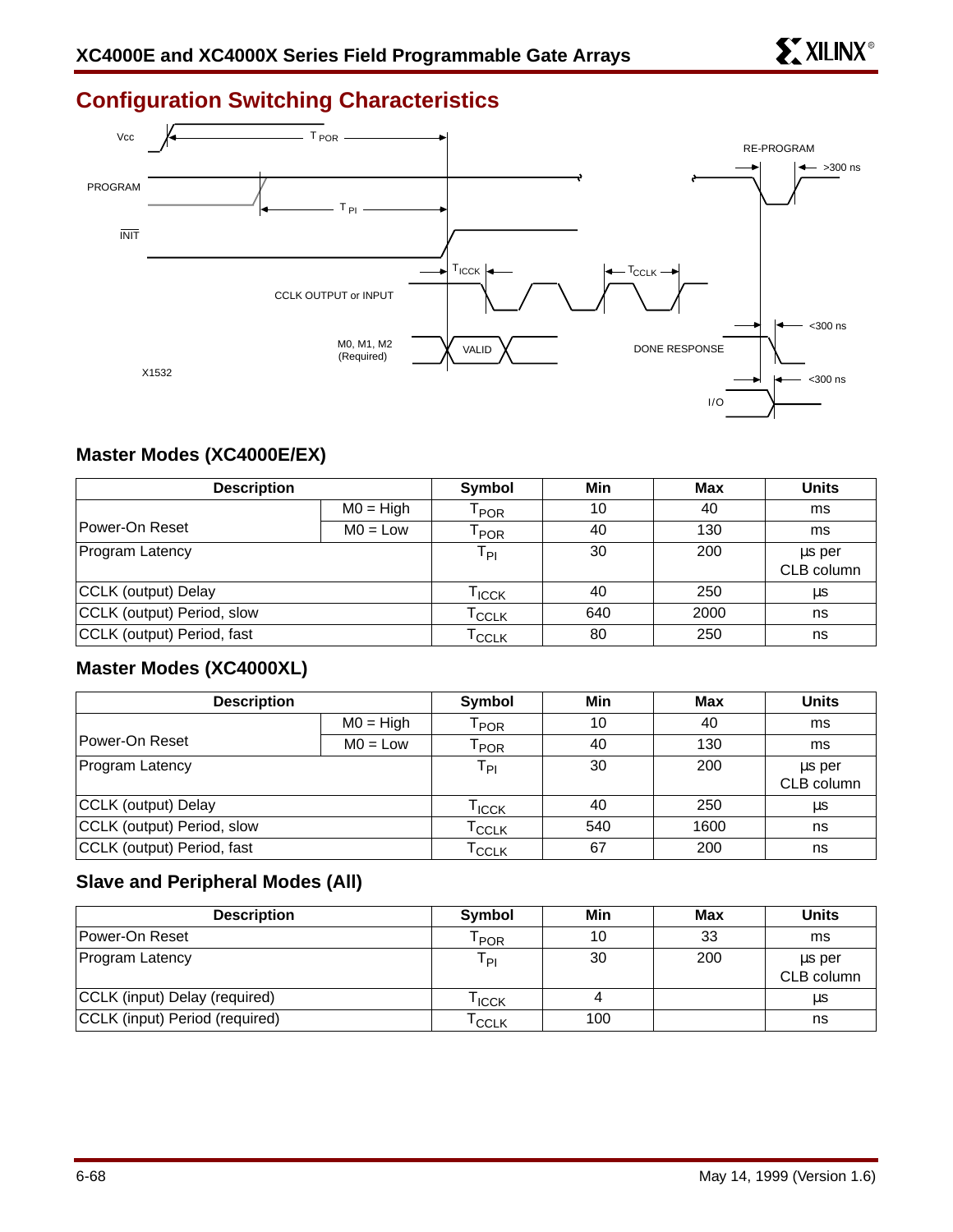## Configuration Switching Characteristics

Vcc

T POR

PROGRAM

T PI

INIT

RE-PROGRAM

>300 ns

T ICCK

T CCLK

CCLK OUTPUT or INPUT

<300 ns

M0, M1, M2 (Required)

VALID

DONE RESPONSE

<300 ns

I/O

X1532

### Master Modes (XC4000E/EX)

| Description | | Symbol | Min | Max | Units |
|---|---|---|---|---|---|
| Power-On Reset | M0 = High | $T_{POR}$ | 10 | 40 | ms |
| | M0 = Low | $T_{POR}$ | 40 | 130 | ms |
| Program Latency | | $T_{PI}$ | 30 | 200 | µs per CLB column |
| CCLK (output) Delay | | $T_{ICCK}$ | 40 | 250 | µs |
| CCLK (output) Period, slow | | $T_{CCLK}$ | 640 | 2000 | ns |
| CCLK (output) Period, fast | | $T_{CCLK}$ | 80 | 250 | ns |

### Master Modes (XC4000XL)

| Description | | Symbol | Min | Max | Units |
|---|---|---|---|---|---|
| Power-On Reset | M0 = High | $T_{POR}$ | 10 | 40 | ms |
| | M0 = Low | $T_{POR}$ | 40 | 130 | ms |
| Program Latency | | $T_{PI}$ | 30 | 200 | µs per CLB column |
| CCLK (output) Delay | | $T_{ICCK}$ | 40 | 250 | µs |
| CCLK (output) Period, slow | | $T_{CCLK}$ | 540 | 1600 | ns |
| CCLK (output) Period, fast | | $T_{CCLK}$ | 67 | 200 | ns |

### Slave and Peripheral Modes (All)

| Description | Symbol | Min | Max | Units |
|---|---|---|---|---|
| Power-On Reset | $T_{POR}$ | 10 | 33 | ms |
| Program Latency | $T_{PI}$ | 30 | 200 | µs per CLB column |
| CCLK (input) Delay (required) | $T_{ICCK}$ | 4 | | µs |
| CCLK (input) Period (required) | $T_{CCLK}$ | 100 | | ns |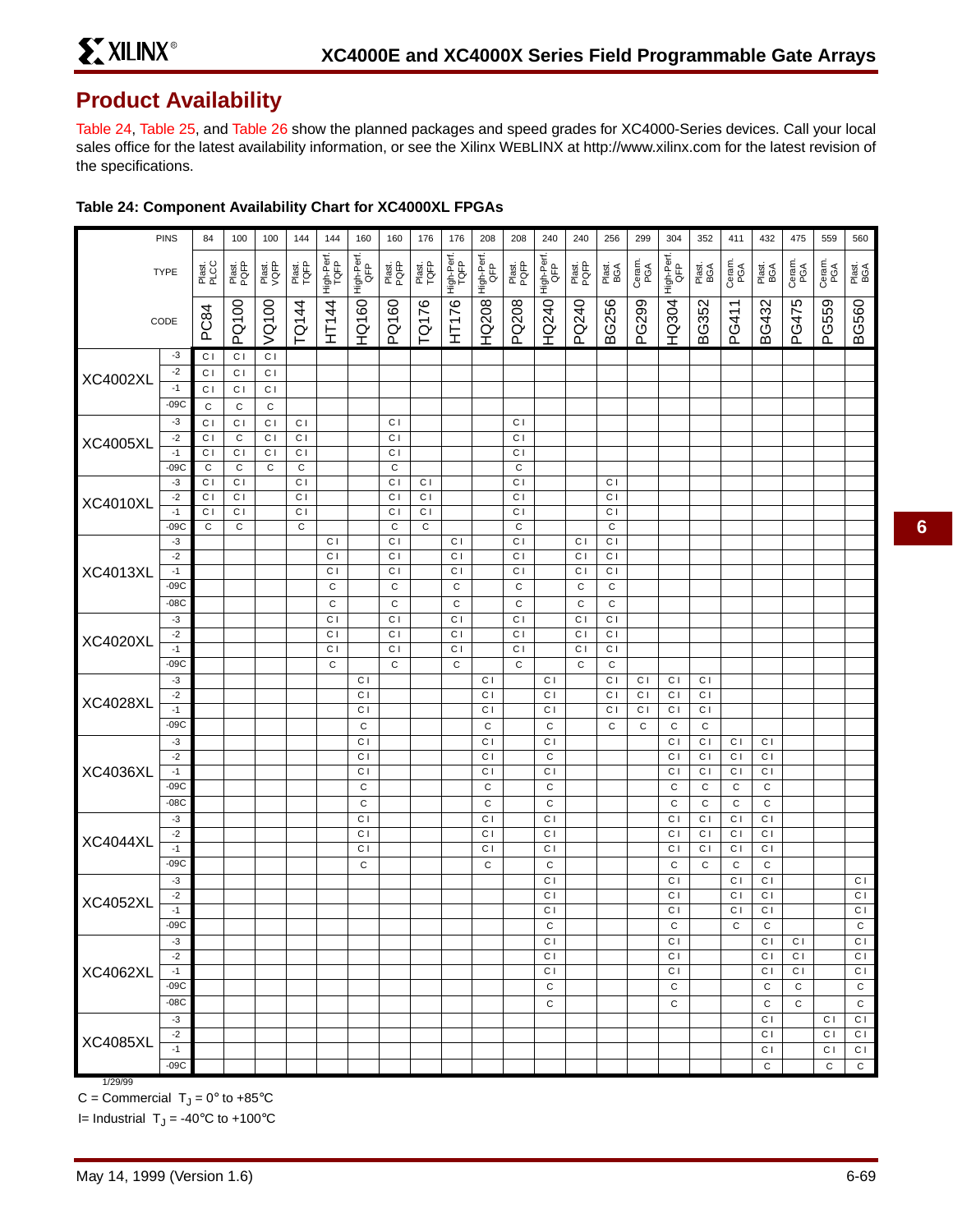# Product Availability

Table 24, Table 25, and Table 26 show the planned packages and speed grades for XC4000-Series devices. Call your local sales office for the latest availability information, or see the Xilinx WEBLINX at http://www.xilinx.com for the latest revision of the specifications.

**Table 24: Component Availability Chart for XC4000XL FPGAs**

| | PINS | 84 | 100 | 100 | 144 | 144 | 160 | 160 | 176 | 176 | 208 | 208 | 240 | 240 | 256 | 299 | 304 | 352 | 411 | 432 | 475 | 559 | 560 |
|---|---|---|---|---|---|---|---|---|---|---|---|---|---|---|---|---|---|---|---|---|---|---|---|
| | TYPE | Plast. PLCC | Plast. PQFP | Plast. VQFP | Plast. TQFP | High-Perf. TQFP | High-Perf. QFP | Plast. PQFP | Plast. TQFP | High-Perf. TQFP | High-Perf. QFP | Plast. PQFP | High-Perf. QFP | Plast. PQFP | Plast. BGA | Ceram. PGA | High-Perf. QFP | Plast. BGA | Ceram. PGA | Plast. BGA | Ceram. PGA | Ceram. PGA | Plast. BGA |
| | CODE | PC84 | PQ100 | VQ100 | TQ144 | HT144 | HQ160 | PQ160 | TQ176 | HT176 | HQ208 | PQ208 | HQ240 | PQ240 | BG256 | PG299 | HQ304 | BG352 | PG411 | BG432 | PG475 | PG559 | BG560 |
| XC4002XL | -3 | C I | C I | C I | | | | | | | | | | | | | | | | | | | |
| | -2 | C I | C I | C I | | | | | | | | | | | | | | | | | | | |
| | -1 | C I | C I | C I | | | | | | | | | | | | | | | | | | | |
| | -09C | C | C | C | | | | | | | | | | | | | | | | | | | |
| XC4005XL | -3 | C I | C I | C I | C I | | | C I | | | | C I | | | | | | | | | | | |
| | -2 | C I | C | C I | C I | | | C I | | | | C I | | | | | | | | | | | |
| | -1 | C I | C I | C I | C I | | | C I | | | | C I | | | | | | | | | | | |
| | -09C | C | C | C | C | | | C | | | | C | | | | | | | | | | | |
| XC4010XL | -3 | C I | C I | | C I | | | C I | C I | | | C I | | | C I | | | | | | | | |
| | -2 | C I | C I | | C I | | | C I | C I | | | C I | | | C I | | | | | | | | |
| | -1 | C I | C I | | C I | | | C I | C I | | | C I | | | C I | | | | | | | | |
| | -09C | C | C | | C | | | C | C | | | C | | | C | | | | | | | | |
| XC4013XL | -3 | | | | | C I | | C I | | C I | | C I | | C I | C I | | | | | | | | |
| | -2 | | | | | C I | | C I | | C I | | C I | | C I | C I | | | | | | | | |
| | -1 | | | | | C I | | C I | | C I | | C I | | C I | C I | | | | | | | | |
| | -09C | | | | | C | | C | | C | | C | | C | C | | | | | | | | |
| | -08C | | | | | C | | C | | C | | C | | C | C | | | | | | | | |
| XC4020XL | -3 | | | | | C I | | C I | | C I | | C I | | C I | C I | | | | | | | | |
| | -2 | | | | | C I | | C I | | C I | | C I | | C I | C I | | | | | | | | |
| | -1 | | | | | C I | | C I | | C I | | C I | | C I | C I | | | | | | | | |
| | -09C | | | | | C | | C | | C | | C | | C | C | | | | | | | | |
| XC4028XL | -3 | | | | | | C I | | | | C I | | C I | | C I | C I | C I | C I | | | | | |
| | -2 | | | | | | C I | | | | C I | | C I | | C I | C I | C I | C I | | | | | |
| | -1 | | | | | | C I | | | | C I | | C I | | C I | C I | C I | C I | | | | | |
| | -09C | | | | | | C | | | | C | | C | | C | C | C | C | | | | | |
| XC4036XL | -3 | | | | | | C I | | | | C I | | C I | | | | C I | C I | C I | C I | | | |
| | -2 | | | | | | C I | | | | C I | | C | | | | C I | C I | C I | C I | | | |
| | -1 | | | | | | C I | | | | C I | | C I | | | | C I | C I | C I | C I | | | |
| | -09C | | | | | | C | | | | C | | C | | | | C | C | C | C | | | |
| | -08C | | | | | | C | | | | C | | C | | | | C | C | C | C | | | |
| XC4044XL | -3 | | | | | | C I | | | | C I | | C I | | | | C I | C I | C I | C I | | | |
| | -2 | | | | | | C I | | | | C I | | C I | | | | C I | C I | C I | C I | | | |
| | -1 | | | | | | C I | | | | C I | | C I | | | | C I | C I | C I | C I | | | |
| | -09C | | | | | | C | | | | C | | C | | | | C | C | C | C | | | |
| XC4052XL | -3 | | | | | | | | | | | | C I | | | | C I | | C I | C I | | | C I |
| | -2 | | | | | | | | | | | | C I | | | | C I | | C I | C I | | | C I |
| | -1 | | | | | | | | | | | | C I | | | | C I | | C I | C I | | | C I |
| | -09C | | | | | | | | | | | | C | | | | C | | C | C | | | C |
| XC4062XL | -3 | | | | | | | | | | | | C I | | | | C I | | | C I | C I | | C I |
| | -2 | | | | | | | | | | | | C I | | | | C I | | | C I | C I | | C I |
| | -1 | | | | | | | | | | | | C I | | | | C I | | | C I | C I | | C I |
| | -09C | | | | | | | | | | | | C | | | | C | | | C | C | | C |
| | -08C | | | | | | | | | | | | C | | | | C | | | C | C | | C |
| XC4085XL | -3 | | | | | | | | | | | | | | | | | | | C I | | C I | C I |
| | -2 | | | | | | | | | | | | | | | | | | | C I | | C I | C I |
| | -1 | | | | | | | | | | | | | | | | | | | C I | | C I | C I |
| | -09C | | | | | | | | | | | | | | | | | | | C | | C | C |

1/29/99

C = Commercial $T_J = 0°$ to +85°C

I= Industrial $T_J = -40°C$ to +100°C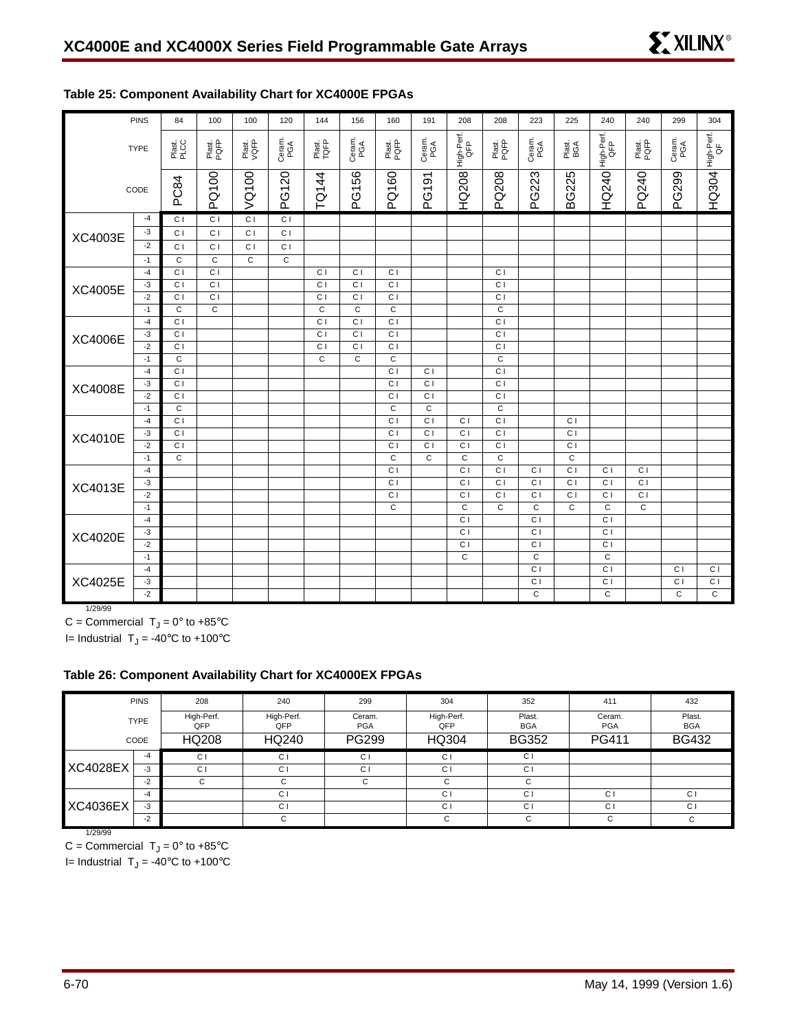## Table 25: Component Availability Chart for XC4000E FPGAs

| PINS | | 84 | 100 | 100 | 120 | 144 | 156 | 160 | 191 | 208 | 208 | 223 | 225 | 240 | 240 | 299 | 304 |
|---|---|---|---|---|---|---|---|---|---|---|---|---|---|---|---|---|---|
| TYPE | | Plast. PLCC | Plast. PQFP | Plast. VQFP | Ceram. PGA | Plast. TQFP | Ceram. PGA | Plast. PQFP | Ceram. PGA | High-Perf. QFP | Plast. PQFP | Ceram. PGA | Plast. BGA | High-Perf. QFP | Plast. PQFP | Ceram. PGA | High-Perf. QF |
| CODE | | PC84 | PQ100 | VQ100 | PG120 | TQ144 | PG156 | PQ160 | PG191 | HQ208 | PQ208 | PG223 | BG225 | HQ240 | PQ240 | PG299 | HQ304 |
| XC4003E | -4 | C I | C I | C I | C I | | | | | | | | | | | | |
| | -3 | C I | C I | C I | C I | | | | | | | | | | | | |
| | -2 | C I | C I | C I | C I | | | | | | | | | | | | |
| | -1 | C | C | C | C | | | | | | | | | | | | |
| XC4005E | -4 | C I | C I | | | C I | C I | C I | | | C I | | | | | | |
| | -3 | C I | C I | | | C I | C I | C I | | | C I | | | | | | |
| | -2 | C I | C I | | | C I | C I | C I | | | C I | | | | | | |
| | -1 | C | C | | | C | C | C | | | C | | | | | | |
| XC4006E | -4 | C I | | | | C I | C I | C I | | | C I | | | | | | |
| | -3 | C I | | | | C I | C I | C I | | | C I | | | | | | |
| | -2 | C I | | | | C I | C I | C I | | | C I | | | | | | |
| | -1 | C | | | | C | C | C | | | C | | | | | | |
| XC4008E | -4 | C I | | | | | | C I | C I | | C I | | | | | | |
| | -3 | C I | | | | | | C I | C I | | C I | | | | | | |
| | -2 | C I | | | | | | C I | C I | | C I | | | | | | |
| | -1 | C | | | | | | C | C | | C | | | | | | |
| XC4010E | -4 | C I | | | | | | C I | C I | C I | C I | | C I | | | | |
| | -3 | C I | | | | | | C I | C I | C I | C I | | C I | | | | |
| | -2 | C I | | | | | | C I | C I | C I | C I | | C I | | | | |
| | -1 | C | | | | | | C | C | C | C | | C | | | | |
| XC4013E | -4 | | | | | | | C I | | C I | C I | C I | C I | C I | C I | | |
| | -3 | | | | | | | C I | | C I | C I | C I | C I | C I | C I | | |
| | -2 | | | | | | | C I | | C I | C I | C I | C I | C I | C I | | |
| | -1 | | | | | | | C | | C | C | C | C | C | C | | |
| XC4020E | -4 | | | | | | | | | C I | | C I | | C I | | | |
| | -3 | | | | | | | | | C I | | C I | | C I | | | |
| | -2 | | | | | | | | | C I | | C I | | C I | | | |
| | -1 | | | | | | | | | C | | C | | C | | | |
| XC4025E | -4 | | | | | | | | | | | C I | | C I | | C I | C I |
| | -3 | | | | | | | | | | | C I | | C I | | C I | C I |
| | -2 | | | | | | | | | | | C | | C | | C | C |

1/29/99

C = Commercial $T_J = 0° \text{ to } +85°C$

I= Industrial $T_J = -40°C \text{ to } +100°C$

## Table 26: Component Availability Chart for XC4000EX FPGAs

| PINS | | 208 | 240 | 299 | 304 | 352 | 411 | 432 |
|---|---|---|---|---|---|---|---|---|
| TYPE | | High-Perf. QFP | High-Perf. QFP | Ceram. PGA | High-Perf. QFP | Plast. BGA | Ceram. PGA | Plast. BGA |
| CODE | | HQ208 | HQ240 | PG299 | HQ304 | BG352 | PG411 | BG432 |
| XC4028EX | -4 | C I | C I | C I | C I | C I | | |
| | -3 | C I | C I | C I | C I | C I | | |
| | -2 | C | C | C | C | C | | |
| XC4036EX | -4 | | C I | | C I | C I | C I | C I |
| | -3 | | C I | | C I | C I | C I | C I |
| | -2 | | C | | C | C | C | C |

1/29/99

C = Commercial $T_J = 0° \text{ to } +85°C$

I= Industrial $T_J = -40°C \text{ to } +100°C$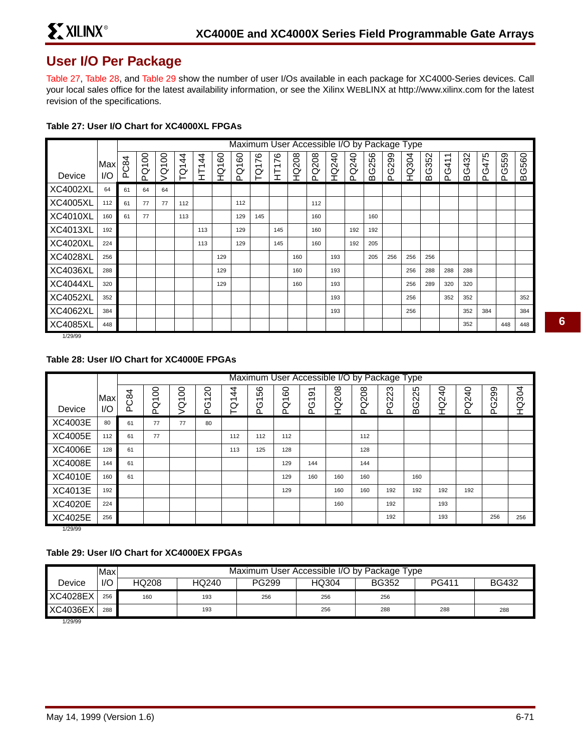## User I/O Per Package

Table 27, Table 28, and Table 29 show the number of user I/Os available in each package for XC4000-Series devices. Call your local sales office for the latest availability information, or see the Xilinx WEBLINX at http://www.xilinx.com for the latest revision of the specifications.

**Table 27: User I/O Chart for XC4000XL FPGAs**

| Device | Max I/O | Maximum User Accessible I/O by Package Type | | | | | | | | | | | | | | | | | | | | | |
|---|---|---|---|---|---|---|---|---|---|---|---|---|---|---|---|---|---|---|---|---|---|---|---|
| | | PC84 | PQ100 | VQ100 | TQ144 | HT144 | HQ160 | PQ160 | TQ176 | HT176 | HQ208 | PQ208 | HQ240 | PQ240 | BG256 | PG299 | HQ304 | BG352 | PG411 | BG432 | PG475 | PG559 | BG560 |
| XC4002XL | 64 | 61 | 64 | 64 | | | | | | | | | | | | | | | | | | | |
| XC4005XL | 112 | 61 | 77 | 77 | 112 | | | 112 | | | | 112 | | | | | | | | | | | |
| XC4010XL | 160 | 61 | 77 | | 113 | | | 129 | 145 | | | 160 | | | 160 | | | | | | | | |
| XC4013XL | 192 | | | | | 113 | | 129 | | 145 | | 160 | | 192 | 192 | | | | | | | | |
| XC4020XL | 224 | | | | | 113 | | 129 | | 145 | | 160 | | 192 | 205 | | | | | | | | |
| XC4028XL | 256 | | | | | | 129 | | | | 160 | | 193 | | 205 | 256 | 256 | 256 | | | | | |
| XC4036XL | 288 | | | | | | 129 | | | | 160 | | 193 | | | | 256 | 288 | 288 | 288 | | | |
| XC4044XL | 320 | | | | | | 129 | | | | 160 | | 193 | | | | 256 | 289 | 320 | 320 | | | |
| XC4052XL | 352 | | | | | | | | | | | | 193 | | | | 256 | | 352 | 352 | | | 352 |
| XC4062XL | 384 | | | | | | | | | | | | 193 | | | | 256 | | | 352 | 384 | | 384 |
| XC4085XL | 448 | | | | | | | | | | | | | | | | | | | 352 | | 448 | 448 |

1/29/99

**Table 28: User I/O Chart for XC4000E FPGAs**

| Device | Max I/O | Maximum User Accessible I/O by Package Type | | | | | | | | | | | | | | | |
|---|---|---|---|---|---|---|---|---|---|---|---|---|---|---|---|---|---|
| | | PC84 | PQ100 | VQ100 | PG120 | TQ144 | PG156 | PQ160 | PG191 | HQ208 | PQ208 | PG223 | BG225 | HQ240 | PQ240 | PG299 | HQ304 |
| XC4003E | 80 | 61 | 77 | 77 | 80 | | | | | | | | | | | | |
| XC4005E | 112 | 61 | 77 | | | 112 | 112 | 112 | | | 112 | | | | | | |
| XC4006E | 128 | 61 | | | | 113 | 125 | 128 | | | 128 | | | | | | |
| XC4008E | 144 | 61 | | | | | | 129 | 144 | | 144 | | | | | | |
| XC4010E | 160 | 61 | | | | | | 129 | 160 | 160 | 160 | | 160 | | | | |
| XC4013E | 192 | | | | | | | 129 | | 160 | 160 | 192 | 192 | 192 | 192 | | |
| XC4020E | 224 | | | | | | | | | 160 | | 192 | | 193 | | | |
| XC4025E | 256 | | | | | | | | | | | 192 | | 193 | | 256 | 256 |

1/29/99

**Table 29: User I/O Chart for XC4000EX FPGAs**

| Device | Max I/O | Maximum User Accessible I/O by Package Type | | | | | | |
|---|---|---|---|---|---|---|---|---|
| | | HQ208 | HQ240 | PG299 | HQ304 | BG352 | PG411 | BG432 |
| XC4028EX | 256 | 160 | 193 | 256 | 256 | 256 | | |
| XC4036EX | 288 | | 193 | | 256 | 288 | 288 | 288 |

1/29/99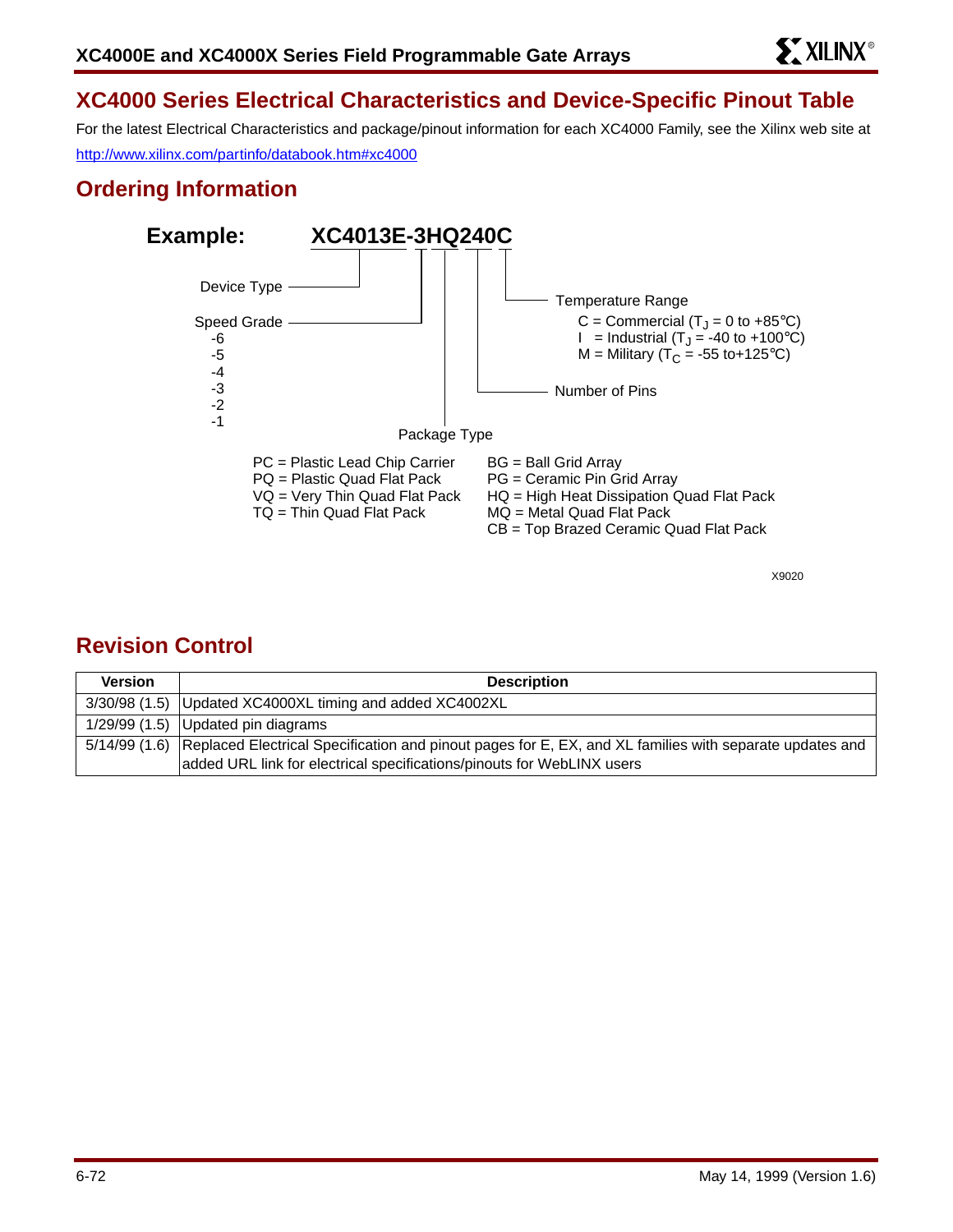## XC4000 Series Electrical Characteristics and Device-Specific Pinout Table

For the latest Electrical Characteristics and package/pinout information for each XC4000 Family, see the Xilinx web site at http://www.xilinx.com/partinfo/databook.htm#xc4000

## Ordering Information

**Example:** **XC4013E-3HQ240C**

Device Type

Speed Grade
-6
-5
-4
-3
-2
-1

Package Type

PC = Plastic Lead Chip Carrier
PQ = Plastic Quad Flat Pack
VQ = Very Thin Quad Flat Pack
TQ = Thin Quad Flat Pack
BG = Ball Grid Array
PG = Ceramic Pin Grid Array
HQ = High Heat Dissipation Quad Flat Pack
MQ = Metal Quad Flat Pack
CB = Top Brazed Ceramic Quad Flat Pack

Number of Pins

Temperature Range
C = Commercial ($T_J$ = 0 to +85°C)
I = Industrial ($T_J$ = -40 to +100°C)
M = Military ($T_C$ = -55 to+125°C)

X9020

## Revision Control

| Version | Description |
|---|---|
| 3/30/98 (1.5) | Updated XC4000XL timing and added XC4002XL |
| 1/29/99 (1.5) | Updated pin diagrams |
| 5/14/99 (1.6) | Replaced Electrical Specification and pinout pages for E, EX, and XL families with separate updates and added URL link for electrical specifications/pinouts for WebLINX users |